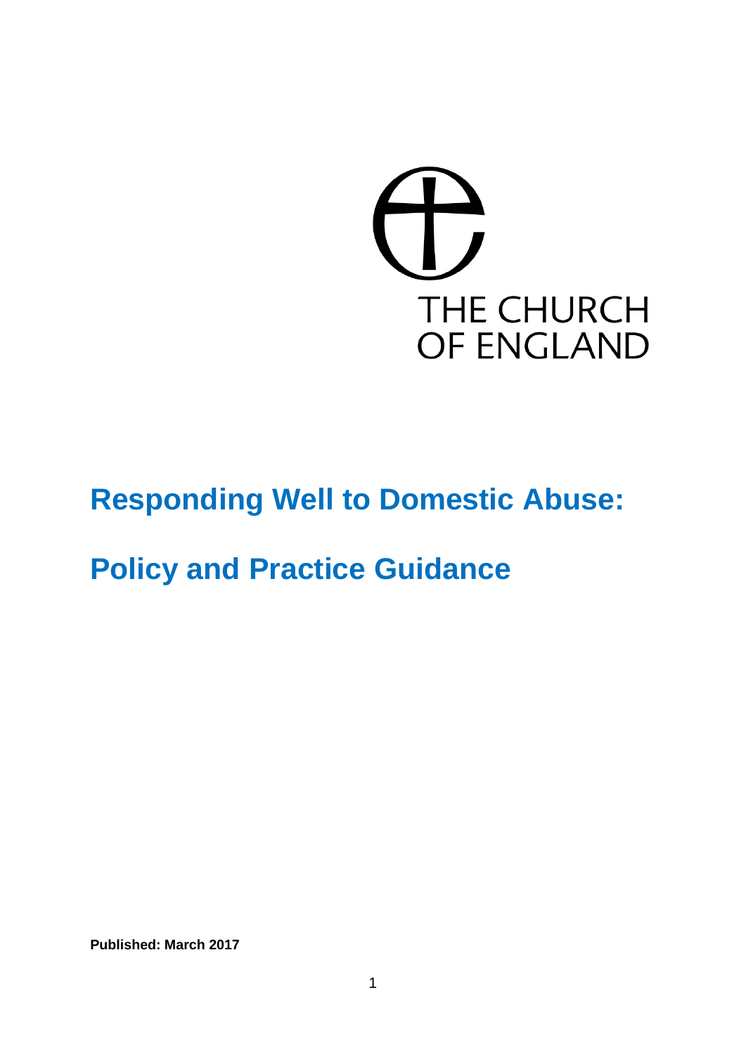THE CHURCH OF ENGLAND

# Responding Well to Domestic Abuse:

# Policy and Practice Guidance

**Published: March 2017**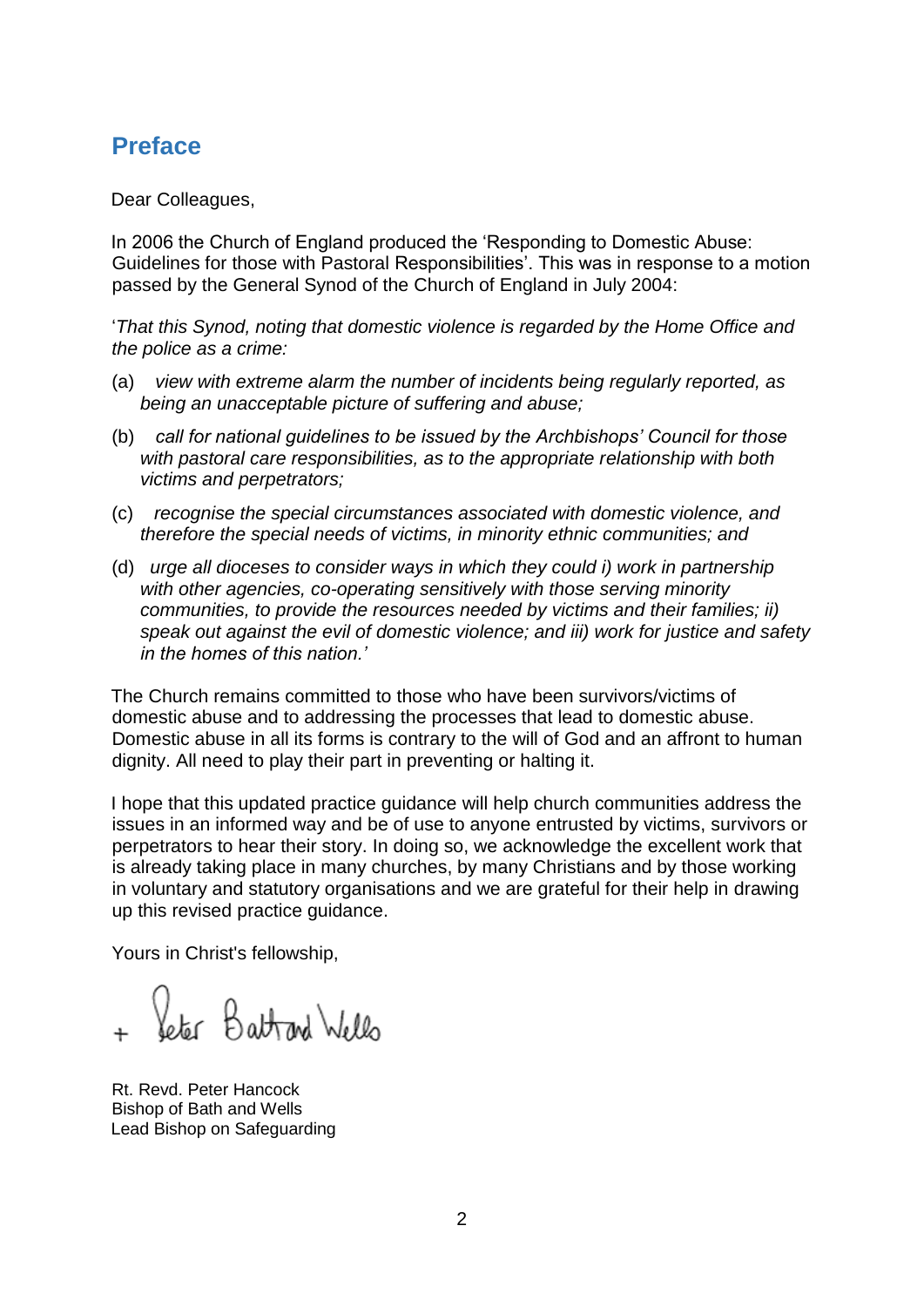## Preface

Dear Colleagues,

In 2006 the Church of England produced the 'Responding to Domestic Abuse: Guidelines for those with Pastoral Responsibilities'. This was in response to a motion passed by the General Synod of the Church of England in July 2004:

'*That this Synod, noting that domestic violence is regarded by the Home Office and the police as a crime:*

(a) *view with extreme alarm the number of incidents being regularly reported, as being an unacceptable picture of suffering and abuse;*

(b) *call for national guidelines to be issued by the Archbishops' Council for those with pastoral care responsibilities, as to the appropriate relationship with both victims and perpetrators;*

(c) *recognise the special circumstances associated with domestic violence, and therefore the special needs of victims, in minority ethnic communities; and*

(d) *urge all dioceses to consider ways in which they could i) work in partnership with other agencies, co-operating sensitively with those serving minority communities, to provide the resources needed by victims and their families; ii) speak out against the evil of domestic violence; and iii) work for justice and safety in the homes of this nation.*'

The Church remains committed to those who have been survivors/victims of domestic abuse and to addressing the processes that lead to domestic abuse. Domestic abuse in all its forms is contrary to the will of God and an affront to human dignity. All need to play their part in preventing or halting it.

I hope that this updated practice guidance will help church communities address the issues in an informed way and be of use to anyone entrusted by victims, survivors or perpetrators to hear their story. In doing so, we acknowledge the excellent work that is already taking place in many churches, by many Christians and by those working in voluntary and statutory organisations and we are grateful for their help in drawing up this revised practice guidance.

Yours in Christ's fellowship,

+ Peter Bath and Wells

Rt. Revd. Peter Hancock
Bishop of Bath and Wells
Lead Bishop on Safeguarding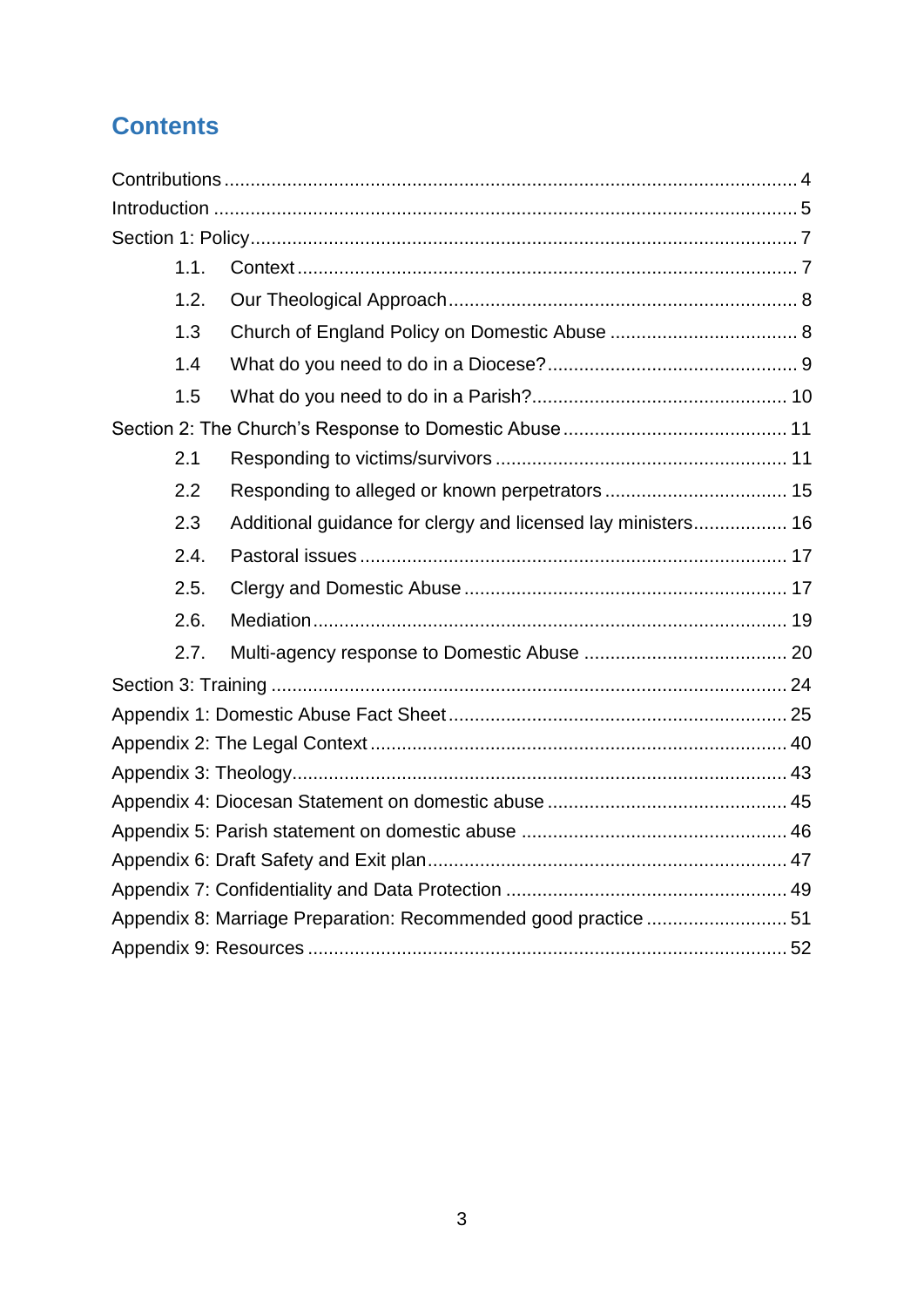# Contents

Contributions ........................................................................................................ 4
Introduction ........................................................................................................ 5
Section 1: Policy .................................................................................................. 7
- 1.1. Context ........................................................................................................ 7
- 1.2. Our Theological Approach ........................................................................... 8
- 1.3 Church of England Policy on Domestic Abuse .............................................. 8
- 1.4 What do you need to do in a Diocese? ......................................................... 9
- 1.5 What do you need to do in a Parish? ......................................................... 10

Section 2: The Church's Response to Domestic Abuse ........................................ 11
- 2.1 Responding to victims/survivors ................................................................ 11
- 2.2 Responding to alleged or known perpetrators ............................................ 15
- 2.3 Additional guidance for clergy and licensed lay ministers .......................... 16
- 2.4. Pastoral issues .......................................................................................... 17
- 2.5. Clergy and Domestic Abuse ...................................................................... 17
- 2.6. Mediation .................................................................................................. 19
- 2.7. Multi-agency response to Domestic Abuse ................................................ 20

Section 3: Training .............................................................................................. 24
Appendix 1: Domestic Abuse Fact Sheet ............................................................. 25
Appendix 2: The Legal Context ........................................................................... 40
Appendix 3: Theology .......................................................................................... 43
Appendix 4: Diocesan Statement on domestic abuse .......................................... 45
Appendix 5: Parish statement on domestic abuse .............................................. 46
Appendix 6: Draft Safety and Exit plan ............................................................... 47
Appendix 7: Confidentiality and Data Protection ................................................ 49
Appendix 8: Marriage Preparation: Recommended good practice ....................... 51
Appendix 9: Resources ....................................................................................... 52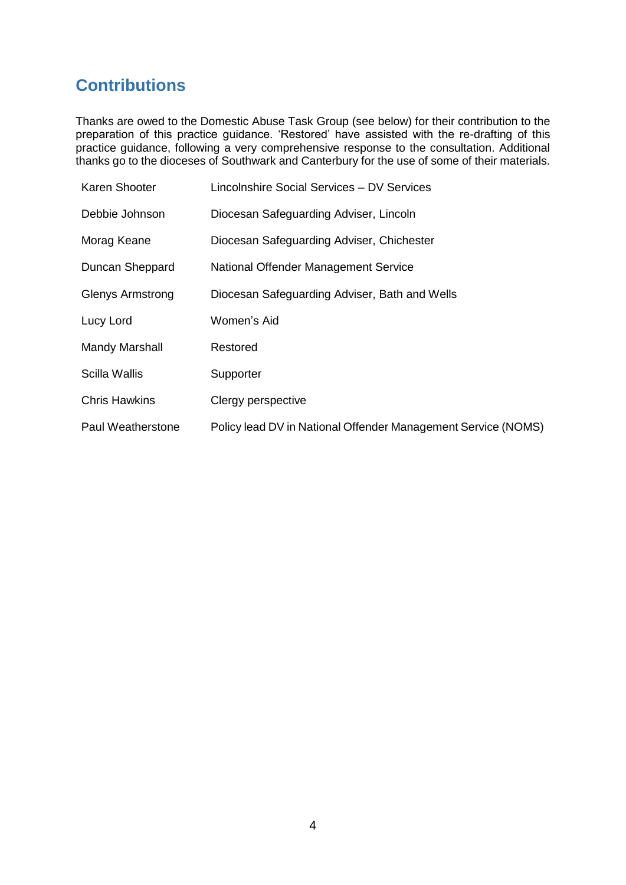## Contributions

Thanks are owed to the Domestic Abuse Task Group (see below) for their contribution to the preparation of this practice guidance. 'Restored' have assisted with the re-drafting of this practice guidance, following a very comprehensive response to the consultation. Additional thanks go to the dioceses of Southwark and Canterbury for the use of some of their materials.

| | |
|---|---|
| Karen Shooter | Lincolnshire Social Services – DV Services |
| Debbie Johnson | Diocesan Safeguarding Adviser, Lincoln |
| Morag Keane | Diocesan Safeguarding Adviser, Chichester |
| Duncan Sheppard | National Offender Management Service |
| Glenys Armstrong | Diocesan Safeguarding Adviser, Bath and Wells |
| Lucy Lord | Women's Aid |
| Mandy Marshall | Restored |
| Scilla Wallis | Supporter |
| Chris Hawkins | Clergy perspective |
| Paul Weatherstone | Policy lead DV in National Offender Management Service (NOMS) |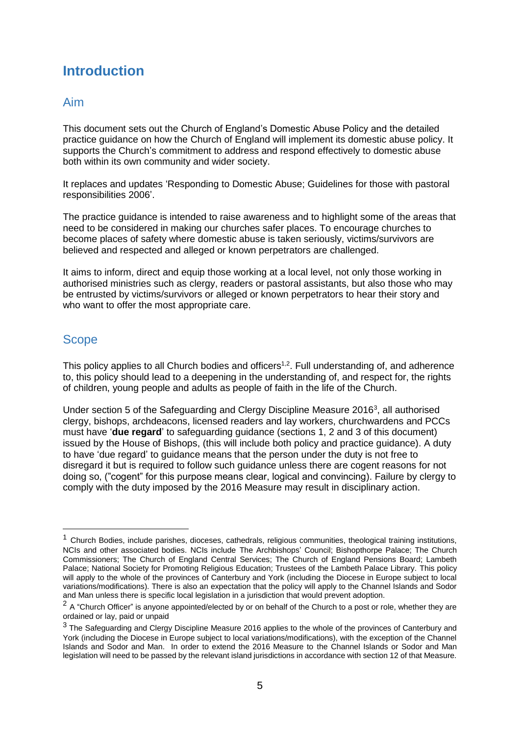# Introduction

## Aim

This document sets out the Church of England's Domestic Abuse Policy and the detailed practice guidance on how the Church of England will implement its domestic abuse policy. It supports the Church's commitment to address and respond effectively to domestic abuse both within its own community and wider society.

It replaces and updates 'Responding to Domestic Abuse; Guidelines for those with pastoral responsibilities 2006'.

The practice guidance is intended to raise awareness and to highlight some of the areas that need to be considered in making our churches safer places. To encourage churches to become places of safety where domestic abuse is taken seriously, victims/survivors are believed and respected and alleged or known perpetrators are challenged.

It aims to inform, direct and equip those working at a local level, not only those working in authorised ministries such as clergy, readers or pastoral assistants, but also those who may be entrusted by victims/survivors or alleged or known perpetrators to hear their story and who want to offer the most appropriate care.

## Scope

This policy applies to all Church bodies and officers[1,2]. Full understanding of, and adherence to, this policy should lead to a deepening in the understanding of, and respect for, the rights of children, young people and adults as people of faith in the life of the Church.

Under section 5 of the Safeguarding and Clergy Discipline Measure 2016[3], all authorised clergy, bishops, archdeacons, licensed readers and lay workers, churchwardens and PCCs must have '**due regard**' to safeguarding guidance (sections 1, 2 and 3 of this document) issued by the House of Bishops, (this will include both policy and practice guidance). A duty to have 'due regard' to guidance means that the person under the duty is not free to disregard it but is required to follow such guidance unless there are cogent reasons for not doing so, ("cogent" for this purpose means clear, logical and convincing). Failure by clergy to comply with the duty imposed by the 2016 Measure may result in disciplinary action.

---

[1] Church Bodies, include parishes, dioceses, cathedrals, religious communities, theological training institutions, NCIs and other associated bodies. NCIs include The Archbishops' Council; Bishopthorpe Palace; The Church Commissioners; The Church of England Central Services; The Church of England Pensions Board; Lambeth Palace; National Society for Promoting Religious Education; Trustees of the Lambeth Palace Library. This policy will apply to the whole of the provinces of Canterbury and York (including the Diocese in Europe subject to local variations/modifications). There is also an expectation that the policy will apply to the Channel Islands and Sodor and Man unless there is specific local legislation in a jurisdiction that would prevent adoption.

[2] A "Church Officer" is anyone appointed/elected by or on behalf of the Church to a post or role, whether they are ordained or lay, paid or unpaid

[3] The Safeguarding and Clergy Discipline Measure 2016 applies to the whole of the provinces of Canterbury and York (including the Diocese in Europe subject to local variations/modifications), with the exception of the Channel Islands and Sodor and Man. In order to extend the 2016 Measure to the Channel Islands or Sodor and Man legislation will need to be passed by the relevant island jurisdictions in accordance with section 12 of that Measure.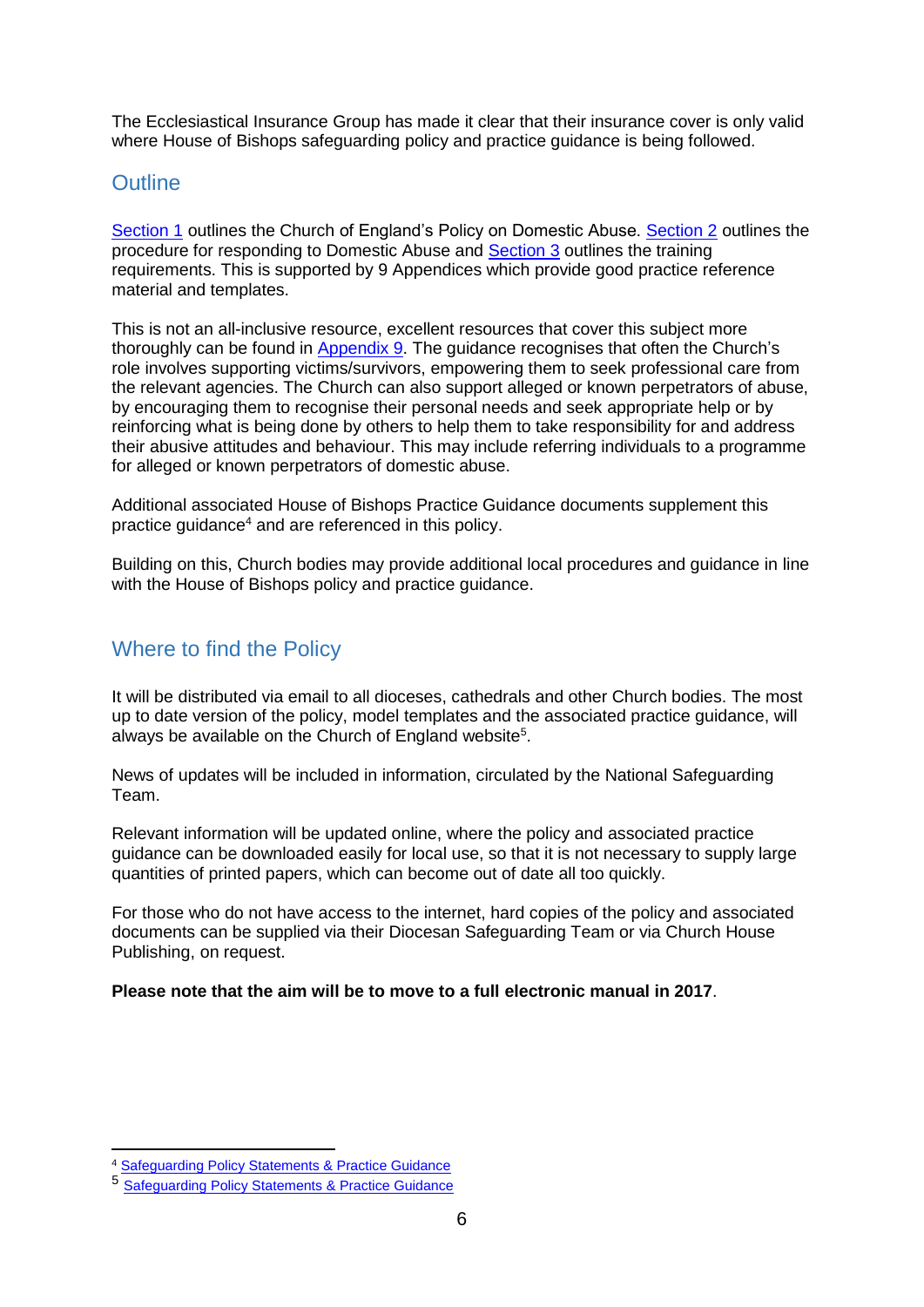The Ecclesiastical Insurance Group has made it clear that their insurance cover is only valid where House of Bishops safeguarding policy and practice guidance is being followed.

## Outline

Section 1 outlines the Church of England's Policy on Domestic Abuse. Section 2 outlines the procedure for responding to Domestic Abuse and Section 3 outlines the training requirements. This is supported by 9 Appendices which provide good practice reference material and templates.

This is not an all-inclusive resource, excellent resources that cover this subject more thoroughly can be found in Appendix 9. The guidance recognises that often the Church's role involves supporting victims/survivors, empowering them to seek professional care from the relevant agencies. The Church can also support alleged or known perpetrators of abuse, by encouraging them to recognise their personal needs and seek appropriate help or by reinforcing what is being done by others to help them to take responsibility for and address their abusive attitudes and behaviour. This may include referring individuals to a programme for alleged or known perpetrators of domestic abuse.

Additional associated House of Bishops Practice Guidance documents supplement this practice guidance[4] and are referenced in this policy.

Building on this, Church bodies may provide additional local procedures and guidance in line with the House of Bishops policy and practice guidance.

## Where to find the Policy

It will be distributed via email to all dioceses, cathedrals and other Church bodies. The most up to date version of the policy, model templates and the associated practice guidance, will always be available on the Church of England website[5].

News of updates will be included in information, circulated by the National Safeguarding Team.

Relevant information will be updated online, where the policy and associated practice guidance can be downloaded easily for local use, so that it is not necessary to supply large quantities of printed papers, which can become out of date all too quickly.

For those who do not have access to the internet, hard copies of the policy and associated documents can be supplied via their Diocesan Safeguarding Team or via Church House Publishing, on request.

**Please note that the aim will be to move to a full electronic manual in 2017**.

---

[4] Safeguarding Policy Statements & Practice Guidance

[5] Safeguarding Policy Statements & Practice Guidance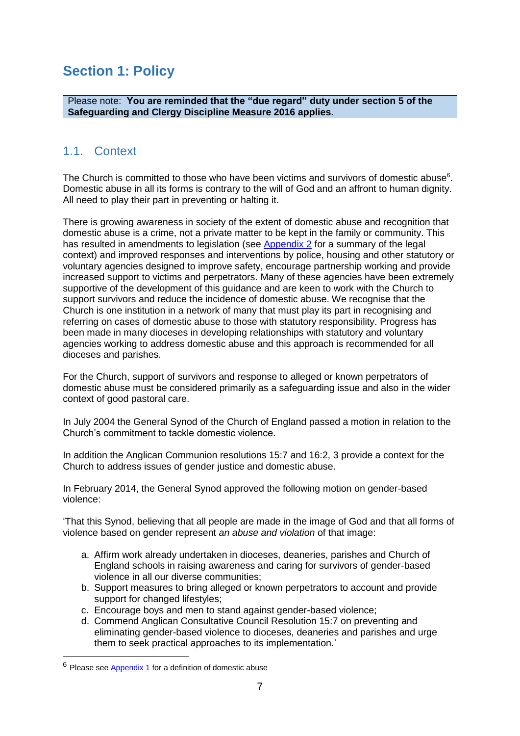# Section 1: Policy

> Please note: **You are reminded that the "due regard" duty under section 5 of the Safeguarding and Clergy Discipline Measure 2016 applies.**

## 1.1. Context

The Church is committed to those who have been victims and survivors of domestic abuse[6]. Domestic abuse in all its forms is contrary to the will of God and an affront to human dignity. All need to play their part in preventing or halting it.

There is growing awareness in society of the extent of domestic abuse and recognition that domestic abuse is a crime, not a private matter to be kept in the family or community. This has resulted in amendments to legislation (see Appendix 2 for a summary of the legal context) and improved responses and interventions by police, housing and other statutory or voluntary agencies designed to improve safety, encourage partnership working and provide increased support to victims and perpetrators. Many of these agencies have been extremely supportive of the development of this guidance and are keen to work with the Church to support survivors and reduce the incidence of domestic abuse. We recognise that the Church is one institution in a network of many that must play its part in recognising and referring on cases of domestic abuse to those with statutory responsibility. Progress has been made in many dioceses in developing relationships with statutory and voluntary agencies working to address domestic abuse and this approach is recommended for all dioceses and parishes.

For the Church, support of survivors and response to alleged or known perpetrators of domestic abuse must be considered primarily as a safeguarding issue and also in the wider context of good pastoral care.

In July 2004 the General Synod of the Church of England passed a motion in relation to the Church's commitment to tackle domestic violence.

In addition the Anglican Communion resolutions 15:7 and 16:2, 3 provide a context for the Church to address issues of gender justice and domestic abuse.

In February 2014, the General Synod approved the following motion on gender-based violence:

'That this Synod, believing that all people are made in the image of God and that all forms of violence based on gender represent *an abuse and violation* of that image:

a. Affirm work already undertaken in dioceses, deaneries, parishes and Church of England schools in raising awareness and caring for survivors of gender-based violence in all our diverse communities;
b. Support measures to bring alleged or known perpetrators to account and provide support for changed lifestyles;
c. Encourage boys and men to stand against gender-based violence;
d. Commend Anglican Consultative Council Resolution 15:7 on preventing and eliminating gender-based violence to dioceses, deaneries and parishes and urge them to seek practical approaches to its implementation.'

---

[6] Please see Appendix 1 for a definition of domestic abuse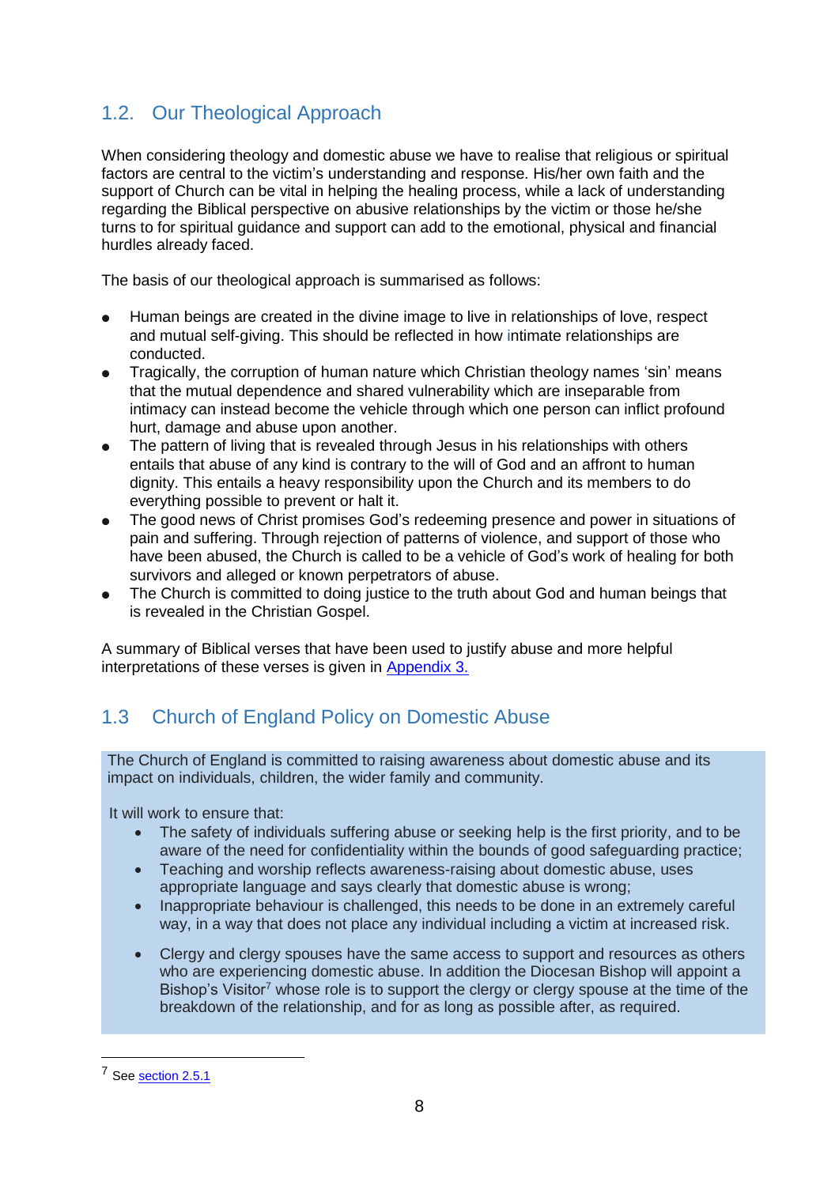## 1.2. Our Theological Approach

When considering theology and domestic abuse we have to realise that religious or spiritual factors are central to the victim's understanding and response. His/her own faith and the support of Church can be vital in helping the healing process, while a lack of understanding regarding the Biblical perspective on abusive relationships by the victim or those he/she turns to for spiritual guidance and support can add to the emotional, physical and financial hurdles already faced.

The basis of our theological approach is summarised as follows:

- Human beings are created in the divine image to live in relationships of love, respect and mutual self-giving. This should be reflected in how intimate relationships are conducted.
- Tragically, the corruption of human nature which Christian theology names 'sin' means that the mutual dependence and shared vulnerability which are inseparable from intimacy can instead become the vehicle through which one person can inflict profound hurt, damage and abuse upon another.
- The pattern of living that is revealed through Jesus in his relationships with others entails that abuse of any kind is contrary to the will of God and an affront to human dignity. This entails a heavy responsibility upon the Church and its members to do everything possible to prevent or halt it.
- The good news of Christ promises God's redeeming presence and power in situations of pain and suffering. Through rejection of patterns of violence, and support of those who have been abused, the Church is called to be a vehicle of God's work of healing for both survivors and alleged or known perpetrators of abuse.
- The Church is committed to doing justice to the truth about God and human beings that is revealed in the Christian Gospel.

A summary of Biblical verses that have been used to justify abuse and more helpful interpretations of these verses is given in Appendix 3.

## 1.3 Church of England Policy on Domestic Abuse

The Church of England is committed to raising awareness about domestic abuse and its impact on individuals, children, the wider family and community.

It will work to ensure that:

- The safety of individuals suffering abuse or seeking help is the first priority, and to be aware of the need for confidentiality within the bounds of good safeguarding practice;
- Teaching and worship reflects awareness-raising about domestic abuse, uses appropriate language and says clearly that domestic abuse is wrong;
- Inappropriate behaviour is challenged, this needs to be done in an extremely careful way, in a way that does not place any individual including a victim at increased risk.
- Clergy and clergy spouses have the same access to support and resources as others who are experiencing domestic abuse. In addition the Diocesan Bishop will appoint a Bishop's Visitor[7] whose role is to support the clergy or clergy spouse at the time of the breakdown of the relationship, and for as long as possible after, as required.

[7] See section 2.5.1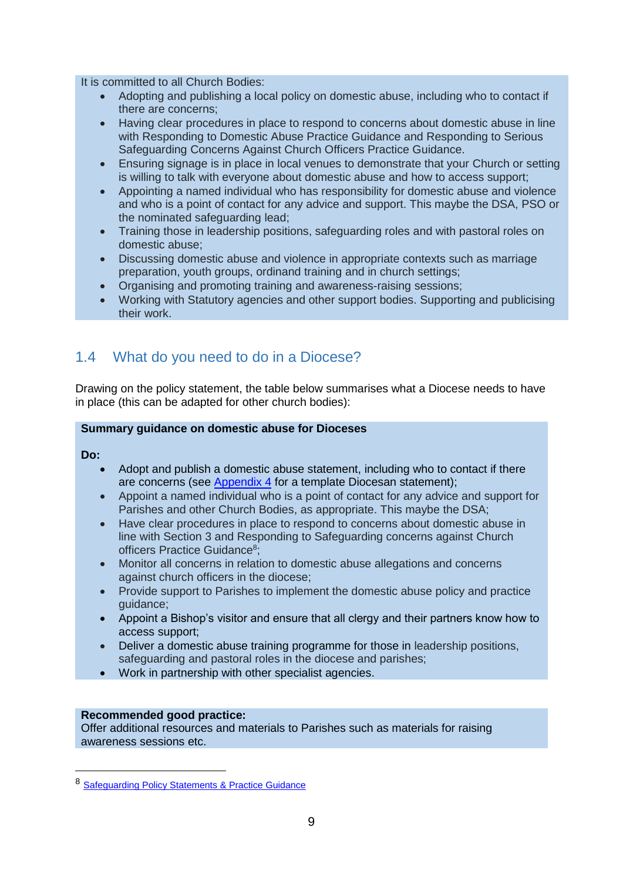It is committed to all Church Bodies:

- Adopting and publishing a local policy on domestic abuse, including who to contact if there are concerns;
- Having clear procedures in place to respond to concerns about domestic abuse in line with Responding to Domestic Abuse Practice Guidance and Responding to Serious Safeguarding Concerns Against Church Officers Practice Guidance.
- Ensuring signage is in place in local venues to demonstrate that your Church or setting is willing to talk with everyone about domestic abuse and how to access support;
- Appointing a named individual who has responsibility for domestic abuse and violence and who is a point of contact for any advice and support. This maybe the DSA, PSO or the nominated safeguarding lead;
- Training those in leadership positions, safeguarding roles and with pastoral roles on domestic abuse;
- Discussing domestic abuse and violence in appropriate contexts such as marriage preparation, youth groups, ordinand training and in church settings;
- Organising and promoting training and awareness-raising sessions;
- Working with Statutory agencies and other support bodies. Supporting and publicising their work.

## 1.4 What do you need to do in a Diocese?

Drawing on the policy statement, the table below summarises what a Diocese needs to have in place (this can be adapted for other church bodies):

**Summary guidance on domestic abuse for Dioceses**

**Do:**

- Adopt and publish a domestic abuse statement, including who to contact if there are concerns (see Appendix 4 for a template Diocesan statement);
- Appoint a named individual who is a point of contact for any advice and support for Parishes and other Church Bodies, as appropriate. This maybe the DSA;
- Have clear procedures in place to respond to concerns about domestic abuse in line with Section 3 and Responding to Safeguarding concerns against Church officers Practice Guidance[8];
- Monitor all concerns in relation to domestic abuse allegations and concerns against church officers in the diocese;
- Provide support to Parishes to implement the domestic abuse policy and practice guidance;
- Appoint a Bishop's visitor and ensure that all clergy and their partners know how to access support;
- Deliver a domestic abuse training programme for those in leadership positions, safeguarding and pastoral roles in the diocese and parishes;
- Work in partnership with other specialist agencies.

**Recommended good practice:**
Offer additional resources and materials to Parishes such as materials for raising awareness sessions etc.

[8] Safeguarding Policy Statements & Practice Guidance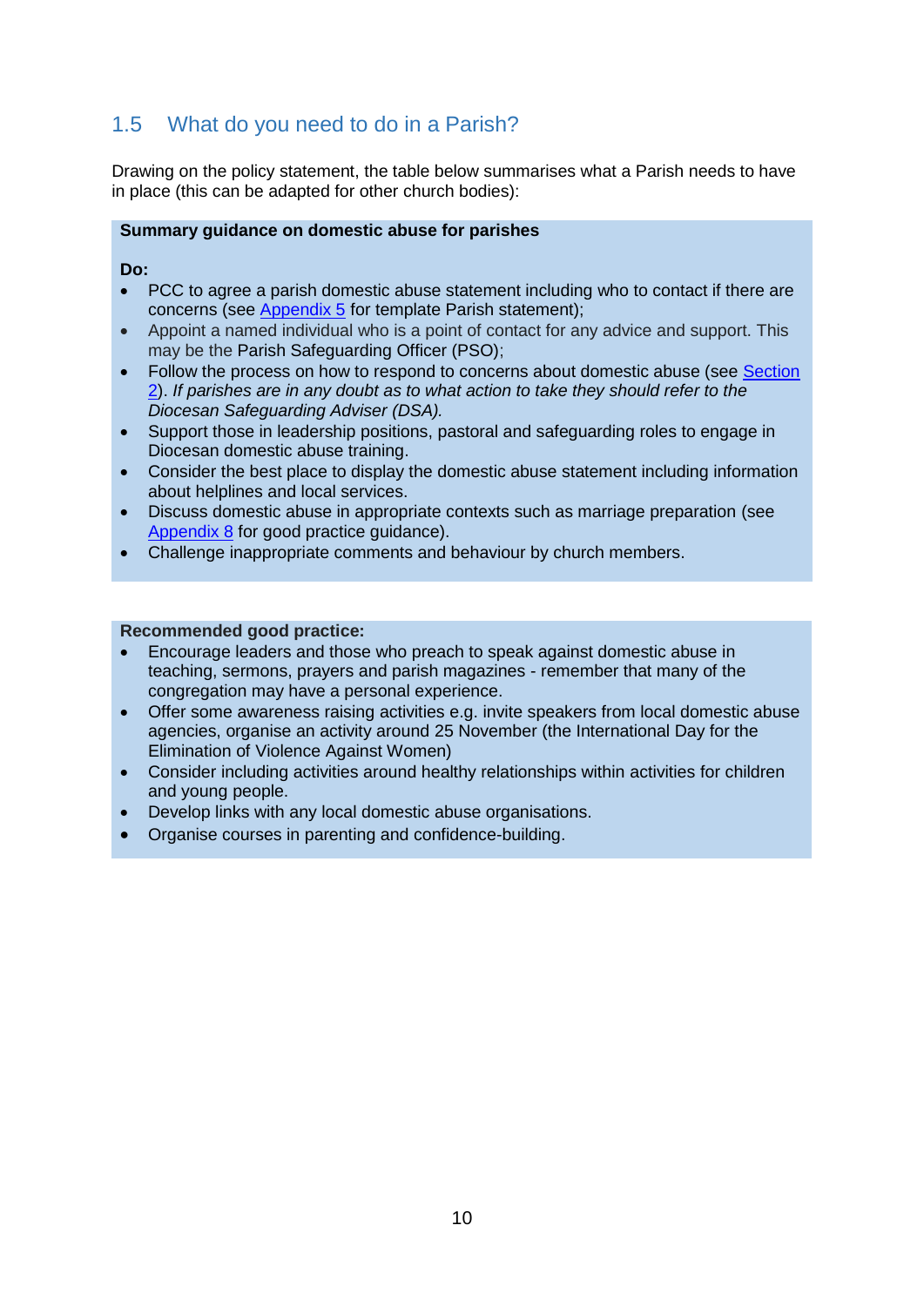## 1.5 What do you need to do in a Parish?

Drawing on the policy statement, the table below summarises what a Parish needs to have in place (this can be adapted for other church bodies):

**Summary guidance on domestic abuse for parishes**

**Do:**

- PCC to agree a parish domestic abuse statement including who to contact if there are concerns (see Appendix 5 for template Parish statement);
- Appoint a named individual who is a point of contact for any advice and support. This may be the Parish Safeguarding Officer (PSO);
- Follow the process on how to respond to concerns about domestic abuse (see Section 2). *If parishes are in any doubt as to what action to take they should refer to the Diocesan Safeguarding Adviser (DSA).*
- Support those in leadership positions, pastoral and safeguarding roles to engage in Diocesan domestic abuse training.
- Consider the best place to display the domestic abuse statement including information about helplines and local services.
- Discuss domestic abuse in appropriate contexts such as marriage preparation (see Appendix 8 for good practice guidance).
- Challenge inappropriate comments and behaviour by church members.

**Recommended good practice:**

- Encourage leaders and those who preach to speak against domestic abuse in teaching, sermons, prayers and parish magazines - remember that many of the congregation may have a personal experience.
- Offer some awareness raising activities e.g. invite speakers from local domestic abuse agencies, organise an activity around 25 November (the International Day for the Elimination of Violence Against Women)
- Consider including activities around healthy relationships within activities for children and young people.
- Develop links with any local domestic abuse organisations.
- Organise courses in parenting and confidence-building.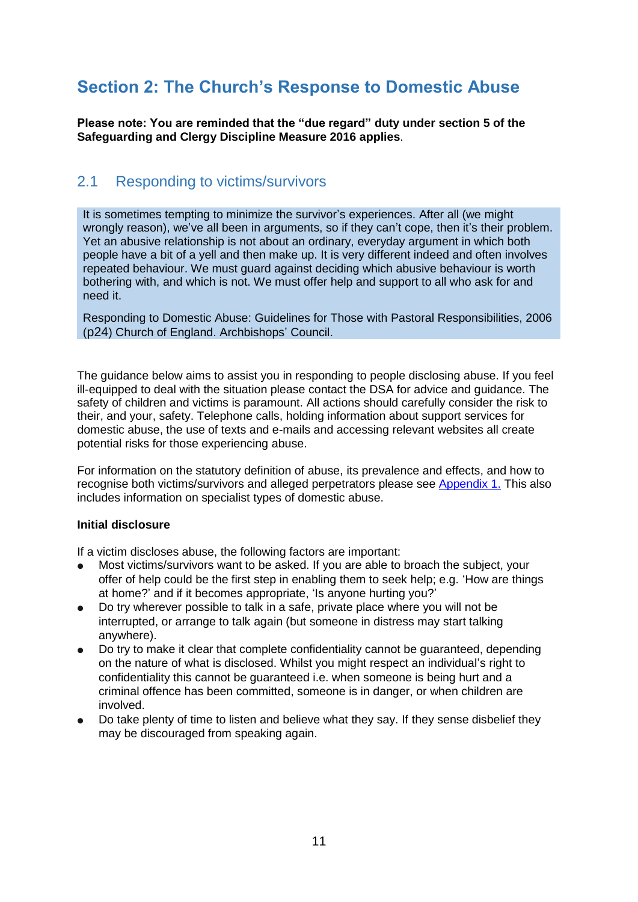# Section 2: The Church's Response to Domestic Abuse

**Please note: You are reminded that the "due regard" duty under section 5 of the Safeguarding and Clergy Discipline Measure 2016 applies**.

## 2.1 Responding to victims/survivors

> It is sometimes tempting to minimize the survivor's experiences. After all (we might wrongly reason), we've all been in arguments, so if they can't cope, then it's their problem. Yet an abusive relationship is not about an ordinary, everyday argument in which both people have a bit of a yell and then make up. It is very different indeed and often involves repeated behaviour. We must guard against deciding which abusive behaviour is worth bothering with, and which is not. We must offer help and support to all who ask for and need it.
>
> Responding to Domestic Abuse: Guidelines for Those with Pastoral Responsibilities, 2006 (p24) Church of England. Archbishops' Council.

The guidance below aims to assist you in responding to people disclosing abuse. If you feel ill-equipped to deal with the situation please contact the DSA for advice and guidance. The safety of children and victims is paramount. All actions should carefully consider the risk to their, and your, safety. Telephone calls, holding information about support services for domestic abuse, the use of texts and e-mails and accessing relevant websites all create potential risks for those experiencing abuse.

For information on the statutory definition of abuse, its prevalence and effects, and how to recognise both victims/survivors and alleged perpetrators please see Appendix 1. This also includes information on specialist types of domestic abuse.

**Initial disclosure**

If a victim discloses abuse, the following factors are important:

- Most victims/survivors want to be asked. If you are able to broach the subject, your offer of help could be the first step in enabling them to seek help; e.g. 'How are things at home?' and if it becomes appropriate, 'Is anyone hurting you?'
- Do try wherever possible to talk in a safe, private place where you will not be interrupted, or arrange to talk again (but someone in distress may start talking anywhere).
- Do try to make it clear that complete confidentiality cannot be guaranteed, depending on the nature of what is disclosed. Whilst you might respect an individual's right to confidentiality this cannot be guaranteed i.e. when someone is being hurt and a criminal offence has been committed, someone is in danger, or when children are involved.
- Do take plenty of time to listen and believe what they say. If they sense disbelief they may be discouraged from speaking again.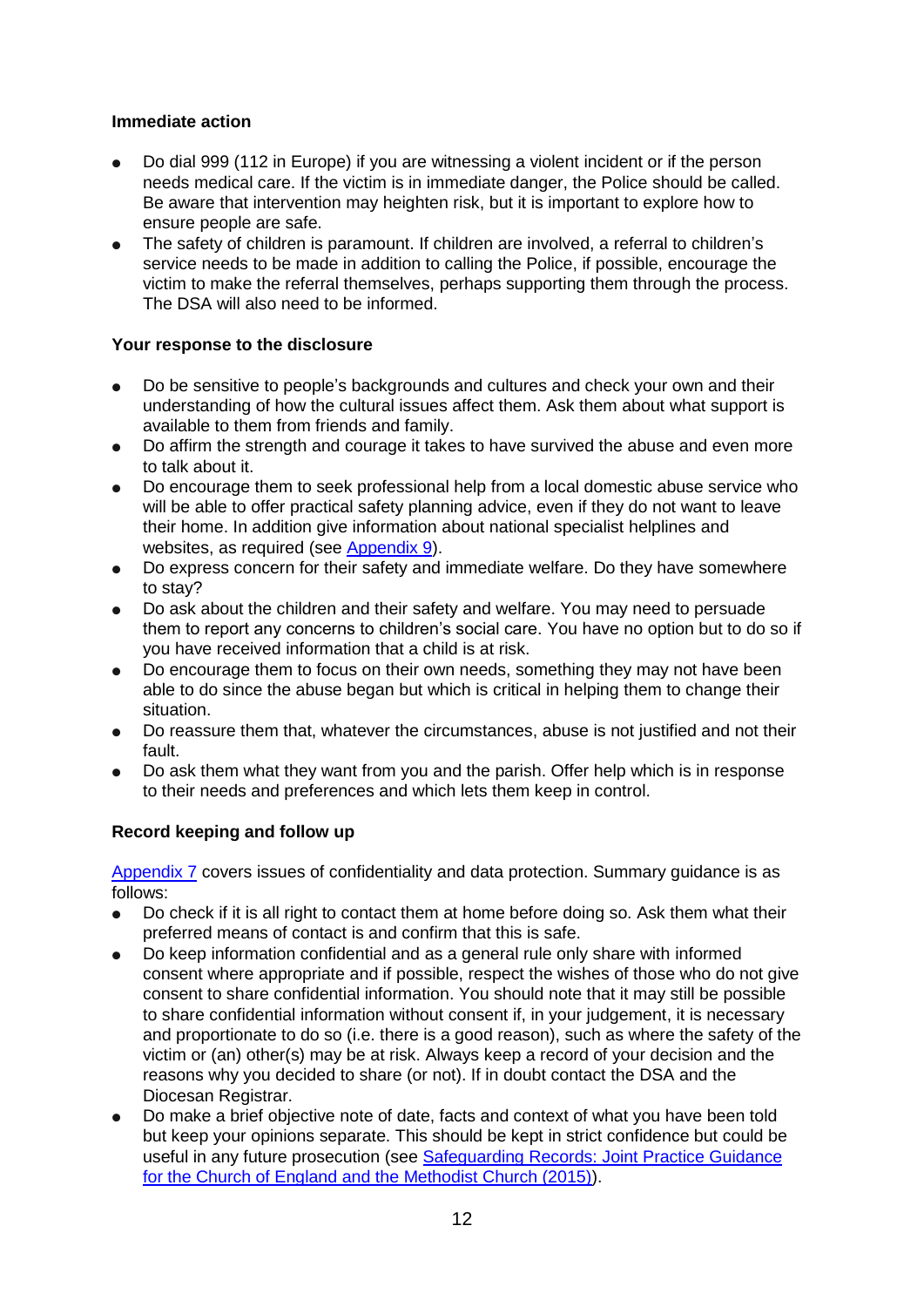**Immediate action**

- Do dial 999 (112 in Europe) if you are witnessing a violent incident or if the person needs medical care. If the victim is in immediate danger, the Police should be called. Be aware that intervention may heighten risk, but it is important to explore how to ensure people are safe.
- The safety of children is paramount. If children are involved, a referral to children's service needs to be made in addition to calling the Police, if possible, encourage the victim to make the referral themselves, perhaps supporting them through the process. The DSA will also need to be informed.

**Your response to the disclosure**

- Do be sensitive to people's backgrounds and cultures and check your own and their understanding of how the cultural issues affect them. Ask them about what support is available to them from friends and family.
- Do affirm the strength and courage it takes to have survived the abuse and even more to talk about it.
- Do encourage them to seek professional help from a local domestic abuse service who will be able to offer practical safety planning advice, even if they do not want to leave their home. In addition give information about national specialist helplines and websites, as required (see Appendix 9).
- Do express concern for their safety and immediate welfare. Do they have somewhere to stay?
- Do ask about the children and their safety and welfare. You may need to persuade them to report any concerns to children's social care. You have no option but to do so if you have received information that a child is at risk.
- Do encourage them to focus on their own needs, something they may not have been able to do since the abuse began but which is critical in helping them to change their situation.
- Do reassure them that, whatever the circumstances, abuse is not justified and not their fault.
- Do ask them what they want from you and the parish. Offer help which is in response to their needs and preferences and which lets them keep in control.

**Record keeping and follow up**

Appendix 7 covers issues of confidentiality and data protection. Summary guidance is as follows:

- Do check if it is all right to contact them at home before doing so. Ask them what their preferred means of contact is and confirm that this is safe.
- Do keep information confidential and as a general rule only share with informed consent where appropriate and if possible, respect the wishes of those who do not give consent to share confidential information. You should note that it may still be possible to share confidential information without consent if, in your judgement, it is necessary and proportionate to do so (i.e. there is a good reason), such as where the safety of the victim or (an) other(s) may be at risk. Always keep a record of your decision and the reasons why you decided to share (or not). If in doubt contact the DSA and the Diocesan Registrar.
- Do make a brief objective note of date, facts and context of what you have been told but keep your opinions separate. This should be kept in strict confidence but could be useful in any future prosecution (see Safeguarding Records: Joint Practice Guidance for the Church of England and the Methodist Church (2015)).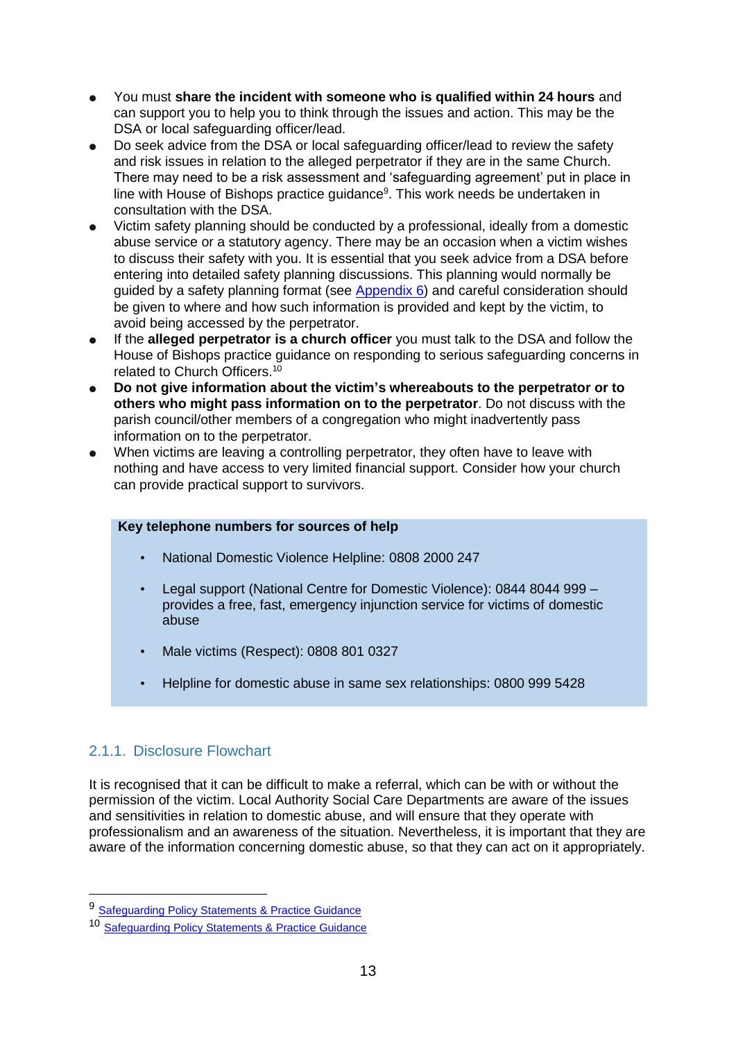- You must **share the incident with someone who is qualified within 24 hours** and can support you to help you to think through the issues and action. This may be the DSA or local safeguarding officer/lead.
- Do seek advice from the DSA or local safeguarding officer/lead to review the safety and risk issues in relation to the alleged perpetrator if they are in the same Church. There may need to be a risk assessment and 'safeguarding agreement' put in place in line with House of Bishops practice guidance[9]. This work needs be undertaken in consultation with the DSA.
- Victim safety planning should be conducted by a professional, ideally from a domestic abuse service or a statutory agency. There may be an occasion when a victim wishes to discuss their safety with you. It is essential that you seek advice from a DSA before entering into detailed safety planning discussions. This planning would normally be guided by a safety planning format (see Appendix 6) and careful consideration should be given to where and how such information is provided and kept by the victim, to avoid being accessed by the perpetrator.
- If the **alleged perpetrator is a church officer** you must talk to the DSA and follow the House of Bishops practice guidance on responding to serious safeguarding concerns in related to Church Officers.[10]
- **Do not give information about the victim's whereabouts to the perpetrator or to others who might pass information on to the perpetrator**. Do not discuss with the parish council/other members of a congregation who might inadvertently pass information on to the perpetrator.
- When victims are leaving a controlling perpetrator, they often have to leave with nothing and have access to very limited financial support. Consider how your church can provide practical support to survivors.

**Key telephone numbers for sources of help**

- National Domestic Violence Helpline: 0808 2000 247
- Legal support (National Centre for Domestic Violence): 0844 8044 999 – provides a free, fast, emergency injunction service for victims of domestic abuse
- Male victims (Respect): 0808 801 0327
- Helpline for domestic abuse in same sex relationships: 0800 999 5428

### 2.1.1. Disclosure Flowchart

It is recognised that it can be difficult to make a referral, which can be with or without the permission of the victim. Local Authority Social Care Departments are aware of the issues and sensitivities in relation to domestic abuse, and will ensure that they operate with professionalism and an awareness of the situation. Nevertheless, it is important that they are aware of the information concerning domestic abuse, so that they can act on it appropriately.

---

[9] Safeguarding Policy Statements & Practice Guidance

[10] Safeguarding Policy Statements & Practice Guidance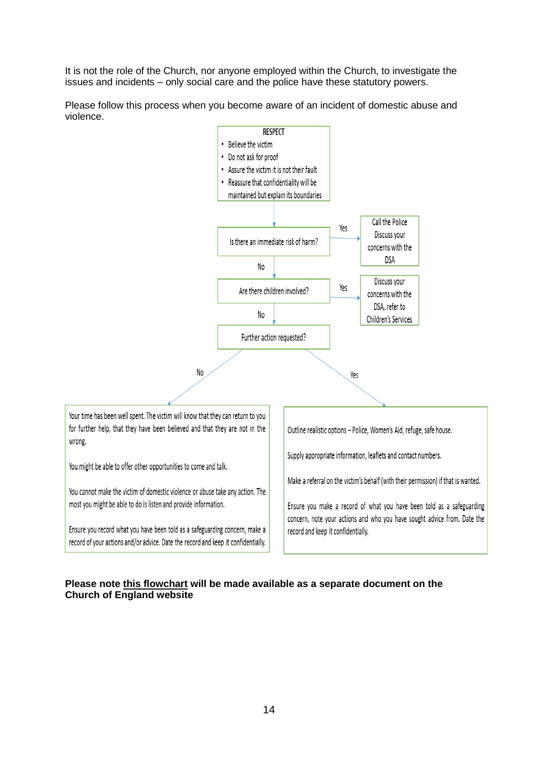It is not the role of the Church, nor anyone employed within the Church, to investigate the issues and incidents – only social care and the police have these statutory powers.

Please follow this process when you become aware of an incident of domestic abuse and violence.

**RESPECT**

- Believe the victim
- Do not ask for proof
- Assure the victim it is not their fault
- Reassure that confidentiality will be maintained but explain its boundaries

**Is there an immediate risk of harm?**

- Yes → Call the Police. Discuss your concerns with the DSA
- No → Are there children involved?

**Are there children involved?**

- Yes → Discuss your concerns with the DSA, refer to Children's Services
- No → Further action requested?

**Further action requested?**

**No:**

Your time has been well spent. The victim will know that they can return to you for further help, that they have been believed and that they are not in the wrong.

You might be able to offer other opportunities to come and talk.

You cannot make the victim of domestic violence or abuse take any action. The most you might be able to do is listen and provide information.

Ensure you record what you have been told as a safeguarding concern, make a record of your actions and/or advice. Date the record and keep it confidentially.

**Yes:**

Outline realistic options – Police, Women's Aid, refuge, safe house.

Supply appropriate information, leaflets and contact numbers.

Make a referral on the victim's behalf (with their permission) if that is wanted.

Ensure you make a record of what you have been told as a safeguarding concern, note your actions and who you have sought advice from. Date the record and keep it confidentially.

**Please note this flowchart will be made available as a separate document on the Church of England website**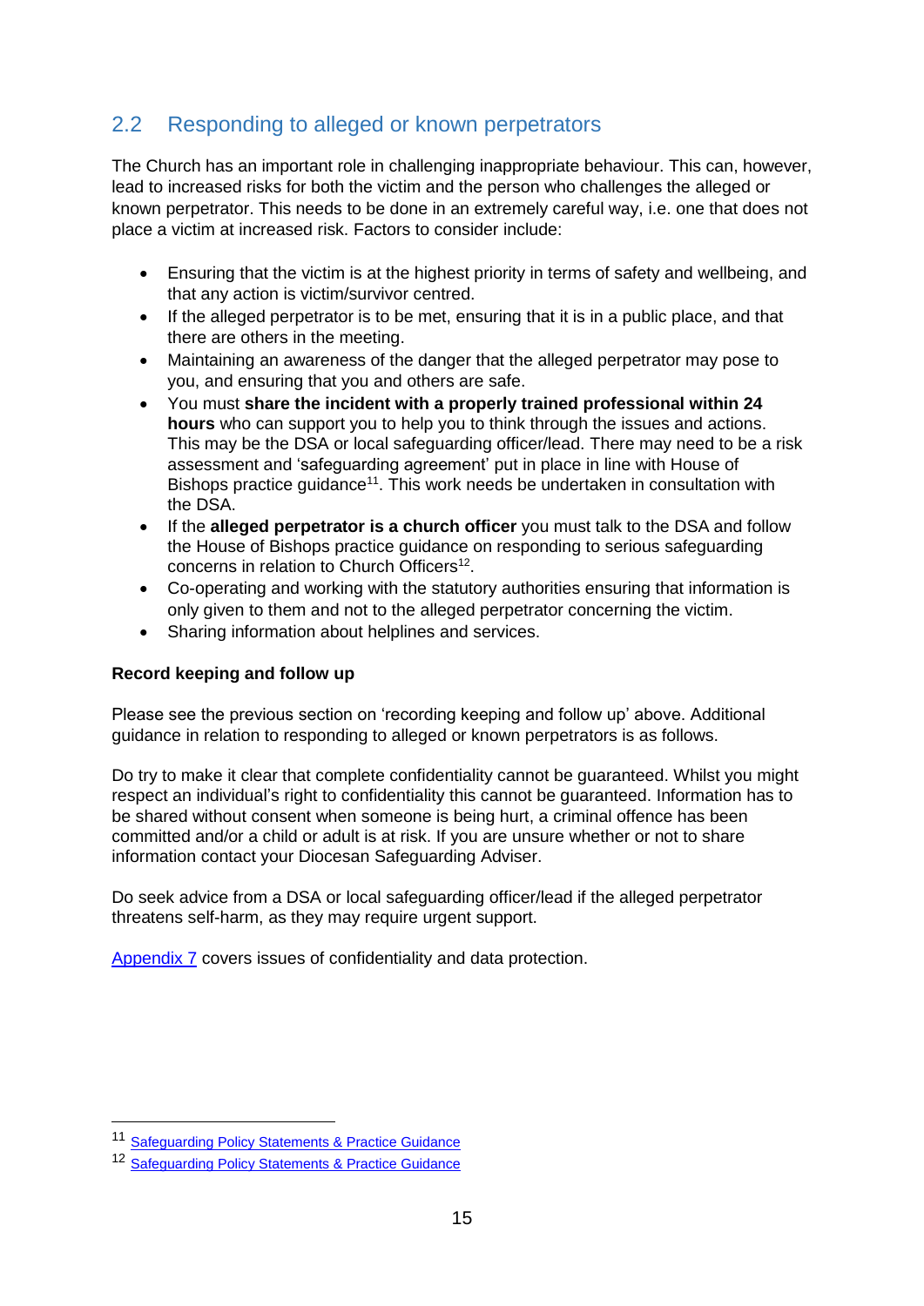## 2.2 Responding to alleged or known perpetrators

The Church has an important role in challenging inappropriate behaviour. This can, however, lead to increased risks for both the victim and the person who challenges the alleged or known perpetrator. This needs to be done in an extremely careful way, i.e. one that does not place a victim at increased risk. Factors to consider include:

- Ensuring that the victim is at the highest priority in terms of safety and wellbeing, and that any action is victim/survivor centred.
- If the alleged perpetrator is to be met, ensuring that it is in a public place, and that there are others in the meeting.
- Maintaining an awareness of the danger that the alleged perpetrator may pose to you, and ensuring that you and others are safe.
- You must **share the incident with a properly trained professional within 24 hours** who can support you to help you to think through the issues and actions. This may be the DSA or local safeguarding officer/lead. There may need to be a risk assessment and 'safeguarding agreement' put in place in line with House of Bishops practice guidance[11]. This work needs be undertaken in consultation with the DSA.
- If the **alleged perpetrator is a church officer** you must talk to the DSA and follow the House of Bishops practice guidance on responding to serious safeguarding concerns in relation to Church Officers[12].
- Co-operating and working with the statutory authorities ensuring that information is only given to them and not to the alleged perpetrator concerning the victim.
- Sharing information about helplines and services.

**Record keeping and follow up**

Please see the previous section on 'recording keeping and follow up' above. Additional guidance in relation to responding to alleged or known perpetrators is as follows.

Do try to make it clear that complete confidentiality cannot be guaranteed. Whilst you might respect an individual's right to confidentiality this cannot be guaranteed. Information has to be shared without consent when someone is being hurt, a criminal offence has been committed and/or a child or adult is at risk. If you are unsure whether or not to share information contact your Diocesan Safeguarding Adviser.

Do seek advice from a DSA or local safeguarding officer/lead if the alleged perpetrator threatens self-harm, as they may require urgent support.

Appendix 7 covers issues of confidentiality and data protection.

---

[11] Safeguarding Policy Statements & Practice Guidance

[12] Safeguarding Policy Statements & Practice Guidance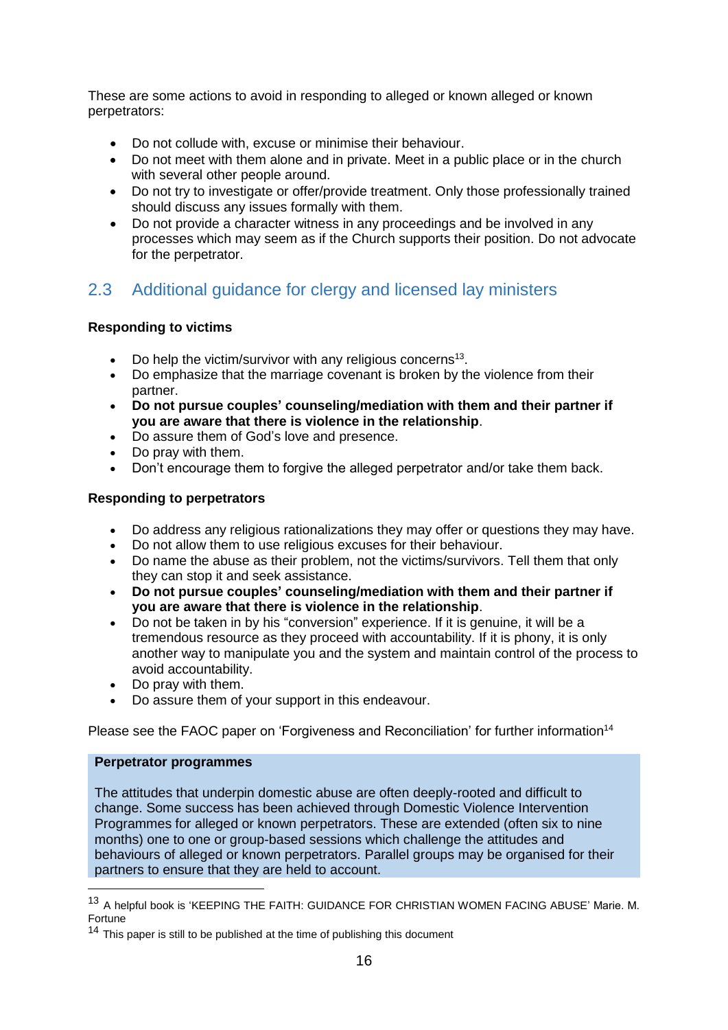These are some actions to avoid in responding to alleged or known alleged or known perpetrators:

- Do not collude with, excuse or minimise their behaviour.
- Do not meet with them alone and in private. Meet in a public place or in the church with several other people around.
- Do not try to investigate or offer/provide treatment. Only those professionally trained should discuss any issues formally with them.
- Do not provide a character witness in any proceedings and be involved in any processes which may seem as if the Church supports their position. Do not advocate for the perpetrator.

## 2.3 Additional guidance for clergy and licensed lay ministers

**Responding to victims**

- Do help the victim/survivor with any religious concerns[13].
- Do emphasize that the marriage covenant is broken by the violence from their partner.
- **Do not pursue couples' counseling/mediation with them and their partner if you are aware that there is violence in the relationship**.
- Do assure them of God's love and presence.
- Do pray with them.
- Don't encourage them to forgive the alleged perpetrator and/or take them back.

**Responding to perpetrators**

- Do address any religious rationalizations they may offer or questions they may have.
- Do not allow them to use religious excuses for their behaviour.
- Do name the abuse as their problem, not the victims/survivors. Tell them that only they can stop it and seek assistance.
- **Do not pursue couples' counseling/mediation with them and their partner if you are aware that there is violence in the relationship**.
- Do not be taken in by his "conversion" experience. If it is genuine, it will be a tremendous resource as they proceed with accountability. If it is phony, it is only another way to manipulate you and the system and maintain control of the process to avoid accountability.
- Do pray with them.
- Do assure them of your support in this endeavour.

Please see the FAOC paper on 'Forgiveness and Reconciliation' for further information[14]

**Perpetrator programmes**

The attitudes that underpin domestic abuse are often deeply-rooted and difficult to change. Some success has been achieved through Domestic Violence Intervention Programmes for alleged or known perpetrators. These are extended (often six to nine months) one to one or group-based sessions which challenge the attitudes and behaviours of alleged or known perpetrators. Parallel groups may be organised for their partners to ensure that they are held to account.

---

[13] A helpful book is 'KEEPING THE FAITH: GUIDANCE FOR CHRISTIAN WOMEN FACING ABUSE' Marie. M. Fortune

[14] This paper is still to be published at the time of publishing this document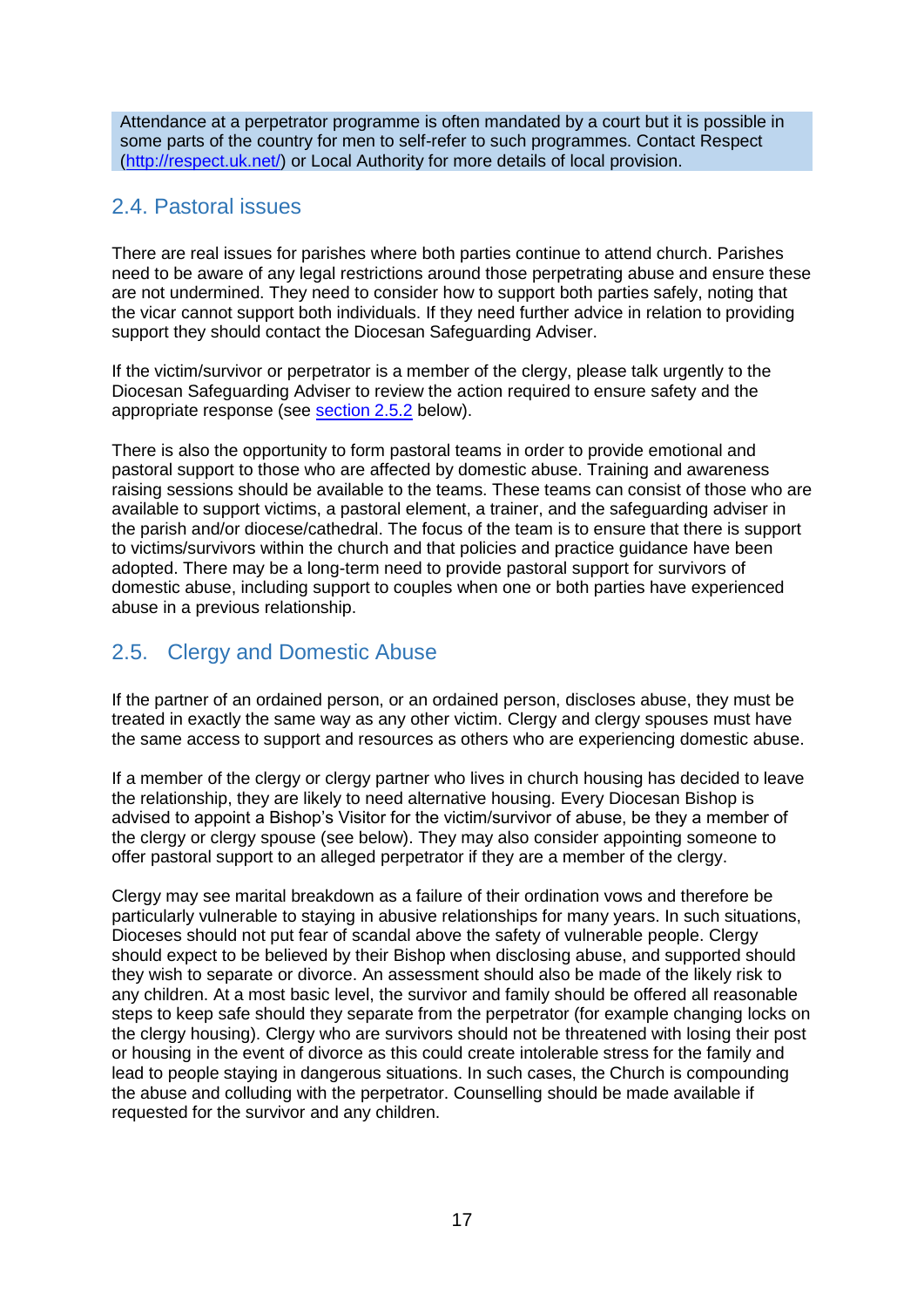Attendance at a perpetrator programme is often mandated by a court but it is possible in some parts of the country for men to self-refer to such programmes. Contact Respect (http://respect.uk.net/) or Local Authority for more details of local provision.

## 2.4. Pastoral issues

There are real issues for parishes where both parties continue to attend church. Parishes need to be aware of any legal restrictions around those perpetrating abuse and ensure these are not undermined. They need to consider how to support both parties safely, noting that the vicar cannot support both individuals. If they need further advice in relation to providing support they should contact the Diocesan Safeguarding Adviser.

If the victim/survivor or perpetrator is a member of the clergy, please talk urgently to the Diocesan Safeguarding Adviser to review the action required to ensure safety and the appropriate response (see section 2.5.2 below).

There is also the opportunity to form pastoral teams in order to provide emotional and pastoral support to those who are affected by domestic abuse. Training and awareness raising sessions should be available to the teams. These teams can consist of those who are available to support victims, a pastoral element, a trainer, and the safeguarding adviser in the parish and/or diocese/cathedral. The focus of the team is to ensure that there is support to victims/survivors within the church and that policies and practice guidance have been adopted. There may be a long-term need to provide pastoral support for survivors of domestic abuse, including support to couples when one or both parties have experienced abuse in a previous relationship.

## 2.5. Clergy and Domestic Abuse

If the partner of an ordained person, or an ordained person, discloses abuse, they must be treated in exactly the same way as any other victim. Clergy and clergy spouses must have the same access to support and resources as others who are experiencing domestic abuse.

If a member of the clergy or clergy partner who lives in church housing has decided to leave the relationship, they are likely to need alternative housing. Every Diocesan Bishop is advised to appoint a Bishop's Visitor for the victim/survivor of abuse, be they a member of the clergy or clergy spouse (see below). They may also consider appointing someone to offer pastoral support to an alleged perpetrator if they are a member of the clergy.

Clergy may see marital breakdown as a failure of their ordination vows and therefore be particularly vulnerable to staying in abusive relationships for many years. In such situations, Dioceses should not put fear of scandal above the safety of vulnerable people. Clergy should expect to be believed by their Bishop when disclosing abuse, and supported should they wish to separate or divorce. An assessment should also be made of the likely risk to any children. At a most basic level, the survivor and family should be offered all reasonable steps to keep safe should they separate from the perpetrator (for example changing locks on the clergy housing). Clergy who are survivors should not be threatened with losing their post or housing in the event of divorce as this could create intolerable stress for the family and lead to people staying in dangerous situations. In such cases, the Church is compounding the abuse and colluding with the perpetrator. Counselling should be made available if requested for the survivor and any children.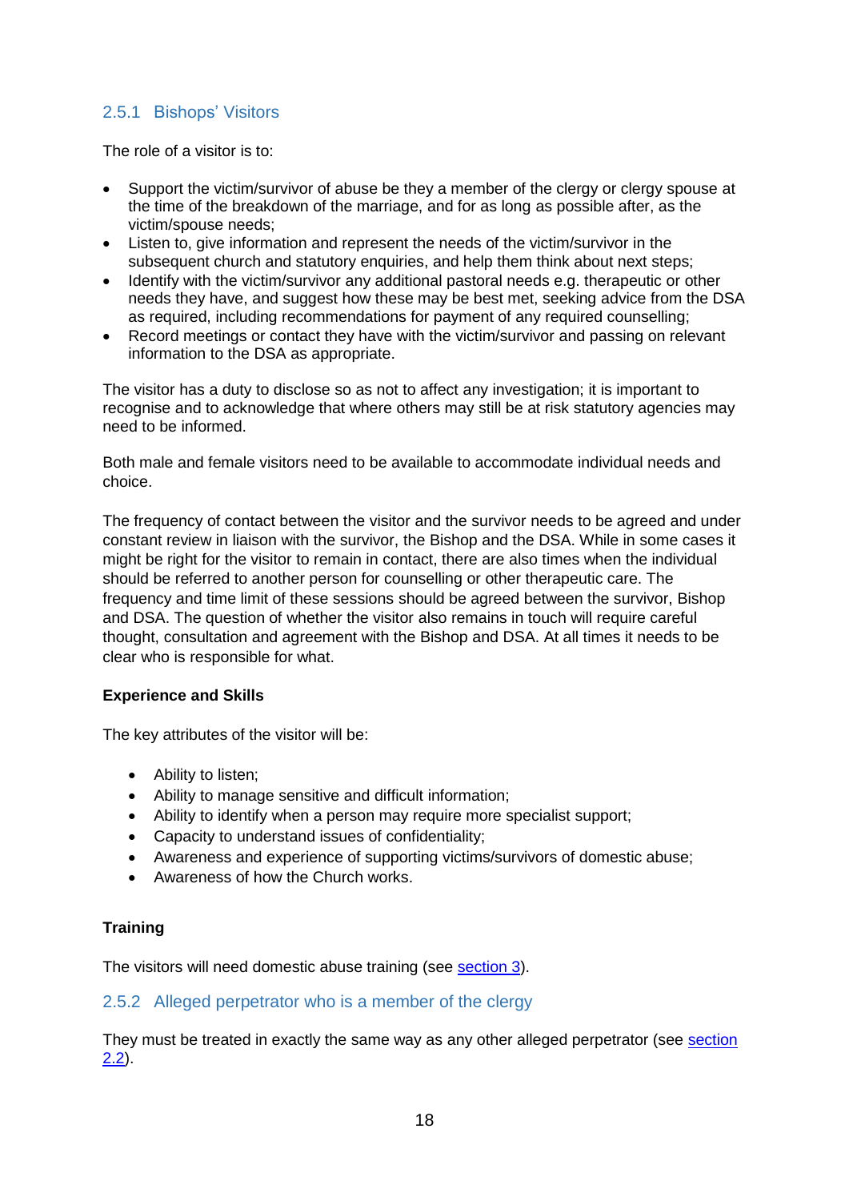### 2.5.1 Bishops' Visitors

The role of a visitor is to:

- Support the victim/survivor of abuse be they a member of the clergy or clergy spouse at the time of the breakdown of the marriage, and for as long as possible after, as the victim/spouse needs;
- Listen to, give information and represent the needs of the victim/survivor in the subsequent church and statutory enquiries, and help them think about next steps;
- Identify with the victim/survivor any additional pastoral needs e.g. therapeutic or other needs they have, and suggest how these may be best met, seeking advice from the DSA as required, including recommendations for payment of any required counselling;
- Record meetings or contact they have with the victim/survivor and passing on relevant information to the DSA as appropriate.

The visitor has a duty to disclose so as not to affect any investigation; it is important to recognise and to acknowledge that where others may still be at risk statutory agencies may need to be informed.

Both male and female visitors need to be available to accommodate individual needs and choice.

The frequency of contact between the visitor and the survivor needs to be agreed and under constant review in liaison with the survivor, the Bishop and the DSA. While in some cases it might be right for the visitor to remain in contact, there are also times when the individual should be referred to another person for counselling or other therapeutic care. The frequency and time limit of these sessions should be agreed between the survivor, Bishop and DSA. The question of whether the visitor also remains in touch will require careful thought, consultation and agreement with the Bishop and DSA. At all times it needs to be clear who is responsible for what.

**Experience and Skills**

The key attributes of the visitor will be:

- Ability to listen;
- Ability to manage sensitive and difficult information;
- Ability to identify when a person may require more specialist support;
- Capacity to understand issues of confidentiality;
- Awareness and experience of supporting victims/survivors of domestic abuse;
- Awareness of how the Church works.

**Training**

The visitors will need domestic abuse training (see section 3).

### 2.5.2 Alleged perpetrator who is a member of the clergy

They must be treated in exactly the same way as any other alleged perpetrator (see section 2.2).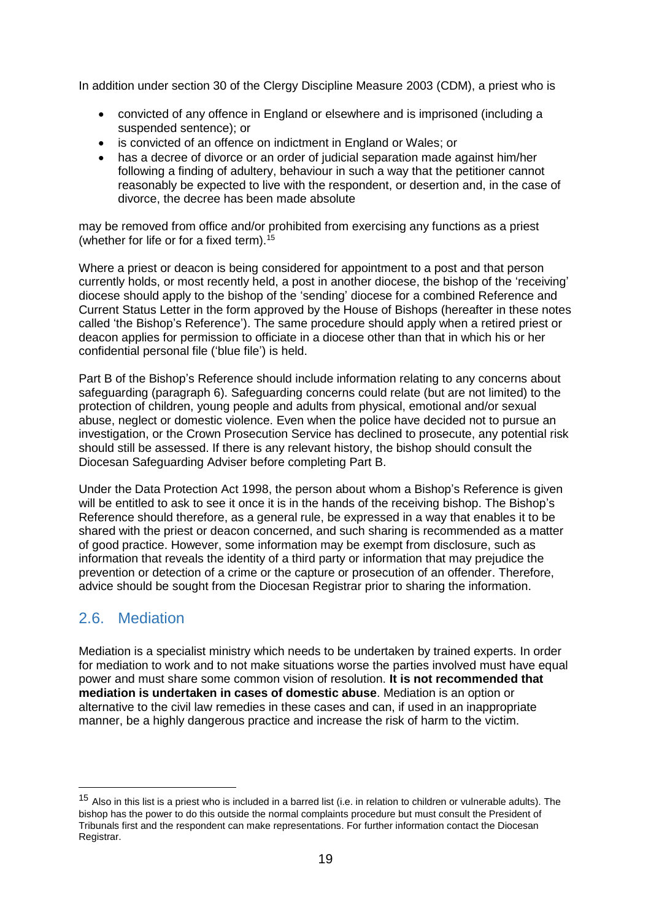In addition under section 30 of the Clergy Discipline Measure 2003 (CDM), a priest who is

- convicted of any offence in England or elsewhere and is imprisoned (including a suspended sentence); or
- is convicted of an offence on indictment in England or Wales; or
- has a decree of divorce or an order of judicial separation made against him/her following a finding of adultery, behaviour in such a way that the petitioner cannot reasonably be expected to live with the respondent, or desertion and, in the case of divorce, the decree has been made absolute

may be removed from office and/or prohibited from exercising any functions as a priest (whether for life or for a fixed term).[15]

Where a priest or deacon is being considered for appointment to a post and that person currently holds, or most recently held, a post in another diocese, the bishop of the 'receiving' diocese should apply to the bishop of the 'sending' diocese for a combined Reference and Current Status Letter in the form approved by the House of Bishops (hereafter in these notes called 'the Bishop's Reference'). The same procedure should apply when a retired priest or deacon applies for permission to officiate in a diocese other than that in which his or her confidential personal file ('blue file') is held.

Part B of the Bishop's Reference should include information relating to any concerns about safeguarding (paragraph 6). Safeguarding concerns could relate (but are not limited) to the protection of children, young people and adults from physical, emotional and/or sexual abuse, neglect or domestic violence. Even when the police have decided not to pursue an investigation, or the Crown Prosecution Service has declined to prosecute, any potential risk should still be assessed. If there is any relevant history, the bishop should consult the Diocesan Safeguarding Adviser before completing Part B.

Under the Data Protection Act 1998, the person about whom a Bishop's Reference is given will be entitled to ask to see it once it is in the hands of the receiving bishop. The Bishop's Reference should therefore, as a general rule, be expressed in a way that enables it to be shared with the priest or deacon concerned, and such sharing is recommended as a matter of good practice. However, some information may be exempt from disclosure, such as information that reveals the identity of a third party or information that may prejudice the prevention or detection of a crime or the capture or prosecution of an offender. Therefore, advice should be sought from the Diocesan Registrar prior to sharing the information.

## 2.6. Mediation

Mediation is a specialist ministry which needs to be undertaken by trained experts. In order for mediation to work and to not make situations worse the parties involved must have equal power and must share some common vision of resolution. **It is not recommended that mediation is undertaken in cases of domestic abuse**. Mediation is an option or alternative to the civil law remedies in these cases and can, if used in an inappropriate manner, be a highly dangerous practice and increase the risk of harm to the victim.

---

[15] Also in this list is a priest who is included in a barred list (i.e. in relation to children or vulnerable adults). The bishop has the power to do this outside the normal complaints procedure but must consult the President of Tribunals first and the respondent can make representations. For further information contact the Diocesan Registrar.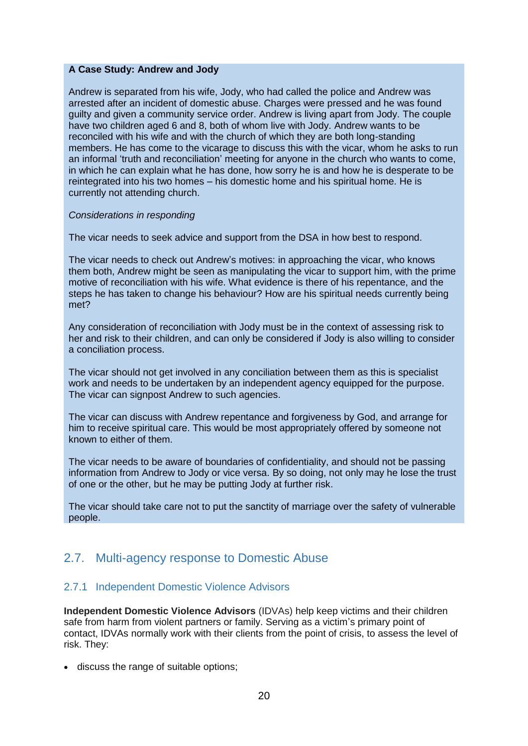**A Case Study: Andrew and Jody**

Andrew is separated from his wife, Jody, who had called the police and Andrew was arrested after an incident of domestic abuse. Charges were pressed and he was found guilty and given a community service order. Andrew is living apart from Jody. The couple have two children aged 6 and 8, both of whom live with Jody. Andrew wants to be reconciled with his wife and with the church of which they are both long-standing members. He has come to the vicarage to discuss this with the vicar, whom he asks to run an informal 'truth and reconciliation' meeting for anyone in the church who wants to come, in which he can explain what he has done, how sorry he is and how he is desperate to be reintegrated into his two homes – his domestic home and his spiritual home. He is currently not attending church.

*Considerations in responding*

The vicar needs to seek advice and support from the DSA in how best to respond.

The vicar needs to check out Andrew's motives: in approaching the vicar, who knows them both, Andrew might be seen as manipulating the vicar to support him, with the prime motive of reconciliation with his wife. What evidence is there of his repentance, and the steps he has taken to change his behaviour? How are his spiritual needs currently being met?

Any consideration of reconciliation with Jody must be in the context of assessing risk to her and risk to their children, and can only be considered if Jody is also willing to consider a conciliation process.

The vicar should not get involved in any conciliation between them as this is specialist work and needs to be undertaken by an independent agency equipped for the purpose. The vicar can signpost Andrew to such agencies.

The vicar can discuss with Andrew repentance and forgiveness by God, and arrange for him to receive spiritual care. This would be most appropriately offered by someone not known to either of them.

The vicar needs to be aware of boundaries of confidentiality, and should not be passing information from Andrew to Jody or vice versa. By so doing, not only may he lose the trust of one or the other, but he may be putting Jody at further risk.

The vicar should take care not to put the sanctity of marriage over the safety of vulnerable people.

## 2.7. Multi-agency response to Domestic Abuse

### 2.7.1 Independent Domestic Violence Advisors

**Independent Domestic Violence Advisors** (IDVAs) help keep victims and their children safe from harm from violent partners or family. Serving as a victim's primary point of contact, IDVAs normally work with their clients from the point of crisis, to assess the level of risk. They:

- discuss the range of suitable options;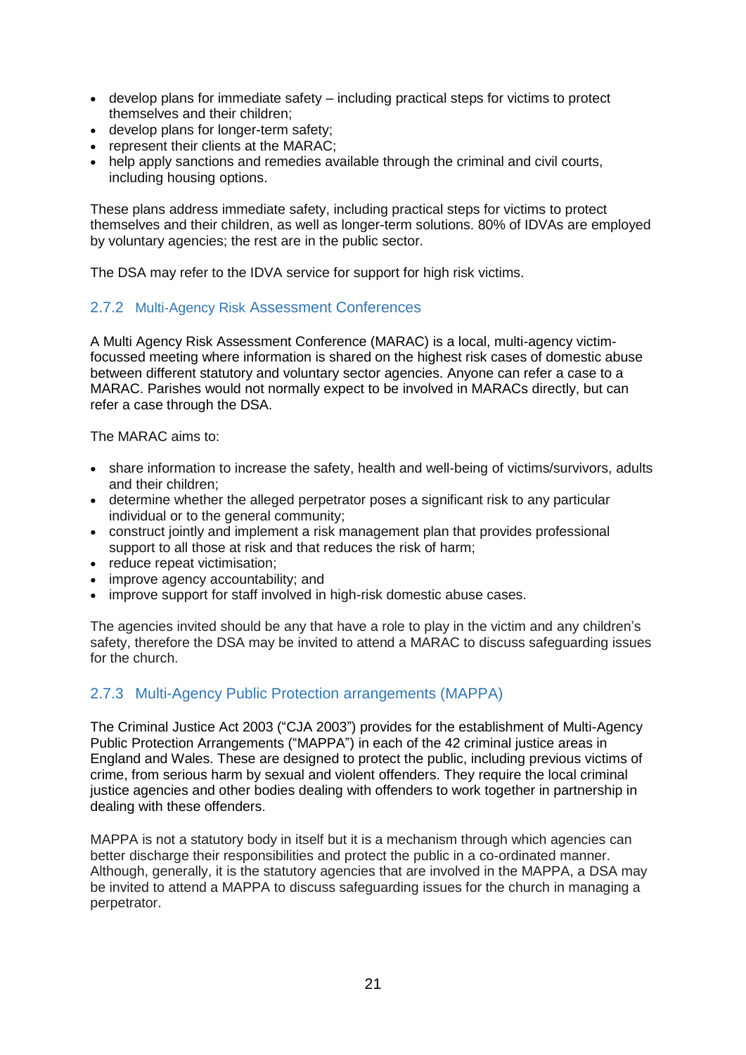- develop plans for immediate safety – including practical steps for victims to protect themselves and their children;
- develop plans for longer-term safety;
- represent their clients at the MARAC;
- help apply sanctions and remedies available through the criminal and civil courts, including housing options.

These plans address immediate safety, including practical steps for victims to protect themselves and their children, as well as longer-term solutions. 80% of IDVAs are employed by voluntary agencies; the rest are in the public sector.

The DSA may refer to the IDVA service for support for high risk victims.

### 2.7.2 Multi-Agency Risk Assessment Conferences

A Multi Agency Risk Assessment Conference (MARAC) is a local, multi-agency victim-focussed meeting where information is shared on the highest risk cases of domestic abuse between different statutory and voluntary sector agencies. Anyone can refer a case to a MARAC. Parishes would not normally expect to be involved in MARACs directly, but can refer a case through the DSA.

The MARAC aims to:

- share information to increase the safety, health and well-being of victims/survivors, adults and their children;
- determine whether the alleged perpetrator poses a significant risk to any particular individual or to the general community;
- construct jointly and implement a risk management plan that provides professional support to all those at risk and that reduces the risk of harm;
- reduce repeat victimisation;
- improve agency accountability; and
- improve support for staff involved in high-risk domestic abuse cases.

The agencies invited should be any that have a role to play in the victim and any children's safety, therefore the DSA may be invited to attend a MARAC to discuss safeguarding issues for the church.

### 2.7.3 Multi-Agency Public Protection arrangements (MAPPA)

The Criminal Justice Act 2003 ("CJA 2003") provides for the establishment of Multi-Agency Public Protection Arrangements ("MAPPA") in each of the 42 criminal justice areas in England and Wales. These are designed to protect the public, including previous victims of crime, from serious harm by sexual and violent offenders. They require the local criminal justice agencies and other bodies dealing with offenders to work together in partnership in dealing with these offenders.

MAPPA is not a statutory body in itself but it is a mechanism through which agencies can better discharge their responsibilities and protect the public in a co-ordinated manner. Although, generally, it is the statutory agencies that are involved in the MAPPA, a DSA may be invited to attend a MAPPA to discuss safeguarding issues for the church in managing a perpetrator.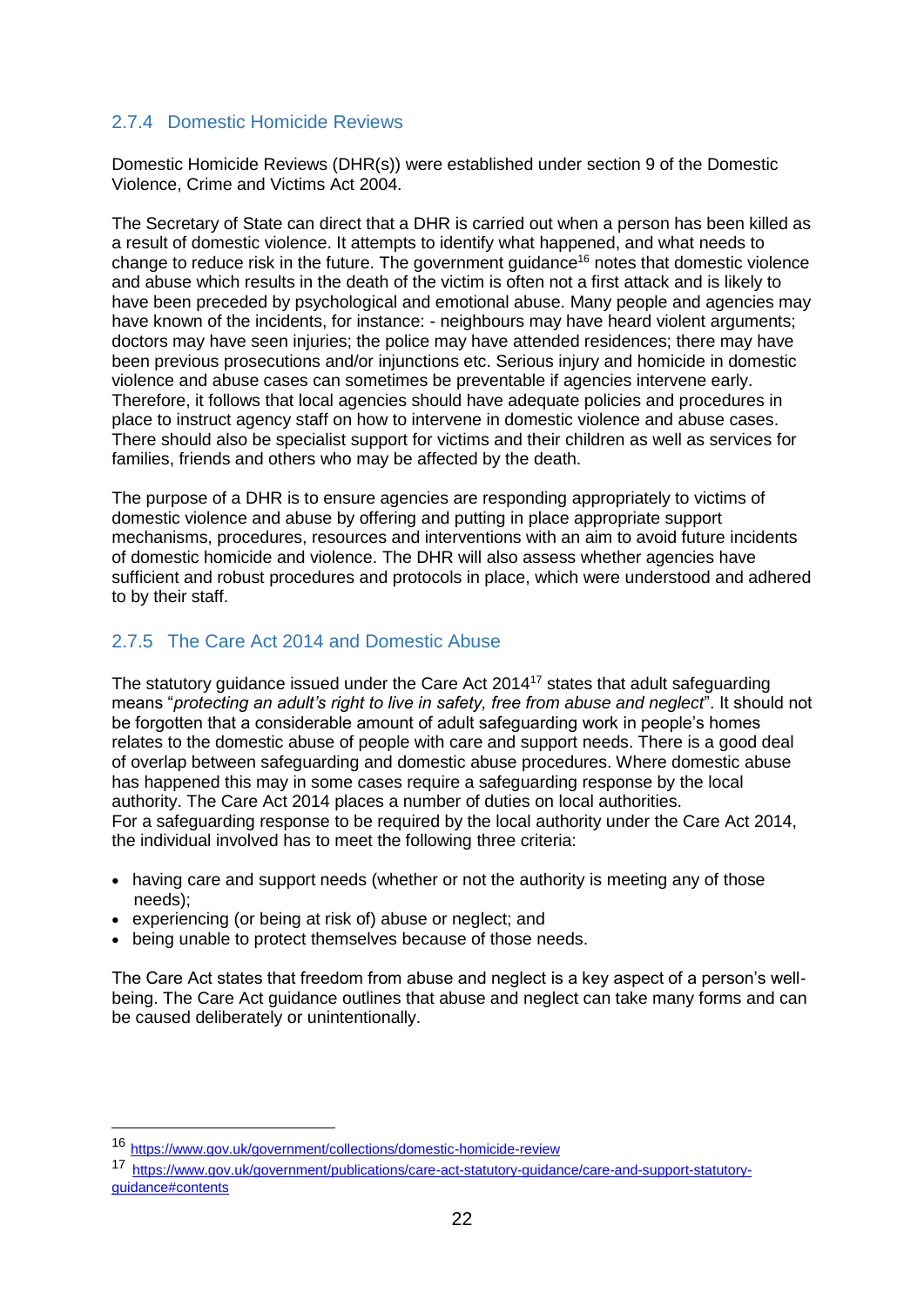### 2.7.4 Domestic Homicide Reviews

Domestic Homicide Reviews (DHR(s)) were established under section 9 of the Domestic Violence, Crime and Victims Act 2004.

The Secretary of State can direct that a DHR is carried out when a person has been killed as a result of domestic violence. It attempts to identify what happened, and what needs to change to reduce risk in the future. The government guidance[16] notes that domestic violence and abuse which results in the death of the victim is often not a first attack and is likely to have been preceded by psychological and emotional abuse. Many people and agencies may have known of the incidents, for instance: - neighbours may have heard violent arguments; doctors may have seen injuries; the police may have attended residences; there may have been previous prosecutions and/or injunctions etc. Serious injury and homicide in domestic violence and abuse cases can sometimes be preventable if agencies intervene early. Therefore, it follows that local agencies should have adequate policies and procedures in place to instruct agency staff on how to intervene in domestic violence and abuse cases. There should also be specialist support for victims and their children as well as services for families, friends and others who may be affected by the death.

The purpose of a DHR is to ensure agencies are responding appropriately to victims of domestic violence and abuse by offering and putting in place appropriate support mechanisms, procedures, resources and interventions with an aim to avoid future incidents of domestic homicide and violence. The DHR will also assess whether agencies have sufficient and robust procedures and protocols in place, which were understood and adhered to by their staff.

### 2.7.5 The Care Act 2014 and Domestic Abuse

The statutory guidance issued under the Care Act 2014[17] states that adult safeguarding means "*protecting an adult's right to live in safety, free from abuse and neglect*". It should not be forgotten that a considerable amount of adult safeguarding work in people's homes relates to the domestic abuse of people with care and support needs. There is a good deal of overlap between safeguarding and domestic abuse procedures. Where domestic abuse has happened this may in some cases require a safeguarding response by the local authority. The Care Act 2014 places a number of duties on local authorities.
For a safeguarding response to be required by the local authority under the Care Act 2014, the individual involved has to meet the following three criteria:

- having care and support needs (whether or not the authority is meeting any of those needs);
- experiencing (or being at risk of) abuse or neglect; and
- being unable to protect themselves because of those needs.

The Care Act states that freedom from abuse and neglect is a key aspect of a person's well-being. The Care Act guidance outlines that abuse and neglect can take many forms and can be caused deliberately or unintentionally.

---

[16] https://www.gov.uk/government/collections/domestic-homicide-review

[17] https://www.gov.uk/government/publications/care-act-statutory-guidance/care-and-support-statutory-guidance#contents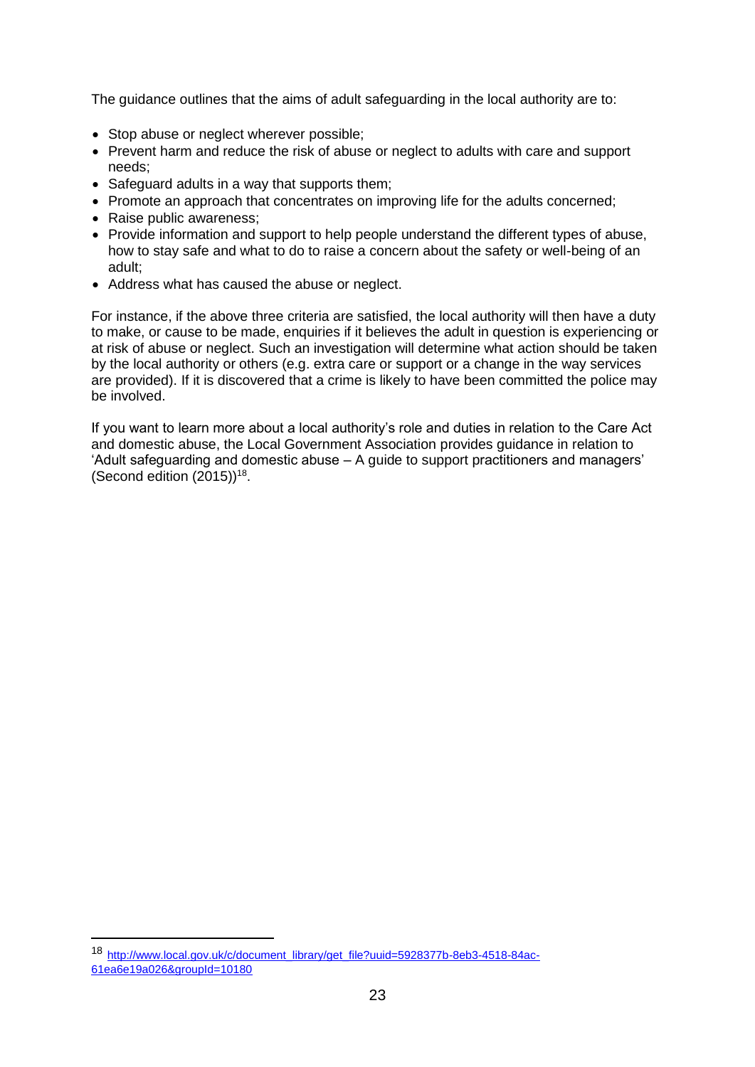The guidance outlines that the aims of adult safeguarding in the local authority are to:

- Stop abuse or neglect wherever possible;
- Prevent harm and reduce the risk of abuse or neglect to adults with care and support needs;
- Safeguard adults in a way that supports them;
- Promote an approach that concentrates on improving life for the adults concerned;
- Raise public awareness;
- Provide information and support to help people understand the different types of abuse, how to stay safe and what to do to raise a concern about the safety or well-being of an adult;
- Address what has caused the abuse or neglect.

For instance, if the above three criteria are satisfied, the local authority will then have a duty to make, or cause to be made, enquiries if it believes the adult in question is experiencing or at risk of abuse or neglect. Such an investigation will determine what action should be taken by the local authority or others (e.g. extra care or support or a change in the way services are provided). If it is discovered that a crime is likely to have been committed the police may be involved.

If you want to learn more about a local authority's role and duties in relation to the Care Act and domestic abuse, the Local Government Association provides guidance in relation to 'Adult safeguarding and domestic abuse – A guide to support practitioners and managers' (Second edition (2015))[18].

---

[18] http://www.local.gov.uk/c/document_library/get_file?uuid=5928377b-8eb3-4518-84ac-61ea6e19a026&groupId=10180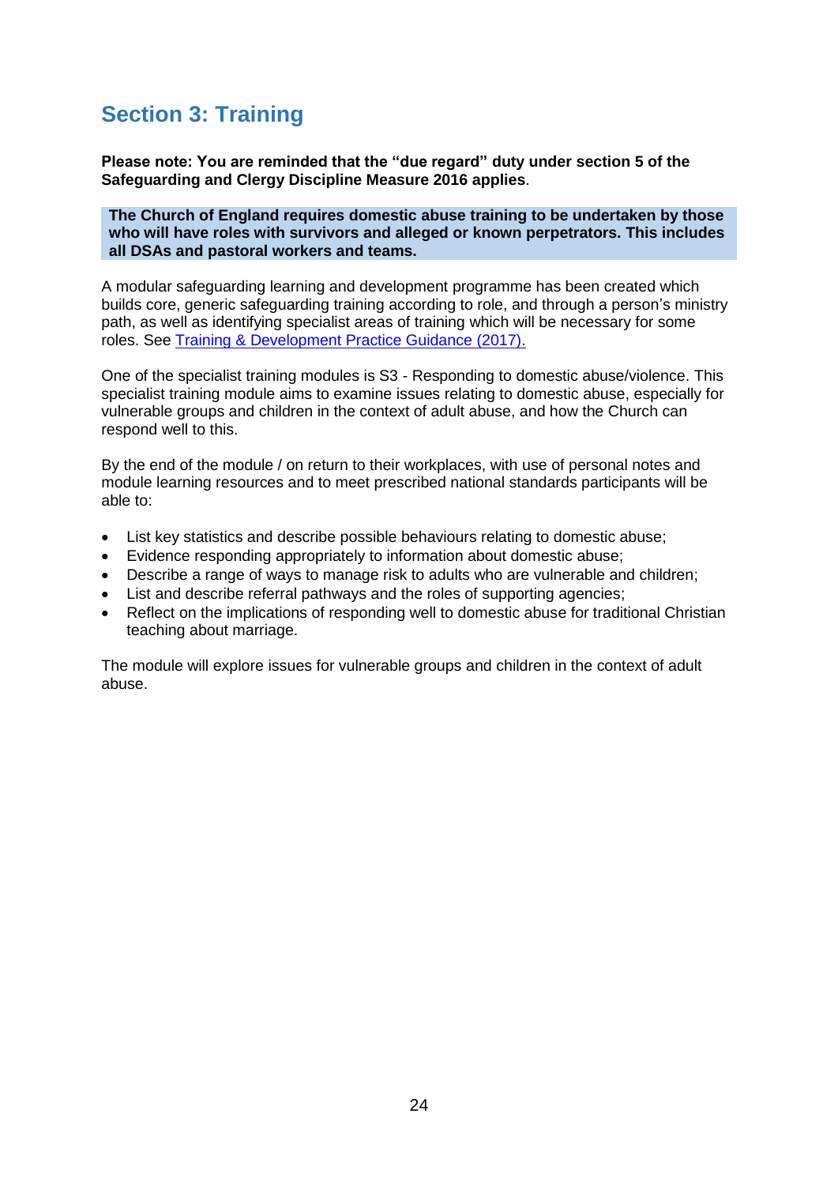## Section 3: Training

**Please note: You are reminded that the "due regard" duty under section 5 of the Safeguarding and Clergy Discipline Measure 2016 applies**.

**The Church of England requires domestic abuse training to be undertaken by those who will have roles with survivors and alleged or known perpetrators. This includes all DSAs and pastoral workers and teams.**

A modular safeguarding learning and development programme has been created which builds core, generic safeguarding training according to role, and through a person's ministry path, as well as identifying specialist areas of training which will be necessary for some roles. See [Training & Development Practice Guidance (2017).]()

One of the specialist training modules is S3 - Responding to domestic abuse/violence. This specialist training module aims to examine issues relating to domestic abuse, especially for vulnerable groups and children in the context of adult abuse, and how the Church can respond well to this.

By the end of the module / on return to their workplaces, with use of personal notes and module learning resources and to meet prescribed national standards participants will be able to:

- List key statistics and describe possible behaviours relating to domestic abuse;
- Evidence responding appropriately to information about domestic abuse;
- Describe a range of ways to manage risk to adults who are vulnerable and children;
- List and describe referral pathways and the roles of supporting agencies;
- Reflect on the implications of responding well to domestic abuse for traditional Christian teaching about marriage.

The module will explore issues for vulnerable groups and children in the context of adult abuse.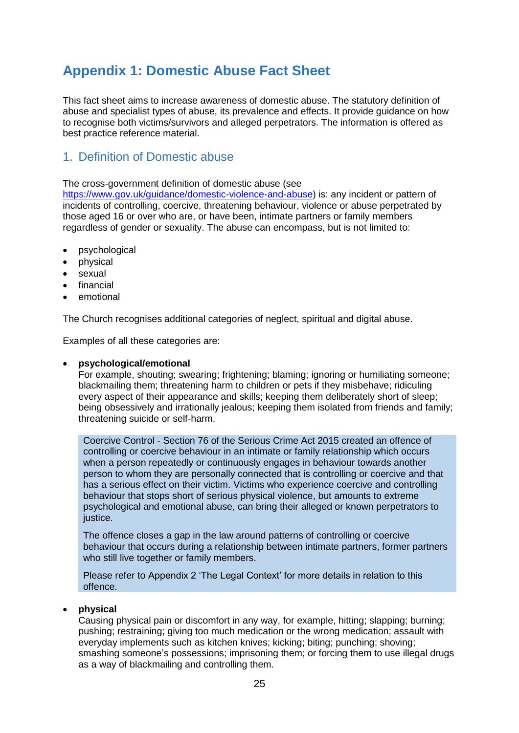# Appendix 1: Domestic Abuse Fact Sheet

This fact sheet aims to increase awareness of domestic abuse. The statutory definition of abuse and specialist types of abuse, its prevalence and effects. It provide guidance on how to recognise both victims/survivors and alleged perpetrators. The information is offered as best practice reference material.

## 1. Definition of Domestic abuse

The cross-government definition of domestic abuse (see https://www.gov.uk/guidance/domestic-violence-and-abuse) is: any incident or pattern of incidents of controlling, coercive, threatening behaviour, violence or abuse perpetrated by those aged 16 or over who are, or have been, intimate partners or family members regardless of gender or sexuality. The abuse can encompass, but is not limited to:

- psychological
- physical
- sexual
- financial
- emotional

The Church recognises additional categories of neglect, spiritual and digital abuse.

Examples of all these categories are:

- **psychological/emotional**
  For example, shouting; swearing; frightening; blaming; ignoring or humiliating someone; blackmailing them; threatening harm to children or pets if they misbehave; ridiculing every aspect of their appearance and skills; keeping them deliberately short of sleep; being obsessively and irrationally jealous; keeping them isolated from friends and family; threatening suicide or self-harm.

  > Coercive Control - Section 76 of the Serious Crime Act 2015 created an offence of controlling or coercive behaviour in an intimate or family relationship which occurs when a person repeatedly or continuously engages in behaviour towards another person to whom they are personally connected that is controlling or coercive and that has a serious effect on their victim. Victims who experience coercive and controlling behaviour that stops short of serious physical violence, but amounts to extreme psychological and emotional abuse, can bring their alleged or known perpetrators to justice.
  >
  > The offence closes a gap in the law around patterns of controlling or coercive behaviour that occurs during a relationship between intimate partners, former partners who still live together or family members.
  >
  > Please refer to Appendix 2 'The Legal Context' for more details in relation to this offence.

- **physical**
  Causing physical pain or discomfort in any way, for example, hitting; slapping; burning; pushing; restraining; giving too much medication or the wrong medication; assault with everyday implements such as kitchen knives; kicking; biting; punching; shoving; smashing someone's possessions; imprisoning them; or forcing them to use illegal drugs as a way of blackmailing and controlling them.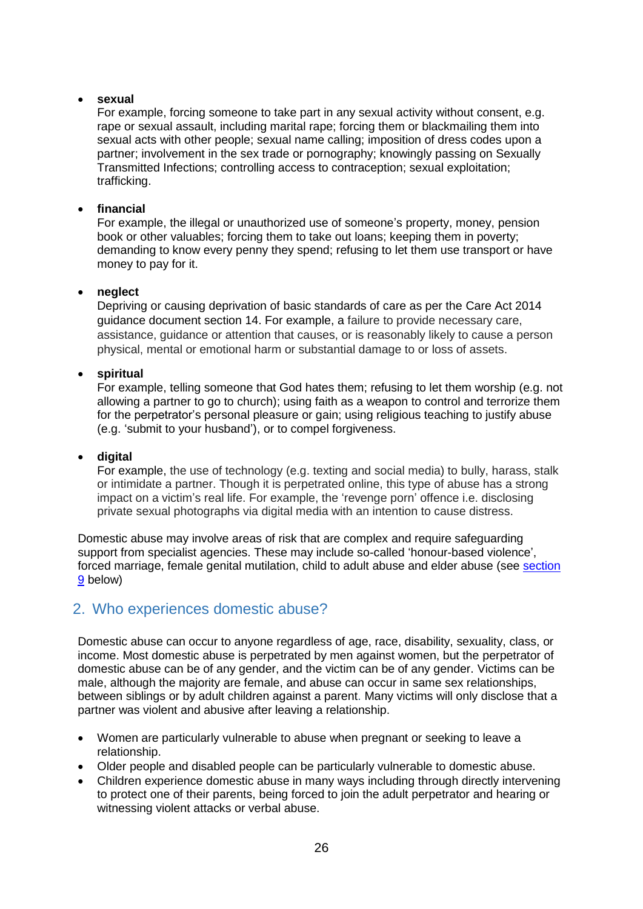- **sexual**
  For example, forcing someone to take part in any sexual activity without consent, e.g. rape or sexual assault, including marital rape; forcing them or blackmailing them into sexual acts with other people; sexual name calling; imposition of dress codes upon a partner; involvement in the sex trade or pornography; knowingly passing on Sexually Transmitted Infections; controlling access to contraception; sexual exploitation; trafficking.

- **financial**
  For example, the illegal or unauthorized use of someone's property, money, pension book or other valuables; forcing them to take out loans; keeping them in poverty; demanding to know every penny they spend; refusing to let them use transport or have money to pay for it.

- **neglect**
  Depriving or causing deprivation of basic standards of care as per the Care Act 2014 guidance document section 14. For example, a failure to provide necessary care, assistance, guidance or attention that causes, or is reasonably likely to cause a person physical, mental or emotional harm or substantial damage to or loss of assets.

- **spiritual**
  For example, telling someone that God hates them; refusing to let them worship (e.g. not allowing a partner to go to church); using faith as a weapon to control and terrorize them for the perpetrator's personal pleasure or gain; using religious teaching to justify abuse (e.g. 'submit to your husband'), or to compel forgiveness.

- **digital**
  For example, the use of technology (e.g. texting and social media) to bully, harass, stalk or intimidate a partner. Though it is perpetrated online, this type of abuse has a strong impact on a victim's real life. For example, the 'revenge porn' offence i.e. disclosing private sexual photographs via digital media with an intention to cause distress.

Domestic abuse may involve areas of risk that are complex and require safeguarding support from specialist agencies. These may include so-called 'honour-based violence', forced marriage, female genital mutilation, child to adult abuse and elder abuse (see section 9 below)

## 2. Who experiences domestic abuse?

Domestic abuse can occur to anyone regardless of age, race, disability, sexuality, class, or income. Most domestic abuse is perpetrated by men against women, but the perpetrator of domestic abuse can be of any gender, and the victim can be of any gender. Victims can be male, although the majority are female, and abuse can occur in same sex relationships, between siblings or by adult children against a parent. Many victims will only disclose that a partner was violent and abusive after leaving a relationship.

- Women are particularly vulnerable to abuse when pregnant or seeking to leave a relationship.
- Older people and disabled people can be particularly vulnerable to domestic abuse.
- Children experience domestic abuse in many ways including through directly intervening to protect one of their parents, being forced to join the adult perpetrator and hearing or witnessing violent attacks or verbal abuse.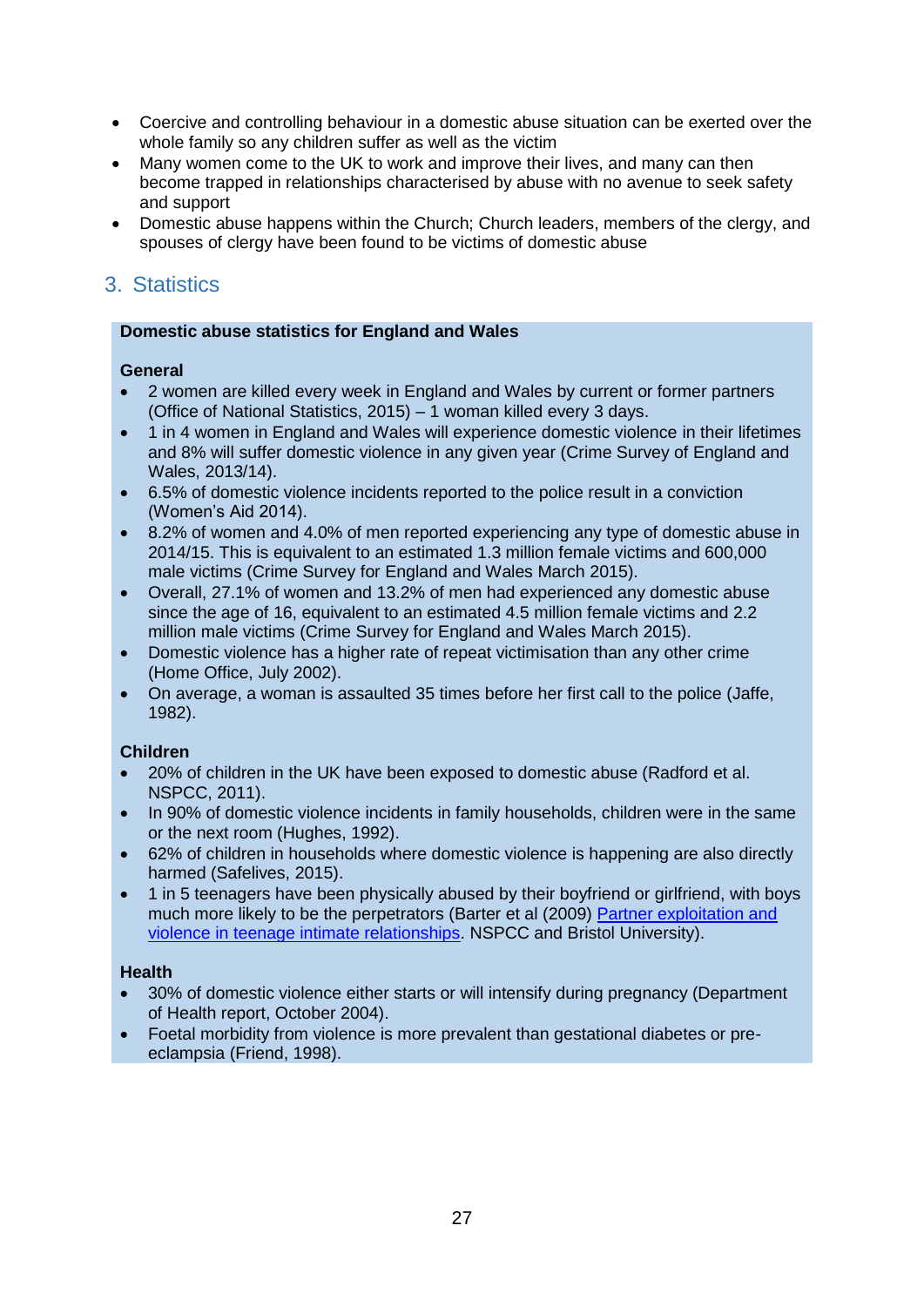- Coercive and controlling behaviour in a domestic abuse situation can be exerted over the whole family so any children suffer as well as the victim
- Many women come to the UK to work and improve their lives, and many can then become trapped in relationships characterised by abuse with no avenue to seek safety and support
- Domestic abuse happens within the Church; Church leaders, members of the clergy, and spouses of clergy have been found to be victims of domestic abuse

## 3. Statistics

**Domestic abuse statistics for England and Wales**

**General**

- 2 women are killed every week in England and Wales by current or former partners (Office of National Statistics, 2015) – 1 woman killed every 3 days.
- 1 in 4 women in England and Wales will experience domestic violence in their lifetimes and 8% will suffer domestic violence in any given year (Crime Survey of England and Wales, 2013/14).
- 6.5% of domestic violence incidents reported to the police result in a conviction (Women's Aid 2014).
- 8.2% of women and 4.0% of men reported experiencing any type of domestic abuse in 2014/15. This is equivalent to an estimated 1.3 million female victims and 600,000 male victims (Crime Survey for England and Wales March 2015).
- Overall, 27.1% of women and 13.2% of men had experienced any domestic abuse since the age of 16, equivalent to an estimated 4.5 million female victims and 2.2 million male victims (Crime Survey for England and Wales March 2015).
- Domestic violence has a higher rate of repeat victimisation than any other crime (Home Office, July 2002).
- On average, a woman is assaulted 35 times before her first call to the police (Jaffe, 1982).

**Children**

- 20% of children in the UK have been exposed to domestic abuse (Radford et al. NSPCC, 2011).
- In 90% of domestic violence incidents in family households, children were in the same or the next room (Hughes, 1992).
- 62% of children in households where domestic violence is happening are also directly harmed (Safelives, 2015).
- 1 in 5 teenagers have been physically abused by their boyfriend or girlfriend, with boys much more likely to be the perpetrators (Barter et al (2009) Partner exploitation and violence in teenage intimate relationships. NSPCC and Bristol University).

**Health**

- 30% of domestic violence either starts or will intensify during pregnancy (Department of Health report, October 2004).
- Foetal morbidity from violence is more prevalent than gestational diabetes or pre-eclampsia (Friend, 1998).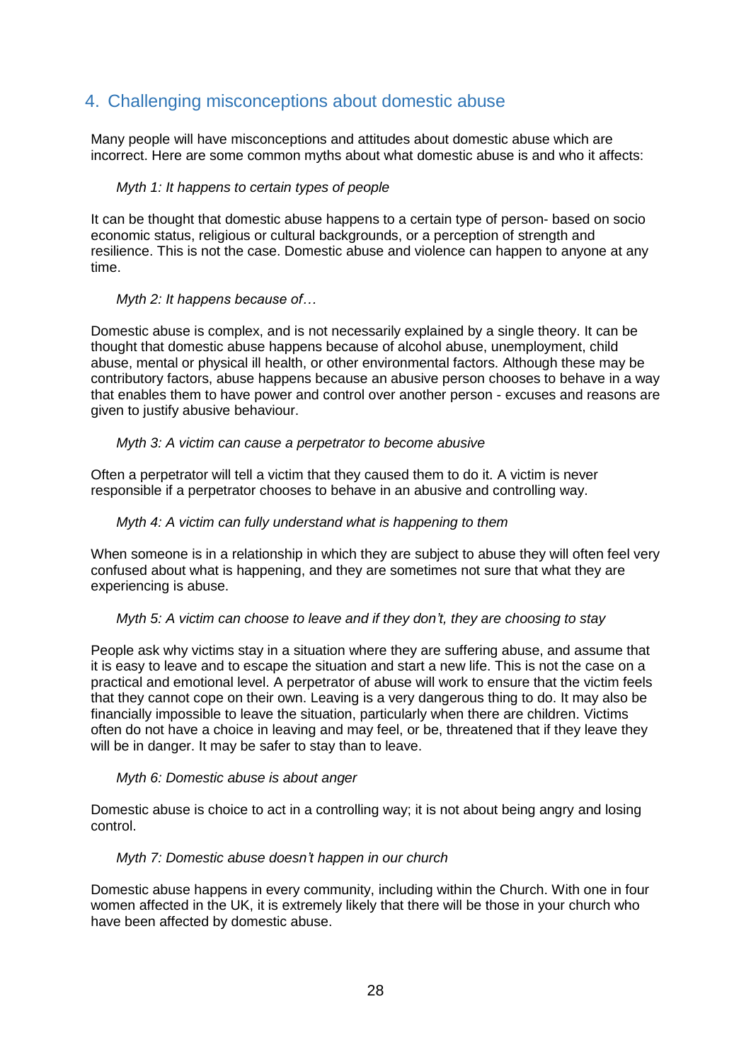## 4. Challenging misconceptions about domestic abuse

Many people will have misconceptions and attitudes about domestic abuse which are incorrect. Here are some common myths about what domestic abuse is and who it affects:

*Myth 1: It happens to certain types of people*

It can be thought that domestic abuse happens to a certain type of person- based on socio economic status, religious or cultural backgrounds, or a perception of strength and resilience. This is not the case. Domestic abuse and violence can happen to anyone at any time.

*Myth 2: It happens because of…*

Domestic abuse is complex, and is not necessarily explained by a single theory. It can be thought that domestic abuse happens because of alcohol abuse, unemployment, child abuse, mental or physical ill health, or other environmental factors. Although these may be contributory factors, abuse happens because an abusive person chooses to behave in a way that enables them to have power and control over another person - excuses and reasons are given to justify abusive behaviour.

*Myth 3: A victim can cause a perpetrator to become abusive*

Often a perpetrator will tell a victim that they caused them to do it. A victim is never responsible if a perpetrator chooses to behave in an abusive and controlling way.

*Myth 4: A victim can fully understand what is happening to them*

When someone is in a relationship in which they are subject to abuse they will often feel very confused about what is happening, and they are sometimes not sure that what they are experiencing is abuse.

*Myth 5: A victim can choose to leave and if they don't, they are choosing to stay*

People ask why victims stay in a situation where they are suffering abuse, and assume that it is easy to leave and to escape the situation and start a new life. This is not the case on a practical and emotional level. A perpetrator of abuse will work to ensure that the victim feels that they cannot cope on their own. Leaving is a very dangerous thing to do. It may also be financially impossible to leave the situation, particularly when there are children. Victims often do not have a choice in leaving and may feel, or be, threatened that if they leave they will be in danger. It may be safer to stay than to leave.

*Myth 6: Domestic abuse is about anger*

Domestic abuse is choice to act in a controlling way; it is not about being angry and losing control.

*Myth 7: Domestic abuse doesn't happen in our church*

Domestic abuse happens in every community, including within the Church. With one in four women affected in the UK, it is extremely likely that there will be those in your church who have been affected by domestic abuse.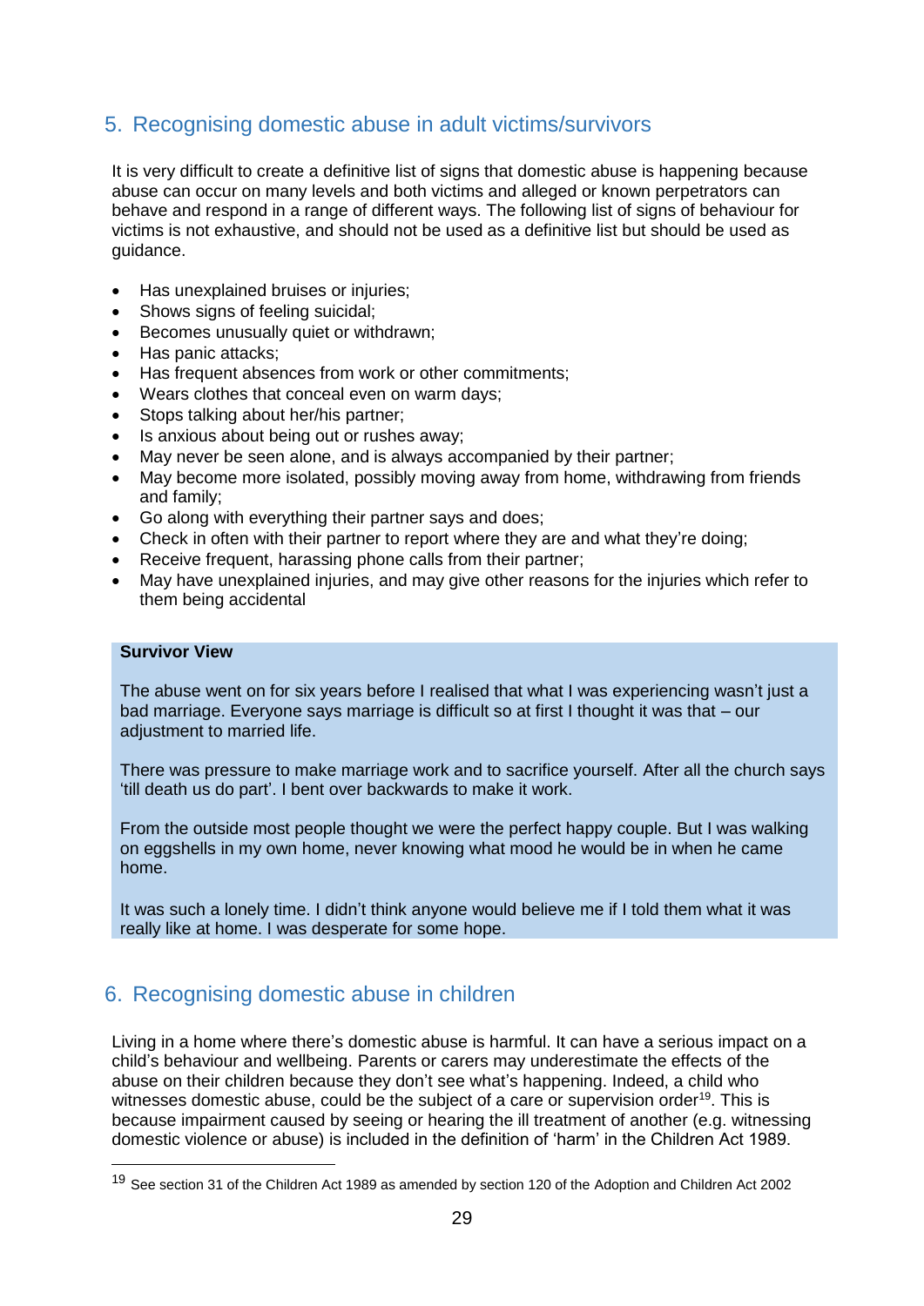## 5. Recognising domestic abuse in adult victims/survivors

It is very difficult to create a definitive list of signs that domestic abuse is happening because abuse can occur on many levels and both victims and alleged or known perpetrators can behave and respond in a range of different ways. The following list of signs of behaviour for victims is not exhaustive, and should not be used as a definitive list but should be used as guidance.

- Has unexplained bruises or injuries;
- Shows signs of feeling suicidal;
- Becomes unusually quiet or withdrawn;
- Has panic attacks;
- Has frequent absences from work or other commitments;
- Wears clothes that conceal even on warm days;
- Stops talking about her/his partner;
- Is anxious about being out or rushes away;
- May never be seen alone, and is always accompanied by their partner;
- May become more isolated, possibly moving away from home, withdrawing from friends and family;
- Go along with everything their partner says and does;
- Check in often with their partner to report where they are and what they're doing;
- Receive frequent, harassing phone calls from their partner;
- May have unexplained injuries, and may give other reasons for the injuries which refer to them being accidental

**Survivor View**

The abuse went on for six years before I realised that what I was experiencing wasn't just a bad marriage. Everyone says marriage is difficult so at first I thought it was that – our adjustment to married life.

There was pressure to make marriage work and to sacrifice yourself. After all the church says 'till death us do part'. I bent over backwards to make it work.

From the outside most people thought we were the perfect happy couple. But I was walking on eggshells in my own home, never knowing what mood he would be in when he came home.

It was such a lonely time. I didn't think anyone would believe me if I told them what it was really like at home. I was desperate for some hope.

## 6. Recognising domestic abuse in children

Living in a home where there's domestic abuse is harmful. It can have a serious impact on a child's behaviour and wellbeing. Parents or carers may underestimate the effects of the abuse on their children because they don't see what's happening. Indeed, a child who witnesses domestic abuse, could be the subject of a care or supervision order[19]. This is because impairment caused by seeing or hearing the ill treatment of another (e.g. witnessing domestic violence or abuse) is included in the definition of 'harm' in the Children Act 1989.

[19] See section 31 of the Children Act 1989 as amended by section 120 of the Adoption and Children Act 2002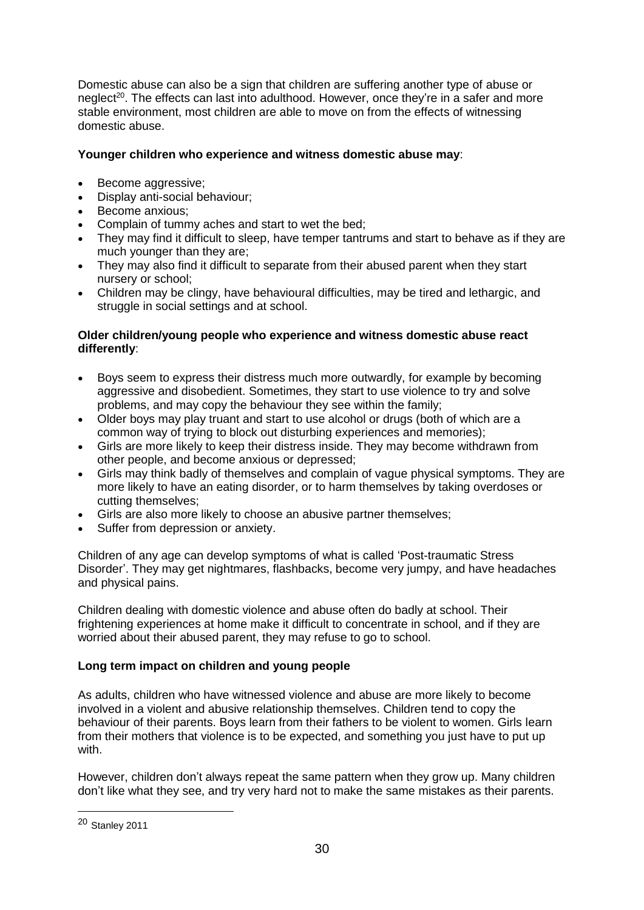Domestic abuse can also be a sign that children are suffering another type of abuse or neglect[20]. The effects can last into adulthood. However, once they're in a safer and more stable environment, most children are able to move on from the effects of witnessing domestic abuse.

**Younger children who experience and witness domestic abuse may**:

- Become aggressive;
- Display anti-social behaviour;
- Become anxious;
- Complain of tummy aches and start to wet the bed;
- They may find it difficult to sleep, have temper tantrums and start to behave as if they are much younger than they are;
- They may also find it difficult to separate from their abused parent when they start nursery or school;
- Children may be clingy, have behavioural difficulties, may be tired and lethargic, and struggle in social settings and at school.

**Older children/young people who experience and witness domestic abuse react differently**:

- Boys seem to express their distress much more outwardly, for example by becoming aggressive and disobedient. Sometimes, they start to use violence to try and solve problems, and may copy the behaviour they see within the family;
- Older boys may play truant and start to use alcohol or drugs (both of which are a common way of trying to block out disturbing experiences and memories);
- Girls are more likely to keep their distress inside. They may become withdrawn from other people, and become anxious or depressed;
- Girls may think badly of themselves and complain of vague physical symptoms. They are more likely to have an eating disorder, or to harm themselves by taking overdoses or cutting themselves;
- Girls are also more likely to choose an abusive partner themselves;
- Suffer from depression or anxiety.

Children of any age can develop symptoms of what is called 'Post-traumatic Stress Disorder'. They may get nightmares, flashbacks, become very jumpy, and have headaches and physical pains.

Children dealing with domestic violence and abuse often do badly at school. Their frightening experiences at home make it difficult to concentrate in school, and if they are worried about their abused parent, they may refuse to go to school.

**Long term impact on children and young people**

As adults, children who have witnessed violence and abuse are more likely to become involved in a violent and abusive relationship themselves. Children tend to copy the behaviour of their parents. Boys learn from their fathers to be violent to women. Girls learn from their mothers that violence is to be expected, and something you just have to put up with.

However, children don't always repeat the same pattern when they grow up. Many children don't like what they see, and try very hard not to make the same mistakes as their parents.

[20] Stanley 2011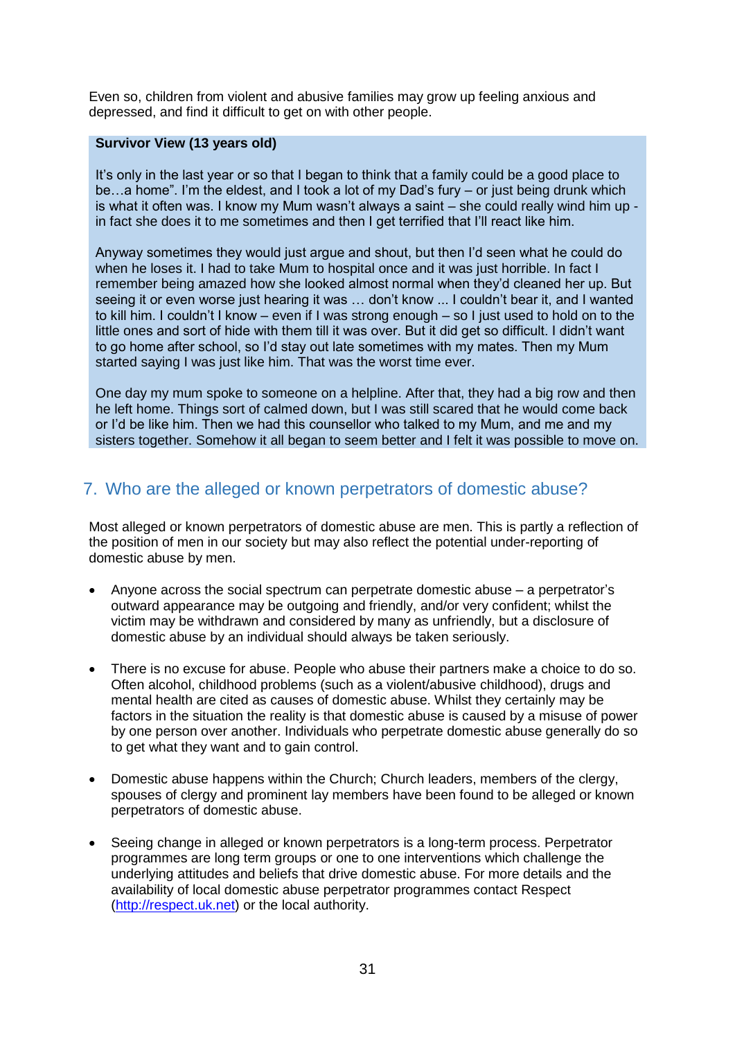Even so, children from violent and abusive families may grow up feeling anxious and depressed, and find it difficult to get on with other people.

> **Survivor View (13 years old)**
>
> It's only in the last year or so that I began to think that a family could be a good place to be…a home". I'm the eldest, and I took a lot of my Dad's fury – or just being drunk which is what it often was. I know my Mum wasn't always a saint – she could really wind him up - in fact she does it to me sometimes and then I get terrified that I'll react like him.
>
> Anyway sometimes they would just argue and shout, but then I'd seen what he could do when he loses it. I had to take Mum to hospital once and it was just horrible. In fact I remember being amazed how she looked almost normal when they'd cleaned her up. But seeing it or even worse just hearing it was … don't know ... I couldn't bear it, and I wanted to kill him. I couldn't I know – even if I was strong enough – so I just used to hold on to the little ones and sort of hide with them till it was over. But it did get so difficult. I didn't want to go home after school, so I'd stay out late sometimes with my mates. Then my Mum started saying I was just like him. That was the worst time ever.
>
> One day my mum spoke to someone on a helpline. After that, they had a big row and then he left home. Things sort of calmed down, but I was still scared that he would come back or I'd be like him. Then we had this counsellor who talked to my Mum, and me and my sisters together. Somehow it all began to seem better and I felt it was possible to move on.

## 7. Who are the alleged or known perpetrators of domestic abuse?

Most alleged or known perpetrators of domestic abuse are men. This is partly a reflection of the position of men in our society but may also reflect the potential under-reporting of domestic abuse by men.

- Anyone across the social spectrum can perpetrate domestic abuse – a perpetrator's outward appearance may be outgoing and friendly, and/or very confident; whilst the victim may be withdrawn and considered by many as unfriendly, but a disclosure of domestic abuse by an individual should always be taken seriously.

- There is no excuse for abuse. People who abuse their partners make a choice to do so. Often alcohol, childhood problems (such as a violent/abusive childhood), drugs and mental health are cited as causes of domestic abuse. Whilst they certainly may be factors in the situation the reality is that domestic abuse is caused by a misuse of power by one person over another. Individuals who perpetrate domestic abuse generally do so to get what they want and to gain control.

- Domestic abuse happens within the Church; Church leaders, members of the clergy, spouses of clergy and prominent lay members have been found to be alleged or known perpetrators of domestic abuse.

- Seeing change in alleged or known perpetrators is a long-term process. Perpetrator programmes are long term groups or one to one interventions which challenge the underlying attitudes and beliefs that drive domestic abuse. For more details and the availability of local domestic abuse perpetrator programmes contact Respect (http://respect.uk.net) or the local authority.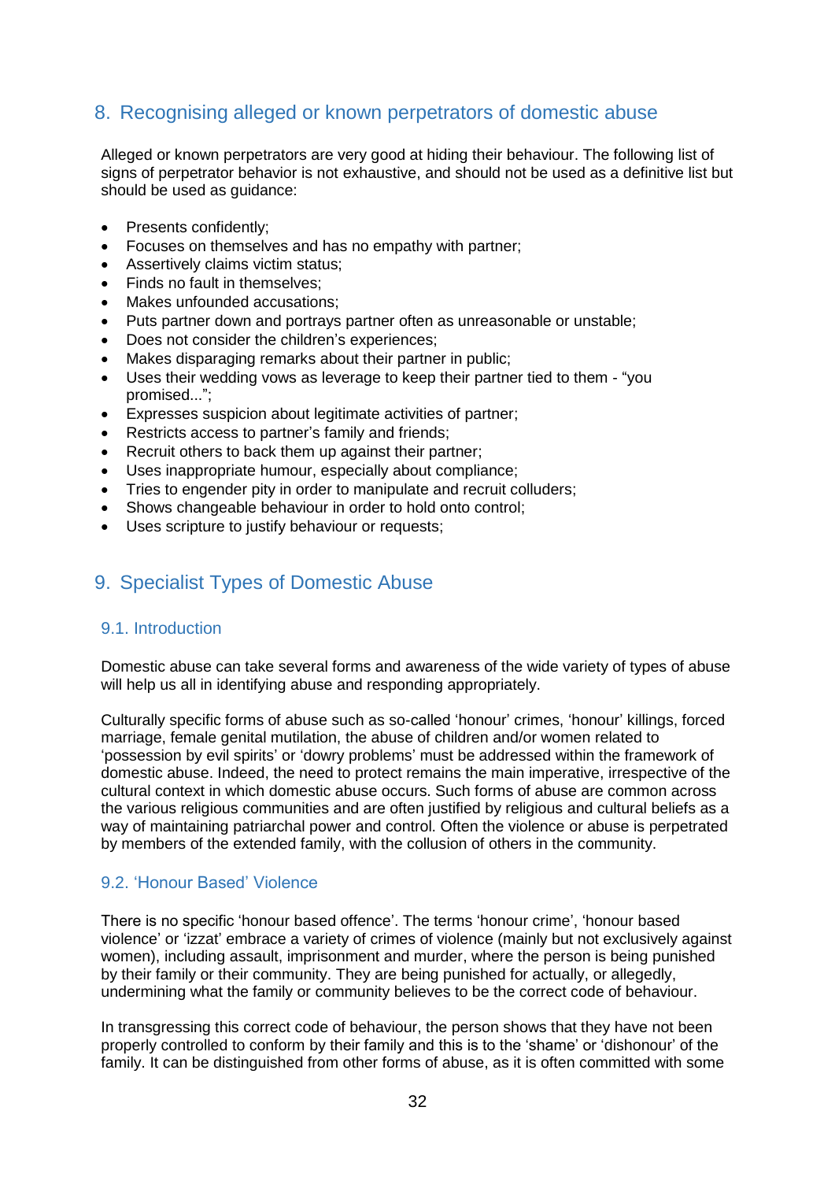## 8. Recognising alleged or known perpetrators of domestic abuse

Alleged or known perpetrators are very good at hiding their behaviour. The following list of signs of perpetrator behavior is not exhaustive, and should not be used as a definitive list but should be used as guidance:

- Presents confidently;
- Focuses on themselves and has no empathy with partner;
- Assertively claims victim status;
- Finds no fault in themselves;
- Makes unfounded accusations;
- Puts partner down and portrays partner often as unreasonable or unstable;
- Does not consider the children's experiences;
- Makes disparaging remarks about their partner in public;
- Uses their wedding vows as leverage to keep their partner tied to them - "you promised...";
- Expresses suspicion about legitimate activities of partner;
- Restricts access to partner's family and friends;
- Recruit others to back them up against their partner;
- Uses inappropriate humour, especially about compliance;
- Tries to engender pity in order to manipulate and recruit colluders;
- Shows changeable behaviour in order to hold onto control;
- Uses scripture to justify behaviour or requests;

## 9. Specialist Types of Domestic Abuse

### 9.1. Introduction

Domestic abuse can take several forms and awareness of the wide variety of types of abuse will help us all in identifying abuse and responding appropriately.

Culturally specific forms of abuse such as so-called 'honour' crimes, 'honour' killings, forced marriage, female genital mutilation, the abuse of children and/or women related to 'possession by evil spirits' or 'dowry problems' must be addressed within the framework of domestic abuse. Indeed, the need to protect remains the main imperative, irrespective of the cultural context in which domestic abuse occurs. Such forms of abuse are common across the various religious communities and are often justified by religious and cultural beliefs as a way of maintaining patriarchal power and control. Often the violence or abuse is perpetrated by members of the extended family, with the collusion of others in the community.

### 9.2. 'Honour Based' Violence

There is no specific 'honour based offence'. The terms 'honour crime', 'honour based violence' or 'izzat' embrace a variety of crimes of violence (mainly but not exclusively against women), including assault, imprisonment and murder, where the person is being punished by their family or their community. They are being punished for actually, or allegedly, undermining what the family or community believes to be the correct code of behaviour.

In transgressing this correct code of behaviour, the person shows that they have not been properly controlled to conform by their family and this is to the 'shame' or 'dishonour' of the family. It can be distinguished from other forms of abuse, as it is often committed with some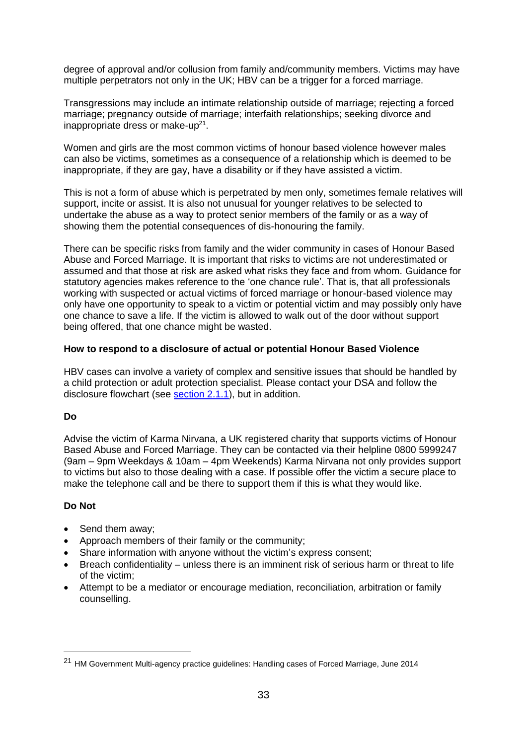degree of approval and/or collusion from family and/community members. Victims may have multiple perpetrators not only in the UK; HBV can be a trigger for a forced marriage.

Transgressions may include an intimate relationship outside of marriage; rejecting a forced marriage; pregnancy outside of marriage; interfaith relationships; seeking divorce and inappropriate dress or make-up[21].

Women and girls are the most common victims of honour based violence however males can also be victims, sometimes as a consequence of a relationship which is deemed to be inappropriate, if they are gay, have a disability or if they have assisted a victim.

This is not a form of abuse which is perpetrated by men only, sometimes female relatives will support, incite or assist. It is also not unusual for younger relatives to be selected to undertake the abuse as a way to protect senior members of the family or as a way of showing them the potential consequences of dis-honouring the family.

There can be specific risks from family and the wider community in cases of Honour Based Abuse and Forced Marriage. It is important that risks to victims are not underestimated or assumed and that those at risk are asked what risks they face and from whom. Guidance for statutory agencies makes reference to the 'one chance rule'. That is, that all professionals working with suspected or actual victims of forced marriage or honour-based violence may only have one opportunity to speak to a victim or potential victim and may possibly only have one chance to save a life. If the victim is allowed to walk out of the door without support being offered, that one chance might be wasted.

**How to respond to a disclosure of actual or potential Honour Based Violence**

HBV cases can involve a variety of complex and sensitive issues that should be handled by a child protection or adult protection specialist. Please contact your DSA and follow the disclosure flowchart (see section 2.1.1), but in addition.

**Do**

Advise the victim of Karma Nirvana, a UK registered charity that supports victims of Honour Based Abuse and Forced Marriage. They can be contacted via their helpline 0800 5999247 (9am – 9pm Weekdays & 10am – 4pm Weekends) Karma Nirvana not only provides support to victims but also to those dealing with a case. If possible offer the victim a secure place to make the telephone call and be there to support them if this is what they would like.

**Do Not**

- Send them away;
- Approach members of their family or the community;
- Share information with anyone without the victim's express consent;
- Breach confidentiality – unless there is an imminent risk of serious harm or threat to life of the victim;
- Attempt to be a mediator or encourage mediation, reconciliation, arbitration or family counselling.

---

[21] HM Government Multi-agency practice guidelines: Handling cases of Forced Marriage, June 2014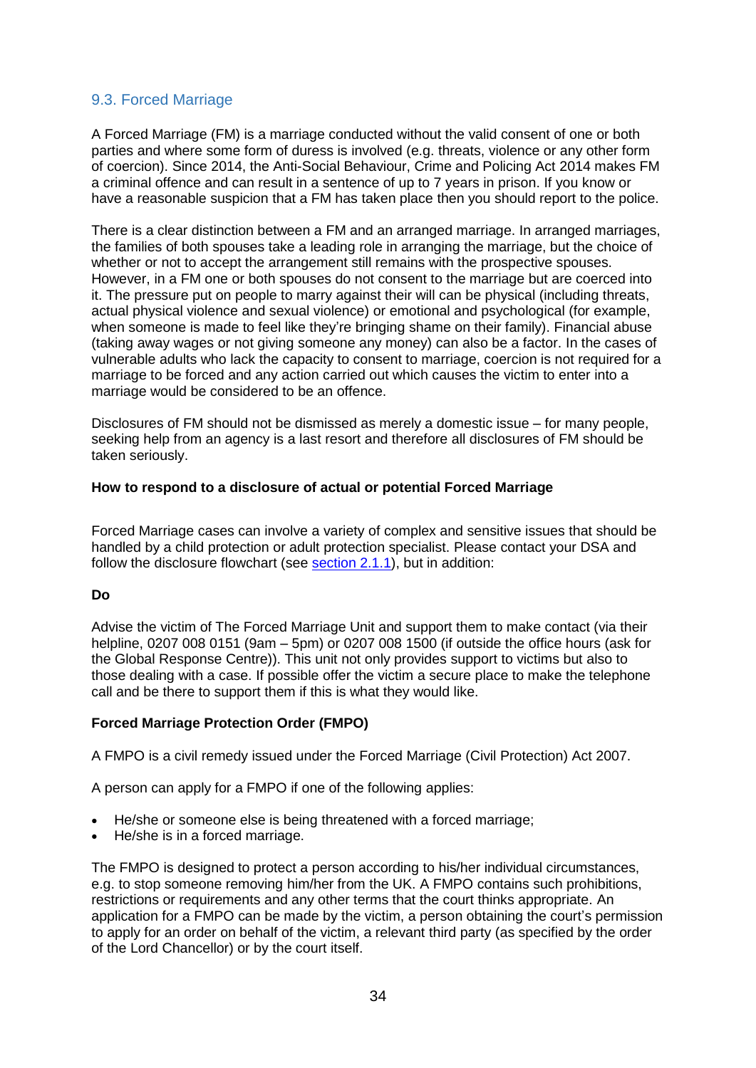## 9.3. Forced Marriage

A Forced Marriage (FM) is a marriage conducted without the valid consent of one or both parties and where some form of duress is involved (e.g. threats, violence or any other form of coercion). Since 2014, the Anti-Social Behaviour, Crime and Policing Act 2014 makes FM a criminal offence and can result in a sentence of up to 7 years in prison. If you know or have a reasonable suspicion that a FM has taken place then you should report to the police.

There is a clear distinction between a FM and an arranged marriage. In arranged marriages, the families of both spouses take a leading role in arranging the marriage, but the choice of whether or not to accept the arrangement still remains with the prospective spouses. However, in a FM one or both spouses do not consent to the marriage but are coerced into it. The pressure put on people to marry against their will can be physical (including threats, actual physical violence and sexual violence) or emotional and psychological (for example, when someone is made to feel like they're bringing shame on their family). Financial abuse (taking away wages or not giving someone any money) can also be a factor. In the cases of vulnerable adults who lack the capacity to consent to marriage, coercion is not required for a marriage to be forced and any action carried out which causes the victim to enter into a marriage would be considered to be an offence.

Disclosures of FM should not be dismissed as merely a domestic issue – for many people, seeking help from an agency is a last resort and therefore all disclosures of FM should be taken seriously.

**How to respond to a disclosure of actual or potential Forced Marriage**

Forced Marriage cases can involve a variety of complex and sensitive issues that should be handled by a child protection or adult protection specialist. Please contact your DSA and follow the disclosure flowchart (see section 2.1.1), but in addition:

**Do**

Advise the victim of The Forced Marriage Unit and support them to make contact (via their helpline, 0207 008 0151 (9am – 5pm) or 0207 008 1500 (if outside the office hours (ask for the Global Response Centre)). This unit not only provides support to victims but also to those dealing with a case. If possible offer the victim a secure place to make the telephone call and be there to support them if this is what they would like.

**Forced Marriage Protection Order (FMPO)**

A FMPO is a civil remedy issued under the Forced Marriage (Civil Protection) Act 2007.

A person can apply for a FMPO if one of the following applies:

- He/she or someone else is being threatened with a forced marriage;
- He/she is in a forced marriage.

The FMPO is designed to protect a person according to his/her individual circumstances, e.g. to stop someone removing him/her from the UK. A FMPO contains such prohibitions, restrictions or requirements and any other terms that the court thinks appropriate. An application for a FMPO can be made by the victim, a person obtaining the court's permission to apply for an order on behalf of the victim, a relevant third party (as specified by the order of the Lord Chancellor) or by the court itself.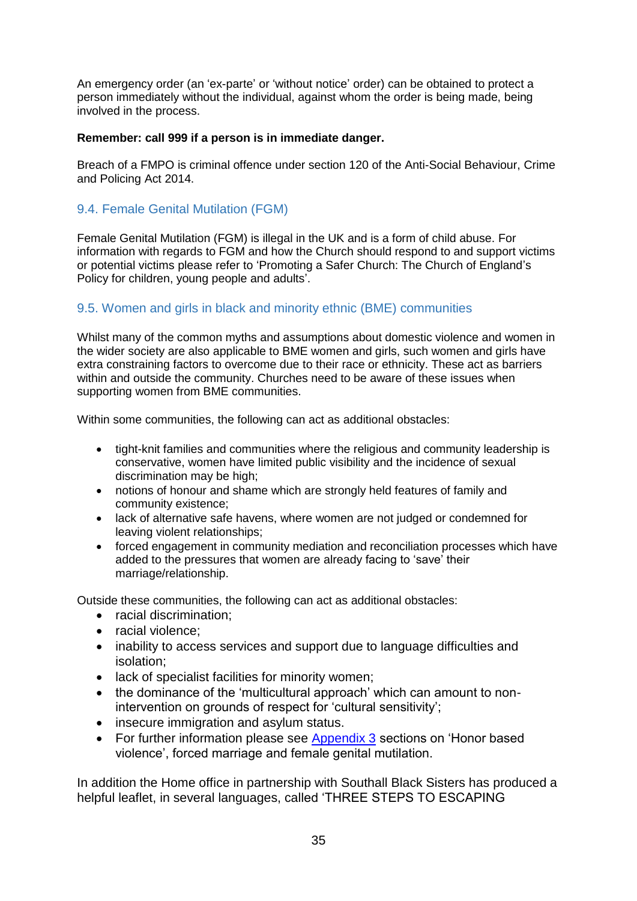An emergency order (an 'ex-parte' or 'without notice' order) can be obtained to protect a person immediately without the individual, against whom the order is being made, being involved in the process.

**Remember: call 999 if a person is in immediate danger.**

Breach of a FMPO is criminal offence under section 120 of the Anti-Social Behaviour, Crime and Policing Act 2014.

### 9.4. Female Genital Mutilation (FGM)

Female Genital Mutilation (FGM) is illegal in the UK and is a form of child abuse. For information with regards to FGM and how the Church should respond to and support victims or potential victims please refer to 'Promoting a Safer Church: The Church of England's Policy for children, young people and adults'.

### 9.5. Women and girls in black and minority ethnic (BME) communities

Whilst many of the common myths and assumptions about domestic violence and women in the wider society are also applicable to BME women and girls, such women and girls have extra constraining factors to overcome due to their race or ethnicity. These act as barriers within and outside the community. Churches need to be aware of these issues when supporting women from BME communities.

Within some communities, the following can act as additional obstacles:

- tight-knit families and communities where the religious and community leadership is conservative, women have limited public visibility and the incidence of sexual discrimination may be high;
- notions of honour and shame which are strongly held features of family and community existence;
- lack of alternative safe havens, where women are not judged or condemned for leaving violent relationships;
- forced engagement in community mediation and reconciliation processes which have added to the pressures that women are already facing to 'save' their marriage/relationship.

Outside these communities, the following can act as additional obstacles:

- racial discrimination;
- racial violence;
- inability to access services and support due to language difficulties and isolation;
- lack of specialist facilities for minority women;
- the dominance of the 'multicultural approach' which can amount to non-intervention on grounds of respect for 'cultural sensitivity';
- insecure immigration and asylum status.
- For further information please see Appendix 3 sections on 'Honor based violence', forced marriage and female genital mutilation.

In addition the Home office in partnership with Southall Black Sisters has produced a helpful leaflet, in several languages, called 'THREE STEPS TO ESCAPING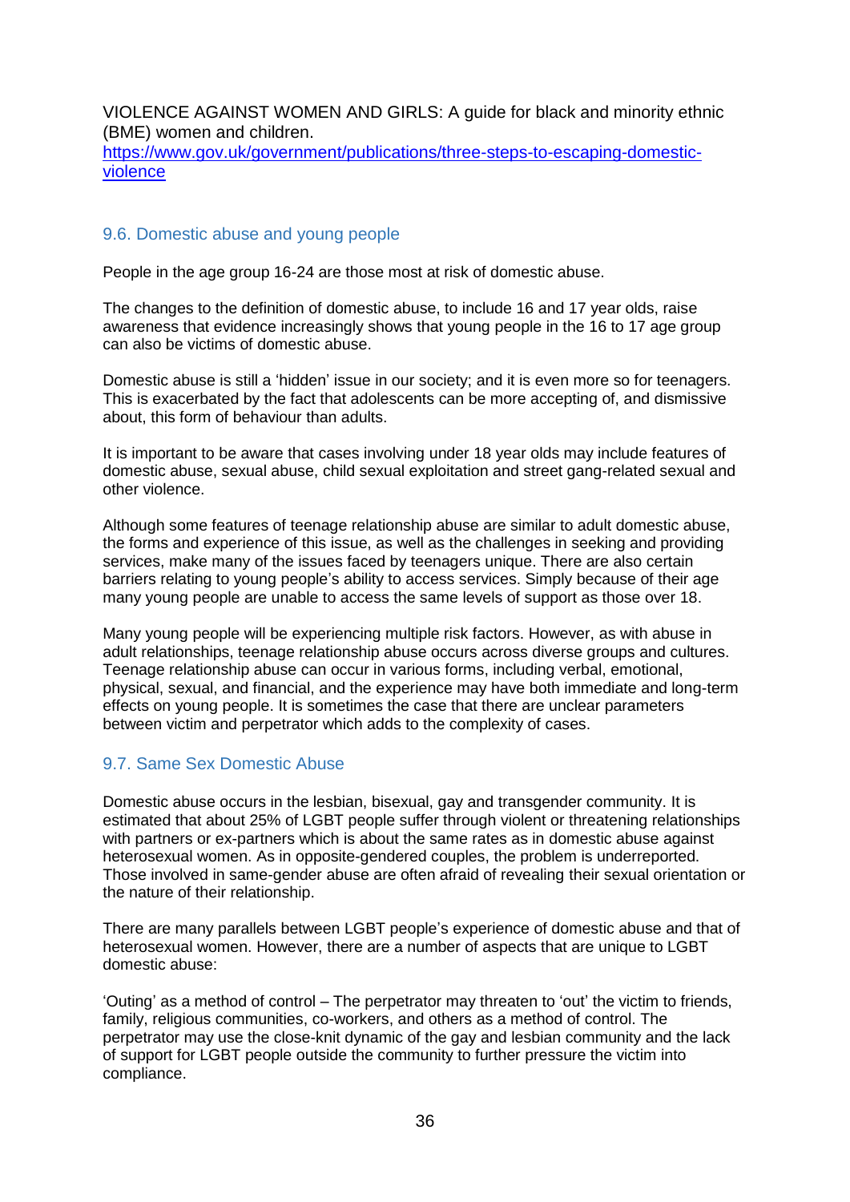VIOLENCE AGAINST WOMEN AND GIRLS: A guide for black and minority ethnic (BME) women and children.
[https://www.gov.uk/government/publications/three-steps-to-escaping-domestic-violence](https://www.gov.uk/government/publications/three-steps-to-escaping-domestic-violence)

## 9.6. Domestic abuse and young people

People in the age group 16-24 are those most at risk of domestic abuse.

The changes to the definition of domestic abuse, to include 16 and 17 year olds, raise awareness that evidence increasingly shows that young people in the 16 to 17 age group can also be victims of domestic abuse.

Domestic abuse is still a 'hidden' issue in our society; and it is even more so for teenagers. This is exacerbated by the fact that adolescents can be more accepting of, and dismissive about, this form of behaviour than adults.

It is important to be aware that cases involving under 18 year olds may include features of domestic abuse, sexual abuse, child sexual exploitation and street gang-related sexual and other violence.

Although some features of teenage relationship abuse are similar to adult domestic abuse, the forms and experience of this issue, as well as the challenges in seeking and providing services, make many of the issues faced by teenagers unique. There are also certain barriers relating to young people's ability to access services. Simply because of their age many young people are unable to access the same levels of support as those over 18.

Many young people will be experiencing multiple risk factors. However, as with abuse in adult relationships, teenage relationship abuse occurs across diverse groups and cultures. Teenage relationship abuse can occur in various forms, including verbal, emotional, physical, sexual, and financial, and the experience may have both immediate and long-term effects on young people. It is sometimes the case that there are unclear parameters between victim and perpetrator which adds to the complexity of cases.

## 9.7. Same Sex Domestic Abuse

Domestic abuse occurs in the lesbian, bisexual, gay and transgender community. It is estimated that about 25% of LGBT people suffer through violent or threatening relationships with partners or ex-partners which is about the same rates as in domestic abuse against heterosexual women. As in opposite-gendered couples, the problem is underreported. Those involved in same-gender abuse are often afraid of revealing their sexual orientation or the nature of their relationship.

There are many parallels between LGBT people's experience of domestic abuse and that of heterosexual women. However, there are a number of aspects that are unique to LGBT domestic abuse:

'Outing' as a method of control – The perpetrator may threaten to 'out' the victim to friends, family, religious communities, co-workers, and others as a method of control. The perpetrator may use the close-knit dynamic of the gay and lesbian community and the lack of support for LGBT people outside the community to further pressure the victim into compliance.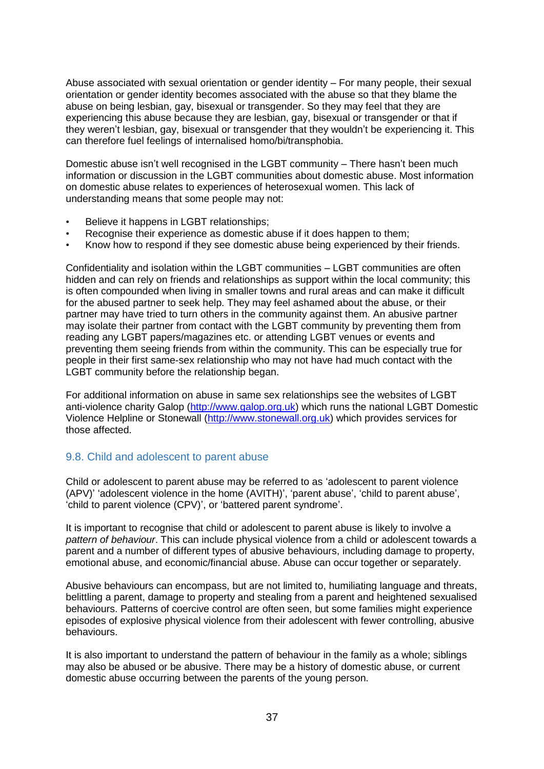Abuse associated with sexual orientation or gender identity – For many people, their sexual orientation or gender identity becomes associated with the abuse so that they blame the abuse on being lesbian, gay, bisexual or transgender. So they may feel that they are experiencing this abuse because they are lesbian, gay, bisexual or transgender or that if they weren't lesbian, gay, bisexual or transgender that they wouldn't be experiencing it. This can therefore fuel feelings of internalised homo/bi/transphobia.

Domestic abuse isn't well recognised in the LGBT community – There hasn't been much information or discussion in the LGBT communities about domestic abuse. Most information on domestic abuse relates to experiences of heterosexual women. This lack of understanding means that some people may not:

- Believe it happens in LGBT relationships;
- Recognise their experience as domestic abuse if it does happen to them;
- Know how to respond if they see domestic abuse being experienced by their friends.

Confidentiality and isolation within the LGBT communities – LGBT communities are often hidden and can rely on friends and relationships as support within the local community; this is often compounded when living in smaller towns and rural areas and can make it difficult for the abused partner to seek help. They may feel ashamed about the abuse, or their partner may have tried to turn others in the community against them. An abusive partner may isolate their partner from contact with the LGBT community by preventing them from reading any LGBT papers/magazines etc. or attending LGBT venues or events and preventing them seeing friends from within the community. This can be especially true for people in their first same-sex relationship who may not have had much contact with the LGBT community before the relationship began.

For additional information on abuse in same sex relationships see the websites of LGBT anti-violence charity Galop (http://www.galop.org.uk) which runs the national LGBT Domestic Violence Helpline or Stonewall (http://www.stonewall.org.uk) which provides services for those affected.

## 9.8. Child and adolescent to parent abuse

Child or adolescent to parent abuse may be referred to as 'adolescent to parent violence (APV)' 'adolescent violence in the home (AVITH)', 'parent abuse', 'child to parent abuse', 'child to parent violence (CPV)', or 'battered parent syndrome'.

It is important to recognise that child or adolescent to parent abuse is likely to involve a *pattern of behaviour*. This can include physical violence from a child or adolescent towards a parent and a number of different types of abusive behaviours, including damage to property, emotional abuse, and economic/financial abuse. Abuse can occur together or separately.

Abusive behaviours can encompass, but are not limited to, humiliating language and threats, belittling a parent, damage to property and stealing from a parent and heightened sexualised behaviours. Patterns of coercive control are often seen, but some families might experience episodes of explosive physical violence from their adolescent with fewer controlling, abusive behaviours.

It is also important to understand the pattern of behaviour in the family as a whole; siblings may also be abused or be abusive. There may be a history of domestic abuse, or current domestic abuse occurring between the parents of the young person.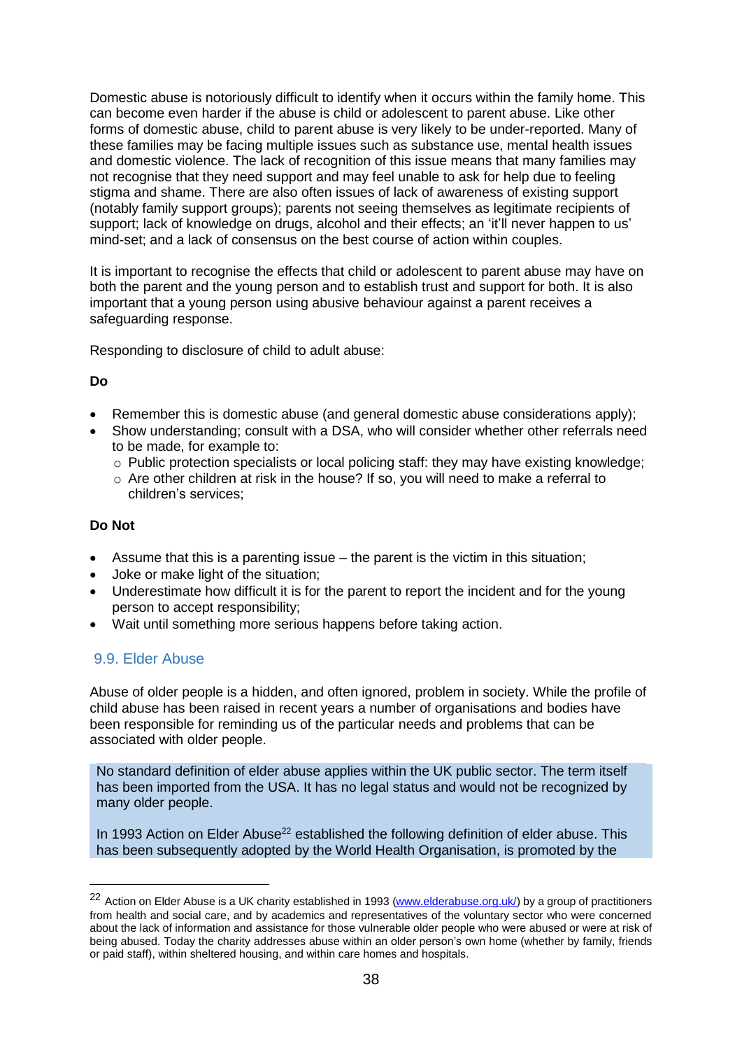Domestic abuse is notoriously difficult to identify when it occurs within the family home. This can become even harder if the abuse is child or adolescent to parent abuse. Like other forms of domestic abuse, child to parent abuse is very likely to be under-reported. Many of these families may be facing multiple issues such as substance use, mental health issues and domestic violence. The lack of recognition of this issue means that many families may not recognise that they need support and may feel unable to ask for help due to feeling stigma and shame. There are also often issues of lack of awareness of existing support (notably family support groups); parents not seeing themselves as legitimate recipients of support; lack of knowledge on drugs, alcohol and their effects; an 'it'll never happen to us' mind-set; and a lack of consensus on the best course of action within couples.

It is important to recognise the effects that child or adolescent to parent abuse may have on both the parent and the young person and to establish trust and support for both. It is also important that a young person using abusive behaviour against a parent receives a safeguarding response.

Responding to disclosure of child to adult abuse:

**Do**

- Remember this is domestic abuse (and general domestic abuse considerations apply);
- Show understanding; consult with a DSA, who will consider whether other referrals need to be made, for example to:
  - Public protection specialists or local policing staff: they may have existing knowledge;
  - Are other children at risk in the house? If so, you will need to make a referral to children's services;

**Do Not**

- Assume that this is a parenting issue – the parent is the victim in this situation;
- Joke or make light of the situation;
- Underestimate how difficult it is for the parent to report the incident and for the young person to accept responsibility;
- Wait until something more serious happens before taking action.

## 9.9. Elder Abuse

Abuse of older people is a hidden, and often ignored, problem in society. While the profile of child abuse has been raised in recent years a number of organisations and bodies have been responsible for reminding us of the particular needs and problems that can be associated with older people.

No standard definition of elder abuse applies within the UK public sector. The term itself has been imported from the USA. It has no legal status and would not be recognized by many older people.

In 1993 Action on Elder Abuse[22] established the following definition of elder abuse. This has been subsequently adopted by the World Health Organisation, is promoted by the

---

[22] Action on Elder Abuse is a UK charity established in 1993 (www.elderabuse.org.uk/) by a group of practitioners from health and social care, and by academics and representatives of the voluntary sector who were concerned about the lack of information and assistance for those vulnerable older people who were abused or were at risk of being abused. Today the charity addresses abuse within an older person's own home (whether by family, friends or paid staff), within sheltered housing, and within care homes and hospitals.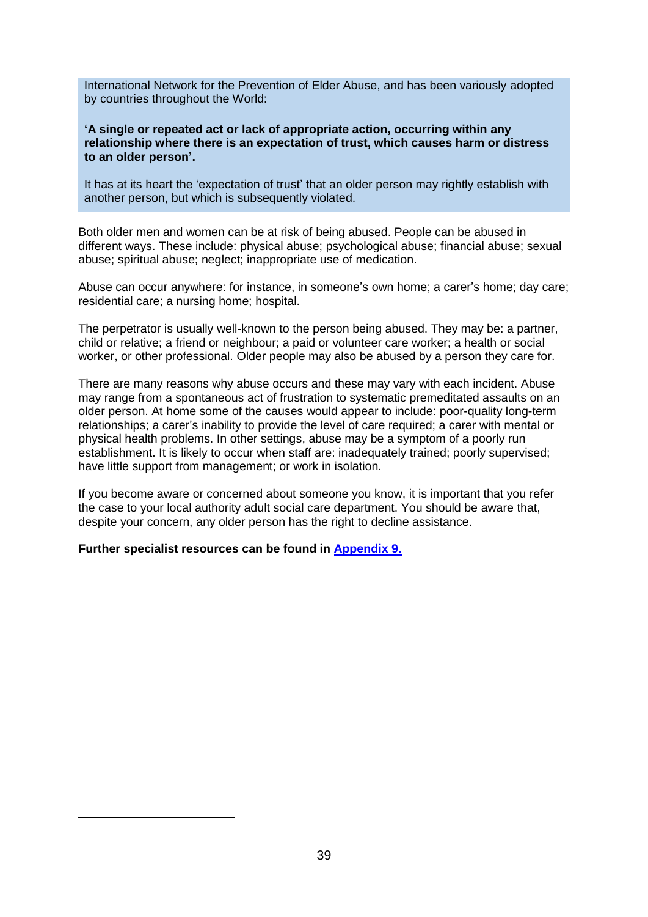International Network for the Prevention of Elder Abuse, and has been variously adopted by countries throughout the World:

**'A single or repeated act or lack of appropriate action, occurring within any relationship where there is an expectation of trust, which causes harm or distress to an older person'.**

It has at its heart the 'expectation of trust' that an older person may rightly establish with another person, but which is subsequently violated.

Both older men and women can be at risk of being abused. People can be abused in different ways. These include: physical abuse; psychological abuse; financial abuse; sexual abuse; spiritual abuse; neglect; inappropriate use of medication.

Abuse can occur anywhere: for instance, in someone's own home; a carer's home; day care; residential care; a nursing home; hospital.

The perpetrator is usually well-known to the person being abused. They may be: a partner, child or relative; a friend or neighbour; a paid or volunteer care worker; a health or social worker, or other professional. Older people may also be abused by a person they care for.

There are many reasons why abuse occurs and these may vary with each incident. Abuse may range from a spontaneous act of frustration to systematic premeditated assaults on an older person. At home some of the causes would appear to include: poor-quality long-term relationships; a carer's inability to provide the level of care required; a carer with mental or physical health problems. In other settings, abuse may be a symptom of a poorly run establishment. It is likely to occur when staff are: inadequately trained; poorly supervised; have little support from management; or work in isolation.

If you become aware or concerned about someone you know, it is important that you refer the case to your local authority adult social care department. You should be aware that, despite your concern, any older person has the right to decline assistance.

**Further specialist resources can be found in Appendix 9.**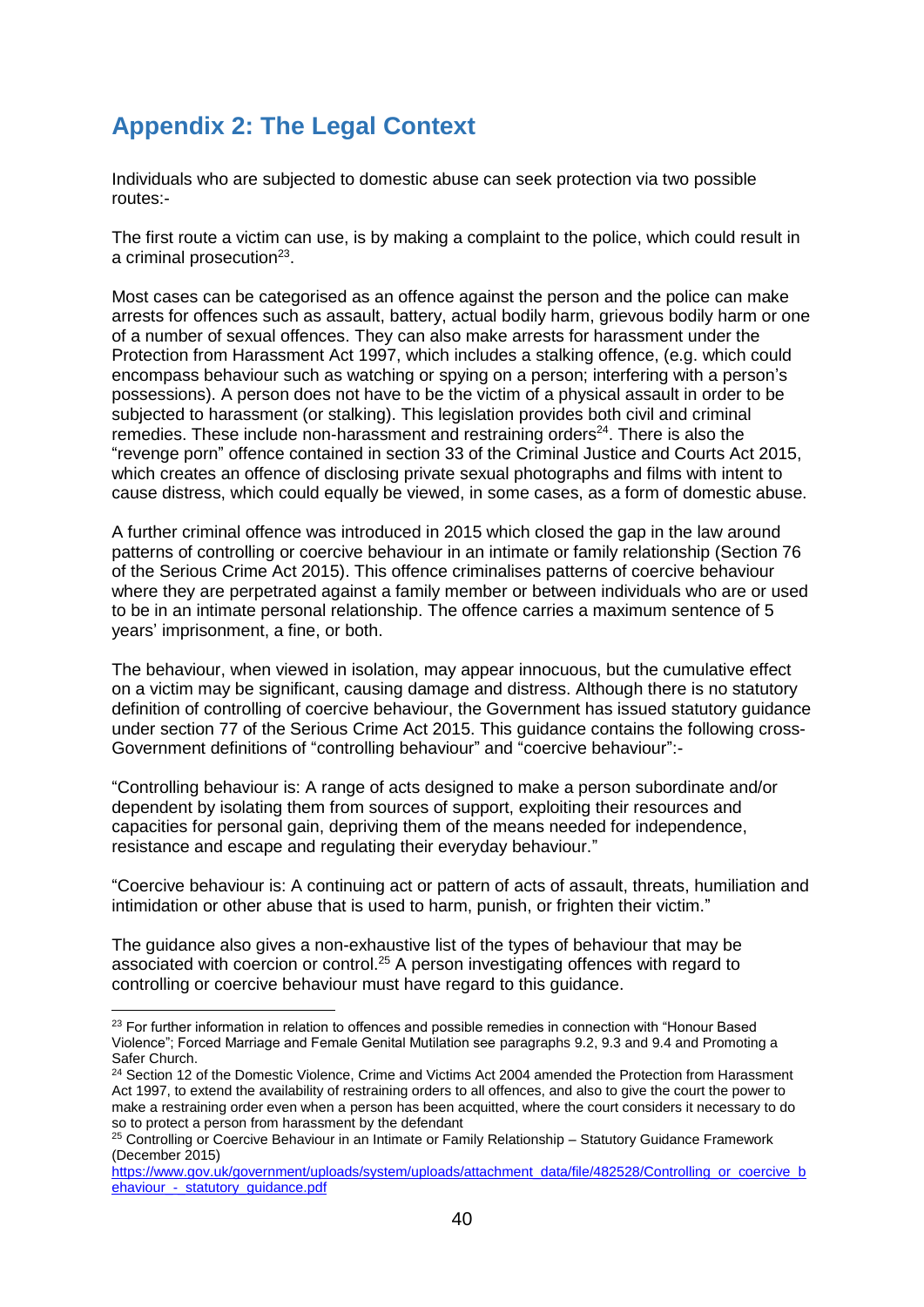## Appendix 2: The Legal Context

Individuals who are subjected to domestic abuse can seek protection via two possible routes:-

The first route a victim can use, is by making a complaint to the police, which could result in a criminal prosecution[23].

Most cases can be categorised as an offence against the person and the police can make arrests for offences such as assault, battery, actual bodily harm, grievous bodily harm or one of a number of sexual offences. They can also make arrests for harassment under the Protection from Harassment Act 1997, which includes a stalking offence, (e.g. which could encompass behaviour such as watching or spying on a person; interfering with a person's possessions). A person does not have to be the victim of a physical assault in order to be subjected to harassment (or stalking). This legislation provides both civil and criminal remedies. These include non-harassment and restraining orders[24]. There is also the "revenge porn" offence contained in section 33 of the Criminal Justice and Courts Act 2015, which creates an offence of disclosing private sexual photographs and films with intent to cause distress, which could equally be viewed, in some cases, as a form of domestic abuse.

A further criminal offence was introduced in 2015 which closed the gap in the law around patterns of controlling or coercive behaviour in an intimate or family relationship (Section 76 of the Serious Crime Act 2015). This offence criminalises patterns of coercive behaviour where they are perpetrated against a family member or between individuals who are or used to be in an intimate personal relationship. The offence carries a maximum sentence of 5 years' imprisonment, a fine, or both.

The behaviour, when viewed in isolation, may appear innocuous, but the cumulative effect on a victim may be significant, causing damage and distress. Although there is no statutory definition of controlling of coercive behaviour, the Government has issued statutory guidance under section 77 of the Serious Crime Act 2015. This guidance contains the following cross-Government definitions of "controlling behaviour" and "coercive behaviour":-

"Controlling behaviour is: A range of acts designed to make a person subordinate and/or dependent by isolating them from sources of support, exploiting their resources and capacities for personal gain, depriving them of the means needed for independence, resistance and escape and regulating their everyday behaviour."

"Coercive behaviour is: A continuing act or pattern of acts of assault, threats, humiliation and intimidation or other abuse that is used to harm, punish, or frighten their victim."

The guidance also gives a non-exhaustive list of the types of behaviour that may be associated with coercion or control.[25] A person investigating offences with regard to controlling or coercive behaviour must have regard to this guidance.

---

[23] For further information in relation to offences and possible remedies in connection with "Honour Based Violence"; Forced Marriage and Female Genital Mutilation see paragraphs 9.2, 9.3 and 9.4 and Promoting a Safer Church.

[24] Section 12 of the Domestic Violence, Crime and Victims Act 2004 amended the Protection from Harassment Act 1997, to extend the availability of restraining orders to all offences, and also to give the court the power to make a restraining order even when a person has been acquitted, where the court considers it necessary to do so to protect a person from harassment by the defendant

[25] Controlling or Coercive Behaviour in an Intimate or Family Relationship – Statutory Guidance Framework (December 2015) https://www.gov.uk/government/uploads/system/uploads/attachment_data/file/482528/Controlling_or_coercive_behaviour_-_statutory_guidance.pdf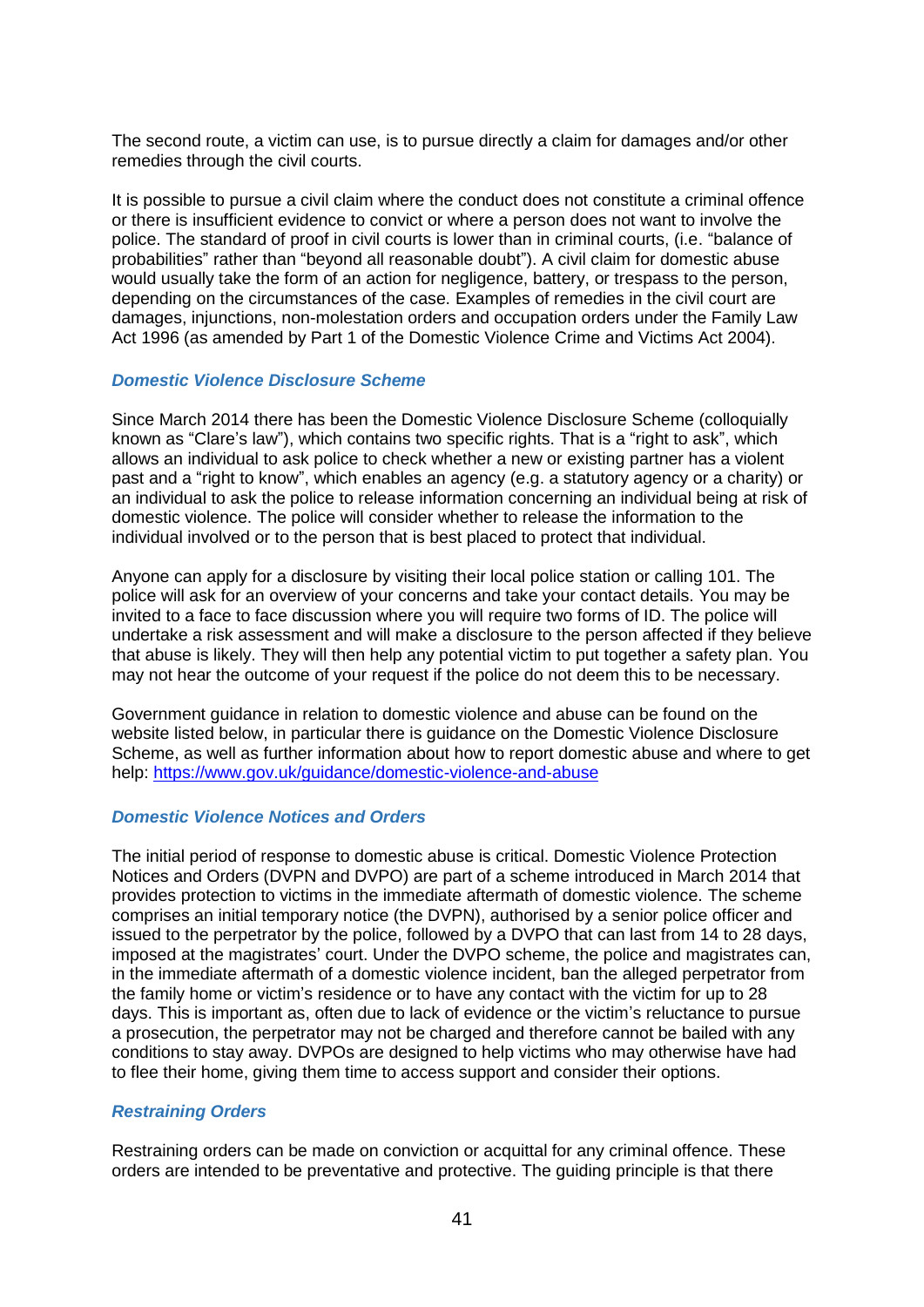The second route, a victim can use, is to pursue directly a claim for damages and/or other remedies through the civil courts.

It is possible to pursue a civil claim where the conduct does not constitute a criminal offence or there is insufficient evidence to convict or where a person does not want to involve the police. The standard of proof in civil courts is lower than in criminal courts, (i.e. "balance of probabilities" rather than "beyond all reasonable doubt"). A civil claim for domestic abuse would usually take the form of an action for negligence, battery, or trespass to the person, depending on the circumstances of the case. Examples of remedies in the civil court are damages, injunctions, non-molestation orders and occupation orders under the Family Law Act 1996 (as amended by Part 1 of the Domestic Violence Crime and Victims Act 2004).

### *Domestic Violence Disclosure Scheme*

Since March 2014 there has been the Domestic Violence Disclosure Scheme (colloquially known as "Clare's law"), which contains two specific rights. That is a "right to ask", which allows an individual to ask police to check whether a new or existing partner has a violent past and a "right to know", which enables an agency (e.g. a statutory agency or a charity) or an individual to ask the police to release information concerning an individual being at risk of domestic violence. The police will consider whether to release the information to the individual involved or to the person that is best placed to protect that individual.

Anyone can apply for a disclosure by visiting their local police station or calling 101. The police will ask for an overview of your concerns and take your contact details. You may be invited to a face to face discussion where you will require two forms of ID. The police will undertake a risk assessment and will make a disclosure to the person affected if they believe that abuse is likely. They will then help any potential victim to put together a safety plan. You may not hear the outcome of your request if the police do not deem this to be necessary.

Government guidance in relation to domestic violence and abuse can be found on the website listed below, in particular there is guidance on the Domestic Violence Disclosure Scheme, as well as further information about how to report domestic abuse and where to get help: https://www.gov.uk/guidance/domestic-violence-and-abuse

### *Domestic Violence Notices and Orders*

The initial period of response to domestic abuse is critical. Domestic Violence Protection Notices and Orders (DVPN and DVPO) are part of a scheme introduced in March 2014 that provides protection to victims in the immediate aftermath of domestic violence. The scheme comprises an initial temporary notice (the DVPN), authorised by a senior police officer and issued to the perpetrator by the police, followed by a DVPO that can last from 14 to 28 days, imposed at the magistrates' court. Under the DVPO scheme, the police and magistrates can, in the immediate aftermath of a domestic violence incident, ban the alleged perpetrator from the family home or victim's residence or to have any contact with the victim for up to 28 days. This is important as, often due to lack of evidence or the victim's reluctance to pursue a prosecution, the perpetrator may not be charged and therefore cannot be bailed with any conditions to stay away. DVPOs are designed to help victims who may otherwise have had to flee their home, giving them time to access support and consider their options.

### *Restraining Orders*

Restraining orders can be made on conviction or acquittal for any criminal offence. These orders are intended to be preventative and protective. The guiding principle is that there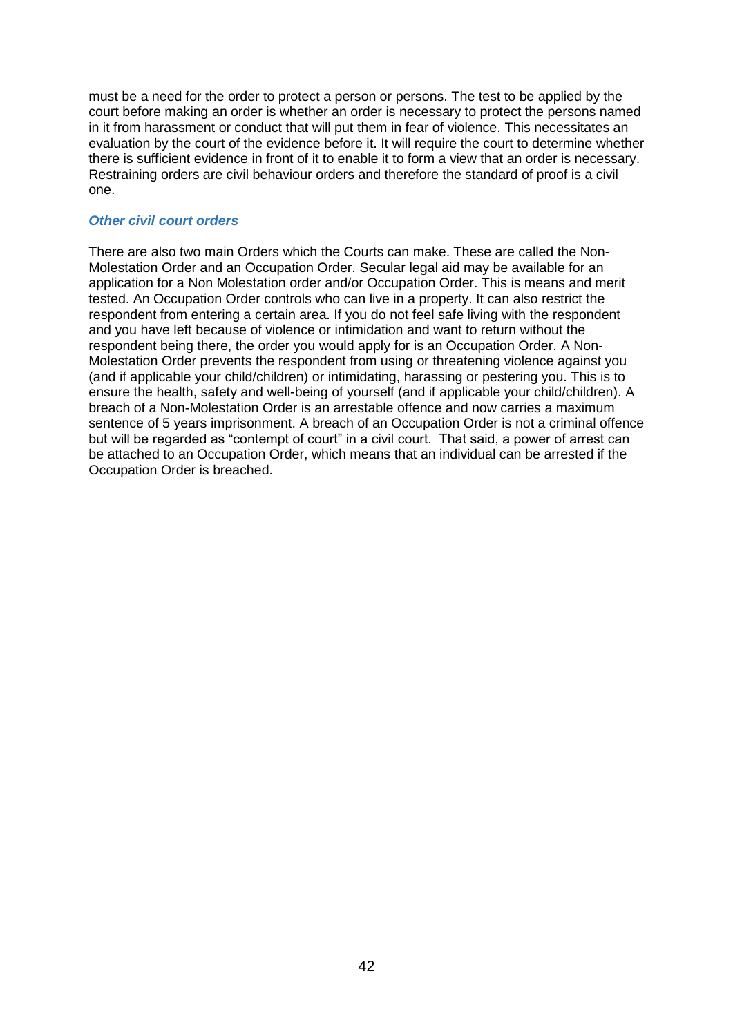must be a need for the order to protect a person or persons. The test to be applied by the court before making an order is whether an order is necessary to protect the persons named in it from harassment or conduct that will put them in fear of violence. This necessitates an evaluation by the court of the evidence before it. It will require the court to determine whether there is sufficient evidence in front of it to enable it to form a view that an order is necessary. Restraining orders are civil behaviour orders and therefore the standard of proof is a civil one.

***Other civil court orders***

There are also two main Orders which the Courts can make. These are called the Non-Molestation Order and an Occupation Order. Secular legal aid may be available for an application for a Non Molestation order and/or Occupation Order. This is means and merit tested. An Occupation Order controls who can live in a property. It can also restrict the respondent from entering a certain area. If you do not feel safe living with the respondent and you have left because of violence or intimidation and want to return without the respondent being there, the order you would apply for is an Occupation Order. A Non-Molestation Order prevents the respondent from using or threatening violence against you (and if applicable your child/children) or intimidating, harassing or pestering you. This is to ensure the health, safety and well-being of yourself (and if applicable your child/children). A breach of a Non-Molestation Order is an arrestable offence and now carries a maximum sentence of 5 years imprisonment. A breach of an Occupation Order is not a criminal offence but will be regarded as "contempt of court" in a civil court. That said, a power of arrest can be attached to an Occupation Order, which means that an individual can be arrested if the Occupation Order is breached.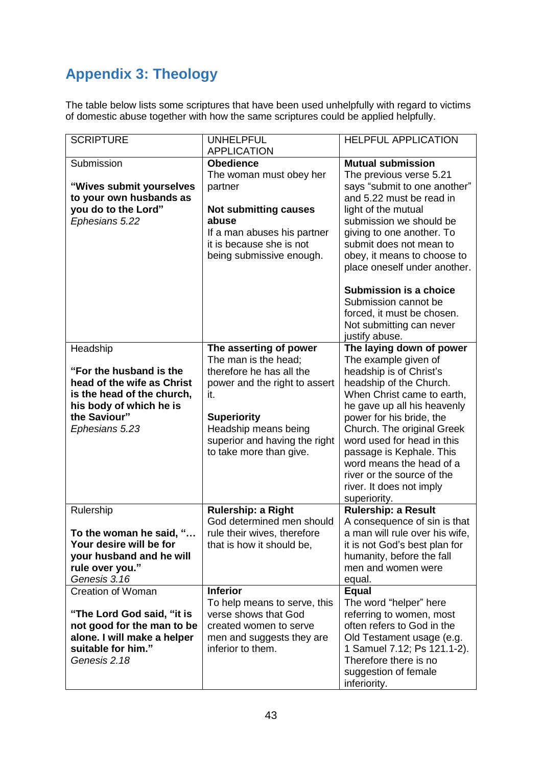## Appendix 3: Theology

The table below lists some scriptures that have been used unhelpfully with regard to victims of domestic abuse together with how the same scriptures could be applied helpfully.

| SCRIPTURE | UNHELPFUL APPLICATION | HELPFUL APPLICATION |
|---|---|---|
| Submission<br><br>**"Wives submit yourselves to your own husbands as you do to the Lord"**<br>*Ephesians 5.22* | **Obedience**<br>The woman must obey her partner<br><br>**Not submitting causes abuse**<br>If a man abuses his partner it is because she is not being submissive enough. | **Mutual submission**<br>The previous verse 5.21 says "submit to one another" and 5.22 must be read in light of the mutual submission we should be giving to one another. To submit does not mean to obey, it means to choose to place oneself under another.<br><br>**Submission is a choice**<br>Submission cannot be forced, it must be chosen. Not submitting can never justify abuse. |
| Headship<br><br>**"For the husband is the head of the wife as Christ is the head of the church, his body of which he is the Saviour"**<br>*Ephesians 5.23* | **The asserting of power**<br>The man is the head; therefore he has all the power and the right to assert it.<br><br>**Superiority**<br>Headship means being superior and having the right to take more than give. | **The laying down of power**<br>The example given of headship is of Christ's headship of the Church. When Christ came to earth, he gave up all his heavenly power for his bride, the Church. The original Greek word used for head in this passage is Kephale. This word means the head of a river or the source of the river. It does not imply superiority. |
| Rulership<br><br>**To the woman he said, "… Your desire will be for your husband and he will rule over you."**<br>*Genesis 3.16* | **Rulership: a Right**<br>God determined men should rule their wives, therefore that is how it should be, | **Rulership: a Result**<br>A consequence of sin is that a man will rule over his wife, it is not God's best plan for humanity, before the fall men and women were equal. |
| Creation of Woman<br><br>**"The Lord God said, "it is not good for the man to be alone. I will make a helper suitable for him."**<br>*Genesis 2.18* | **Inferior**<br>To help means to serve, this verse shows that God created women to serve men and suggests they are inferior to them. | **Equal**<br>The word "helper" here referring to women, most often refers to God in the Old Testament usage (e.g. 1 Samuel 7.12; Ps 121.1-2). Therefore there is no suggestion of female inferiority. |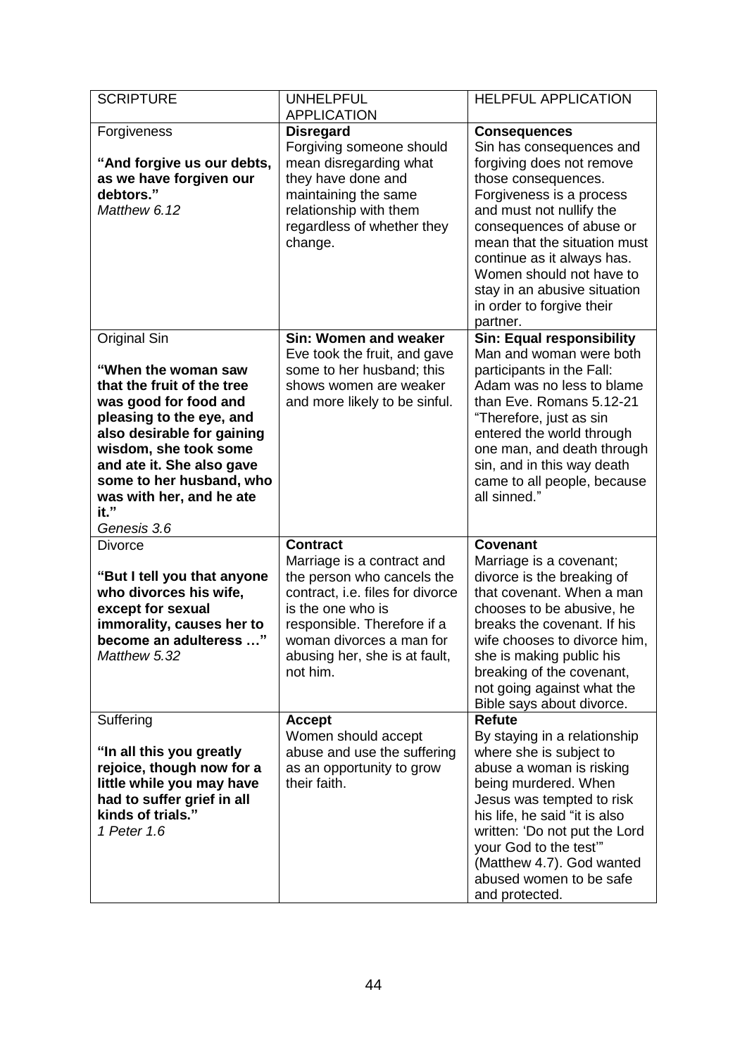| SCRIPTURE | UNHELPFUL APPLICATION | HELPFUL APPLICATION |
| --- | --- | --- |
| Forgiveness<br><br>**"And forgive us our debts, as we have forgiven our debtors."**<br>*Matthew 6.12* | **Disregard**<br>Forgiving someone should mean disregarding what they have done and maintaining the same relationship with them regardless of whether they change. | **Consequences**<br>Sin has consequences and forgiving does not remove those consequences. Forgiveness is a process and must not nullify the consequences of abuse or mean that the situation must continue as it always has. Women should not have to stay in an abusive situation in order to forgive their partner. |
| Original Sin<br><br>**"When the woman saw that the fruit of the tree was good for food and pleasing to the eye, and also desirable for gaining wisdom, she took some and ate it. She also gave some to her husband, who was with her, and he ate it."**<br>*Genesis 3.6* | **Sin: Women and weaker**<br>Eve took the fruit, and gave some to her husband; this shows women are weaker and more likely to be sinful. | **Sin: Equal responsibility**<br>Man and woman were both participants in the Fall: Adam was no less to blame than Eve. Romans 5.12-21 "Therefore, just as sin entered the world through one man, and death through sin, and in this way death came to all people, because all sinned." |
| Divorce<br><br>**"But I tell you that anyone who divorces his wife, except for sexual immorality, causes her to become an adulteress …"**<br>*Matthew 5.32* | **Contract**<br>Marriage is a contract and the person who cancels the contract, i.e. files for divorce is the one who is responsible. Therefore if a woman divorces a man for abusing her, she is at fault, not him. | **Covenant**<br>Marriage is a covenant; divorce is the breaking of that covenant. When a man chooses to be abusive, he breaks the covenant. If his wife chooses to divorce him, she is making public his breaking of the covenant, not going against what the Bible says about divorce. |
| Suffering<br><br>**"In all this you greatly rejoice, though now for a little while you may have had to suffer grief in all kinds of trials."**<br>*1 Peter 1.6* | **Accept**<br>Women should accept abuse and use the suffering as an opportunity to grow their faith. | **Refute**<br>By staying in a relationship where she is subject to abuse a woman is risking being murdered. When Jesus was tempted to risk his life, he said "it is also written: 'Do not put the Lord your God to the test'" (Matthew 4.7). God wanted abused women to be safe and protected. |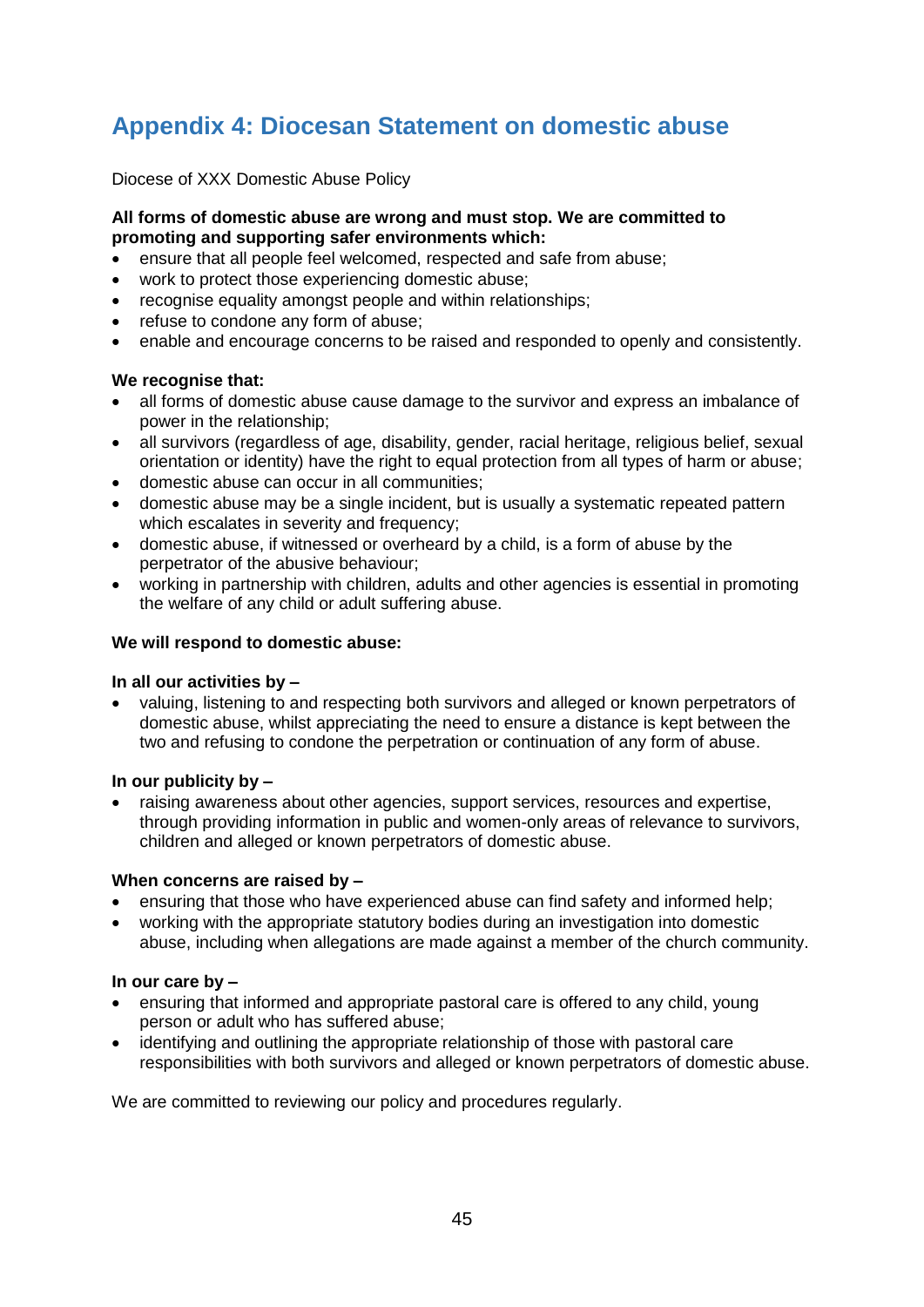# Appendix 4: Diocesan Statement on domestic abuse

Diocese of XXX Domestic Abuse Policy

**All forms of domestic abuse are wrong and must stop. We are committed to promoting and supporting safer environments which:**

- ensure that all people feel welcomed, respected and safe from abuse;
- work to protect those experiencing domestic abuse;
- recognise equality amongst people and within relationships;
- refuse to condone any form of abuse;
- enable and encourage concerns to be raised and responded to openly and consistently.

**We recognise that:**

- all forms of domestic abuse cause damage to the survivor and express an imbalance of power in the relationship;
- all survivors (regardless of age, disability, gender, racial heritage, religious belief, sexual orientation or identity) have the right to equal protection from all types of harm or abuse;
- domestic abuse can occur in all communities;
- domestic abuse may be a single incident, but is usually a systematic repeated pattern which escalates in severity and frequency;
- domestic abuse, if witnessed or overheard by a child, is a form of abuse by the perpetrator of the abusive behaviour;
- working in partnership with children, adults and other agencies is essential in promoting the welfare of any child or adult suffering abuse.

**We will respond to domestic abuse:**

**In all our activities by –**

- valuing, listening to and respecting both survivors and alleged or known perpetrators of domestic abuse, whilst appreciating the need to ensure a distance is kept between the two and refusing to condone the perpetration or continuation of any form of abuse.

**In our publicity by –**

- raising awareness about other agencies, support services, resources and expertise, through providing information in public and women-only areas of relevance to survivors, children and alleged or known perpetrators of domestic abuse.

**When concerns are raised by –**

- ensuring that those who have experienced abuse can find safety and informed help;
- working with the appropriate statutory bodies during an investigation into domestic abuse, including when allegations are made against a member of the church community.

**In our care by –**

- ensuring that informed and appropriate pastoral care is offered to any child, young person or adult who has suffered abuse;
- identifying and outlining the appropriate relationship of those with pastoral care responsibilities with both survivors and alleged or known perpetrators of domestic abuse.

We are committed to reviewing our policy and procedures regularly.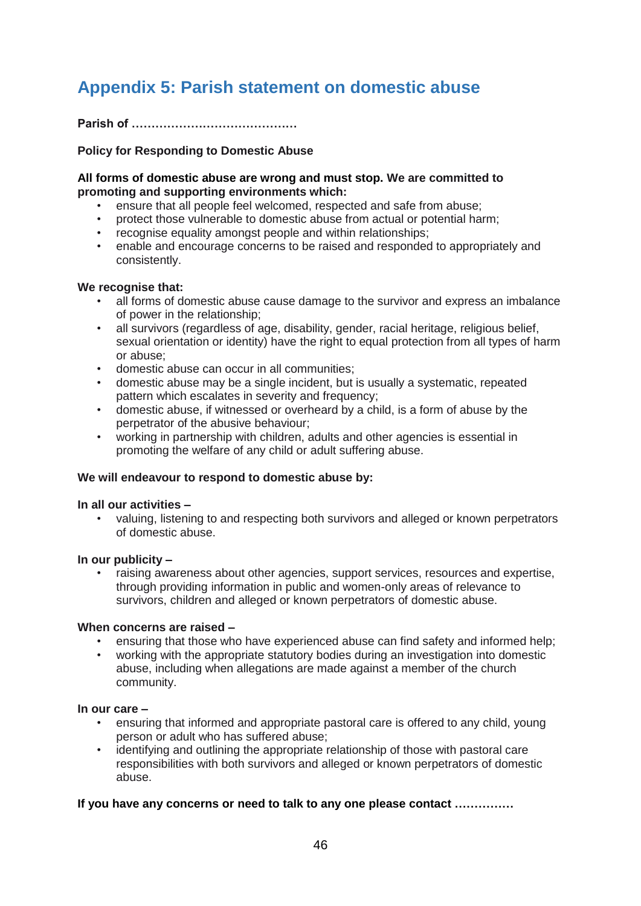# Appendix 5: Parish statement on domestic abuse

**Parish of ……………………………………**

**Policy for Responding to Domestic Abuse**

**All forms of domestic abuse are wrong and must stop. We are committed to promoting and supporting environments which:**

- ensure that all people feel welcomed, respected and safe from abuse;
- protect those vulnerable to domestic abuse from actual or potential harm;
- recognise equality amongst people and within relationships;
- enable and encourage concerns to be raised and responded to appropriately and consistently.

**We recognise that:**

- all forms of domestic abuse cause damage to the survivor and express an imbalance of power in the relationship;
- all survivors (regardless of age, disability, gender, racial heritage, religious belief, sexual orientation or identity) have the right to equal protection from all types of harm or abuse;
- domestic abuse can occur in all communities;
- domestic abuse may be a single incident, but is usually a systematic, repeated pattern which escalates in severity and frequency;
- domestic abuse, if witnessed or overheard by a child, is a form of abuse by the perpetrator of the abusive behaviour;
- working in partnership with children, adults and other agencies is essential in promoting the welfare of any child or adult suffering abuse.

**We will endeavour to respond to domestic abuse by:**

**In all our activities –**

- valuing, listening to and respecting both survivors and alleged or known perpetrators of domestic abuse.

**In our publicity –**

- raising awareness about other agencies, support services, resources and expertise, through providing information in public and women-only areas of relevance to survivors, children and alleged or known perpetrators of domestic abuse.

**When concerns are raised –**

- ensuring that those who have experienced abuse can find safety and informed help;
- working with the appropriate statutory bodies during an investigation into domestic abuse, including when allegations are made against a member of the church community.

**In our care –**

- ensuring that informed and appropriate pastoral care is offered to any child, young person or adult who has suffered abuse;
- identifying and outlining the appropriate relationship of those with pastoral care responsibilities with both survivors and alleged or known perpetrators of domestic abuse.

**If you have any concerns or need to talk to any one please contact ……………**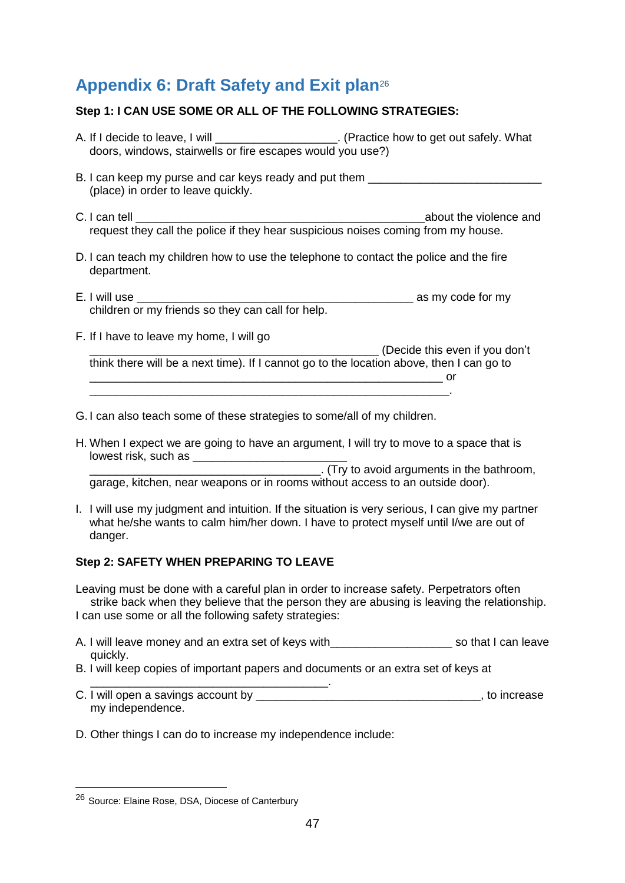## Appendix 6: Draft Safety and Exit plan[26]

**Step 1: I CAN USE SOME OR ALL OF THE FOLLOWING STRATEGIES:**

A. If I decide to leave, I will ___________________. (Practice how to get out safely. What doors, windows, stairwells or fire escapes would you use?)

B. I can keep my purse and car keys ready and put them ___________________________ (place) in order to leave quickly.

C. I can tell ____________________________________________about the violence and request they call the police if they hear suspicious noises coming from my house.

D. I can teach my children how to use the telephone to contact the police and the fire department.

E. I will use ___________________________________________ as my code for my children or my friends so they can call for help.

F. If I have to leave my home, I will go _____________________________________________ (Decide this even if you don't think there will be a next time). If I cannot go to the location above, then I can go to _______________________________________________________ or ________________________________________________________.

G. I can also teach some of these strategies to some/all of my children.

H. When I expect we are going to have an argument, I will try to move to a space that is lowest risk, such as ________________________ ____________________________________. (Try to avoid arguments in the bathroom, garage, kitchen, near weapons or in rooms without access to an outside door).

I. I will use my judgment and intuition. If the situation is very serious, I can give my partner what he/she wants to calm him/her down. I have to protect myself until I/we are out of danger.

**Step 2: SAFETY WHEN PREPARING TO LEAVE**

Leaving must be done with a careful plan in order to increase safety. Perpetrators often strike back when they believe that the person they are abusing is leaving the relationship. I can use some or all the following safety strategies:

A. I will leave money and an extra set of keys with___________________ so that I can leave quickly.

B. I will keep copies of important papers and documents or an extra set of keys at _____________________________________.

C. I will open a savings account by ___________________________________, to increase my independence.

D. Other things I can do to increase my independence include:

[26] Source: Elaine Rose, DSA, Diocese of Canterbury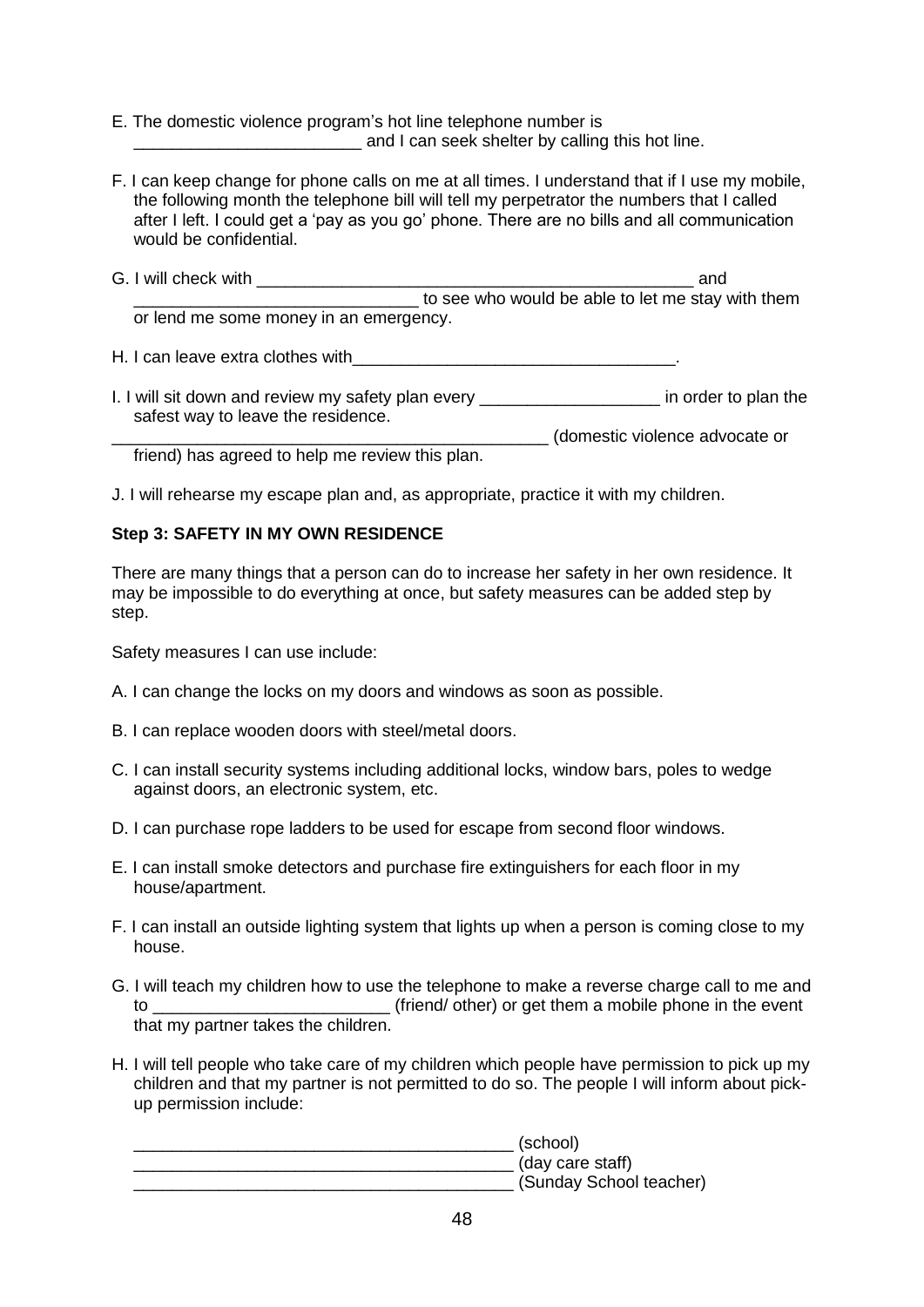E. The domestic violence program's hot line telephone number is ________________________ and I can seek shelter by calling this hot line.

F. I can keep change for phone calls on me at all times. I understand that if I use my mobile, the following month the telephone bill will tell my perpetrator the numbers that I called after I left. I could get a 'pay as you go' phone. There are no bills and all communication would be confidential.

G. I will check with ______________________________________________ and ______________________________ to see who would be able to let me stay with them or lend me some money in an emergency.

H. I can leave extra clothes with__________________________________.

I. I will sit down and review my safety plan every ___________________ in order to plan the safest way to leave the residence.
_______________________________________________ (domestic violence advocate or friend) has agreed to help me review this plan.

J. I will rehearse my escape plan and, as appropriate, practice it with my children.

**Step 3: SAFETY IN MY OWN RESIDENCE**

There are many things that a person can do to increase her safety in her own residence. It may be impossible to do everything at once, but safety measures can be added step by step.

Safety measures I can use include:

A. I can change the locks on my doors and windows as soon as possible.

B. I can replace wooden doors with steel/metal doors.

C. I can install security systems including additional locks, window bars, poles to wedge against doors, an electronic system, etc.

D. I can purchase rope ladders to be used for escape from second floor windows.

E. I can install smoke detectors and purchase fire extinguishers for each floor in my house/apartment.

F. I can install an outside lighting system that lights up when a person is coming close to my house.

G. I will teach my children how to use the telephone to make a reverse charge call to me and to ________________________ (friend/ other) or get them a mobile phone in the event that my partner takes the children.

H. I will tell people who take care of my children which people have permission to pick up my children and that my partner is not permitted to do so. The people I will inform about pick-up permission include:

_______________________________________ (school)
_______________________________________ (day care staff)
_______________________________________ (Sunday School teacher)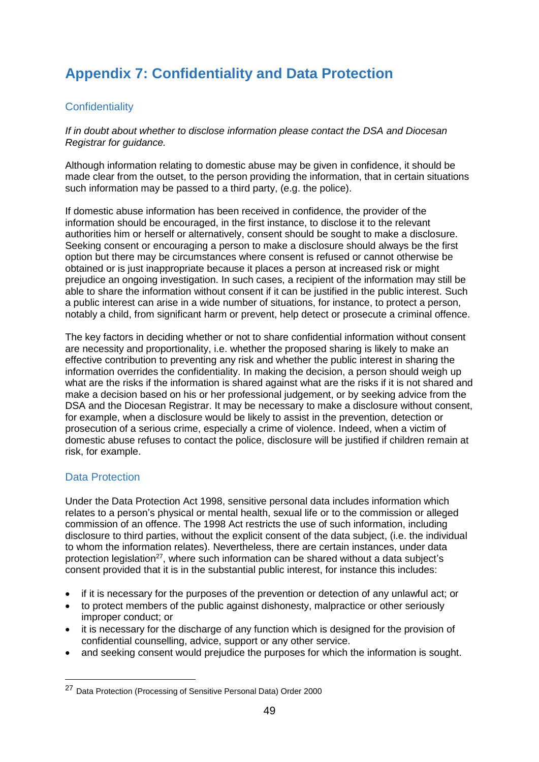# Appendix 7: Confidentiality and Data Protection

## Confidentiality

*If in doubt about whether to disclose information please contact the DSA and Diocesan Registrar for guidance.*

Although information relating to domestic abuse may be given in confidence, it should be made clear from the outset, to the person providing the information, that in certain situations such information may be passed to a third party, (e.g. the police).

If domestic abuse information has been received in confidence, the provider of the information should be encouraged, in the first instance, to disclose it to the relevant authorities him or herself or alternatively, consent should be sought to make a disclosure. Seeking consent or encouraging a person to make a disclosure should always be the first option but there may be circumstances where consent is refused or cannot otherwise be obtained or is just inappropriate because it places a person at increased risk or might prejudice an ongoing investigation. In such cases, a recipient of the information may still be able to share the information without consent if it can be justified in the public interest. Such a public interest can arise in a wide number of situations, for instance, to protect a person, notably a child, from significant harm or prevent, help detect or prosecute a criminal offence.

The key factors in deciding whether or not to share confidential information without consent are necessity and proportionality, i.e. whether the proposed sharing is likely to make an effective contribution to preventing any risk and whether the public interest in sharing the information overrides the confidentiality. In making the decision, a person should weigh up what are the risks if the information is shared against what are the risks if it is not shared and make a decision based on his or her professional judgement, or by seeking advice from the DSA and the Diocesan Registrar. It may be necessary to make a disclosure without consent, for example, when a disclosure would be likely to assist in the prevention, detection or prosecution of a serious crime, especially a crime of violence. Indeed, when a victim of domestic abuse refuses to contact the police, disclosure will be justified if children remain at risk, for example.

## Data Protection

Under the Data Protection Act 1998, sensitive personal data includes information which relates to a person's physical or mental health, sexual life or to the commission or alleged commission of an offence. The 1998 Act restricts the use of such information, including disclosure to third parties, without the explicit consent of the data subject, (i.e. the individual to whom the information relates). Nevertheless, there are certain instances, under data protection legislation[27], where such information can be shared without a data subject's consent provided that it is in the substantial public interest, for instance this includes:

- if it is necessary for the purposes of the prevention or detection of any unlawful act; or
- to protect members of the public against dishonesty, malpractice or other seriously improper conduct; or
- it is necessary for the discharge of any function which is designed for the provision of confidential counselling, advice, support or any other service.
- and seeking consent would prejudice the purposes for which the information is sought.

---

[27] Data Protection (Processing of Sensitive Personal Data) Order 2000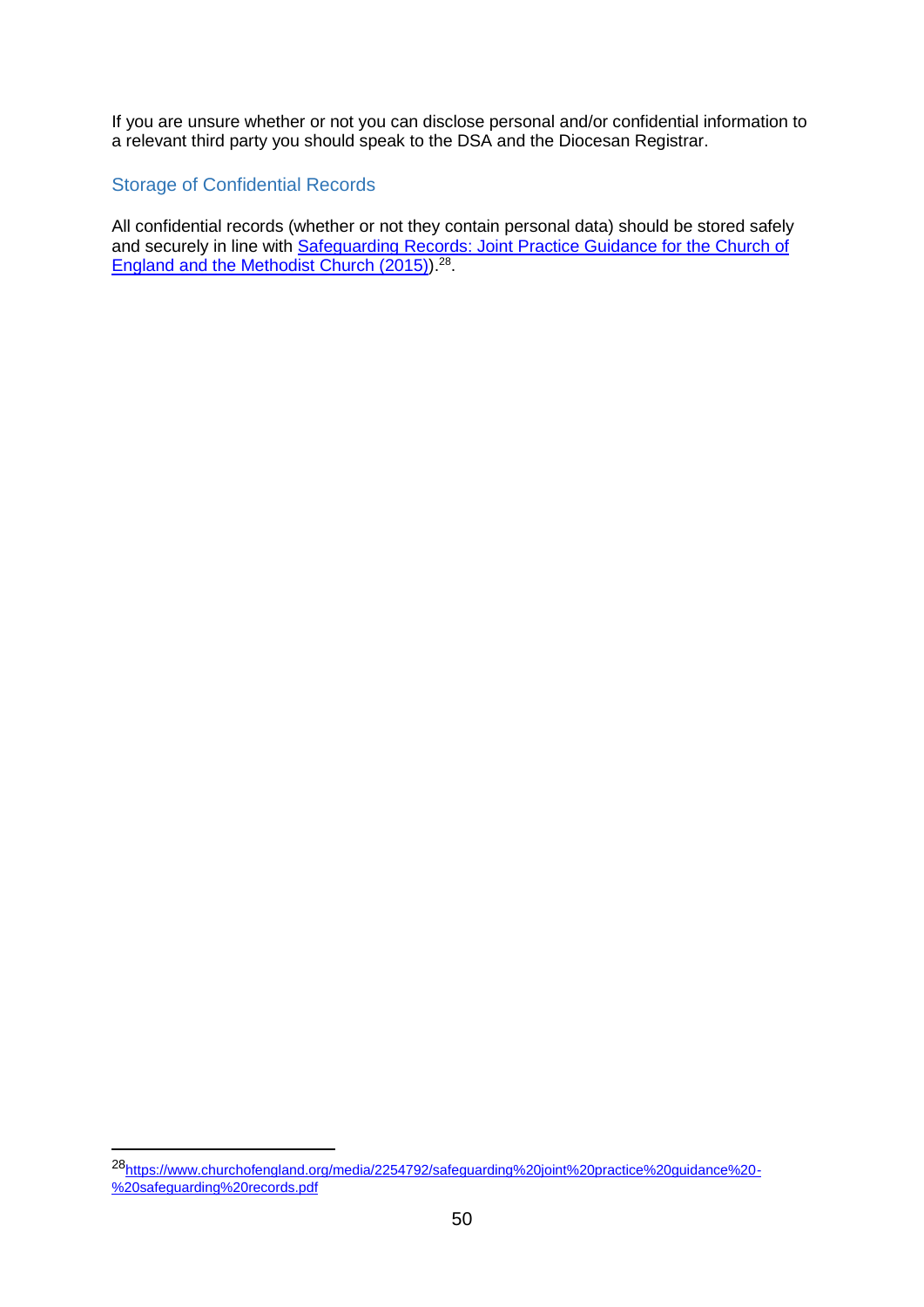If you are unsure whether or not you can disclose personal and/or confidential information to a relevant third party you should speak to the DSA and the Diocesan Registrar.

## Storage of Confidential Records

All confidential records (whether or not they contain personal data) should be stored safely and securely in line with Safeguarding Records: Joint Practice Guidance for the Church of England and the Methodist Church (2015)).[28].

---

[28] https://www.churchofengland.org/media/2254792/safeguarding%20joint%20practice%20guidance%20-%20safeguarding%20records.pdf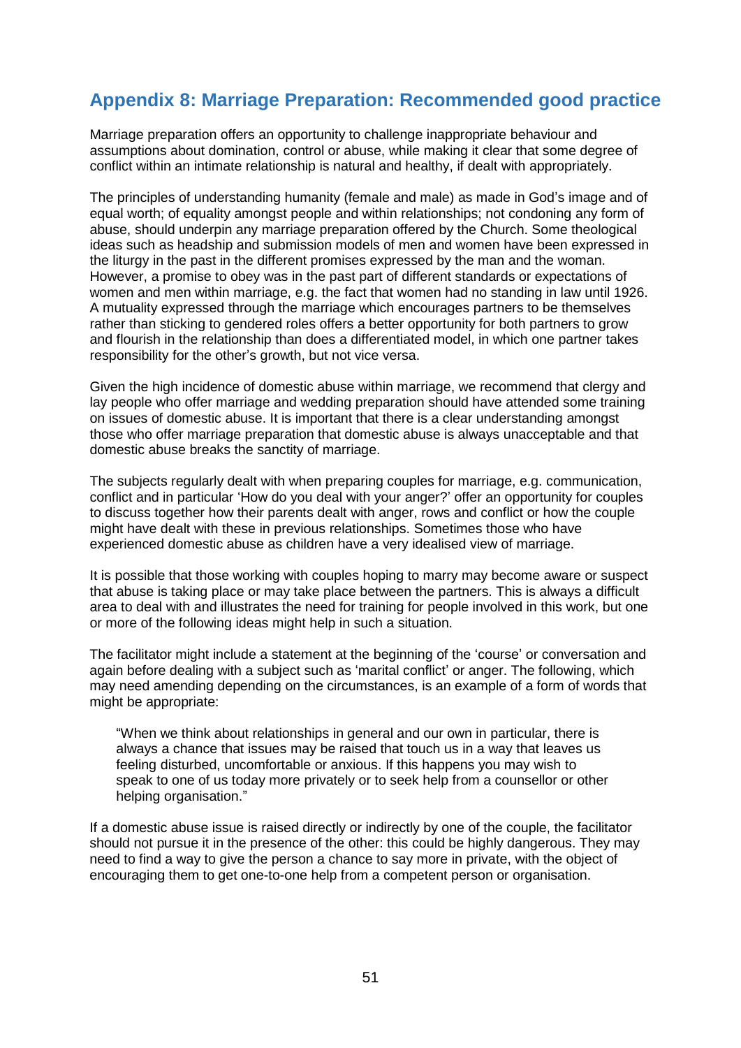## Appendix 8: Marriage Preparation: Recommended good practice

Marriage preparation offers an opportunity to challenge inappropriate behaviour and assumptions about domination, control or abuse, while making it clear that some degree of conflict within an intimate relationship is natural and healthy, if dealt with appropriately.

The principles of understanding humanity (female and male) as made in God's image and of equal worth; of equality amongst people and within relationships; not condoning any form of abuse, should underpin any marriage preparation offered by the Church. Some theological ideas such as headship and submission models of men and women have been expressed in the liturgy in the past in the different promises expressed by the man and the woman. However, a promise to obey was in the past part of different standards or expectations of women and men within marriage, e.g. the fact that women had no standing in law until 1926. A mutuality expressed through the marriage which encourages partners to be themselves rather than sticking to gendered roles offers a better opportunity for both partners to grow and flourish in the relationship than does a differentiated model, in which one partner takes responsibility for the other's growth, but not vice versa.

Given the high incidence of domestic abuse within marriage, we recommend that clergy and lay people who offer marriage and wedding preparation should have attended some training on issues of domestic abuse. It is important that there is a clear understanding amongst those who offer marriage preparation that domestic abuse is always unacceptable and that domestic abuse breaks the sanctity of marriage.

The subjects regularly dealt with when preparing couples for marriage, e.g. communication, conflict and in particular 'How do you deal with your anger?' offer an opportunity for couples to discuss together how their parents dealt with anger, rows and conflict or how the couple might have dealt with these in previous relationships. Sometimes those who have experienced domestic abuse as children have a very idealised view of marriage.

It is possible that those working with couples hoping to marry may become aware or suspect that abuse is taking place or may take place between the partners. This is always a difficult area to deal with and illustrates the need for training for people involved in this work, but one or more of the following ideas might help in such a situation.

The facilitator might include a statement at the beginning of the 'course' or conversation and again before dealing with a subject such as 'marital conflict' or anger. The following, which may need amending depending on the circumstances, is an example of a form of words that might be appropriate:

> "When we think about relationships in general and our own in particular, there is always a chance that issues may be raised that touch us in a way that leaves us feeling disturbed, uncomfortable or anxious. If this happens you may wish to speak to one of us today more privately or to seek help from a counsellor or other helping organisation."

If a domestic abuse issue is raised directly or indirectly by one of the couple, the facilitator should not pursue it in the presence of the other: this could be highly dangerous. They may need to find a way to give the person a chance to say more in private, with the object of encouraging them to get one-to-one help from a competent person or organisation.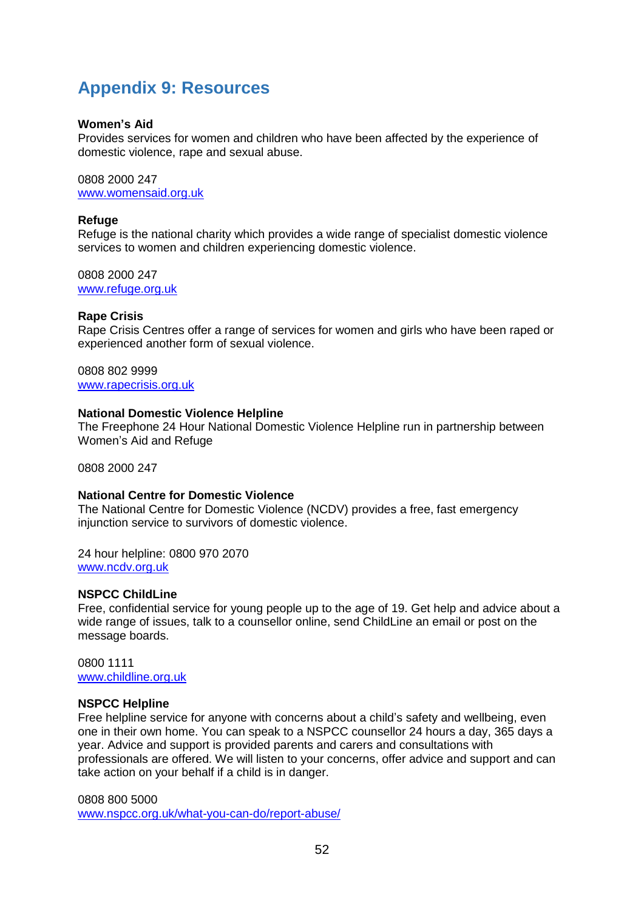## Appendix 9: Resources

**Women's Aid**
Provides services for women and children who have been affected by the experience of domestic violence, rape and sexual abuse.

0808 2000 247
www.womensaid.org.uk

**Refuge**
Refuge is the national charity which provides a wide range of specialist domestic violence services to women and children experiencing domestic violence.

0808 2000 247
www.refuge.org.uk

**Rape Crisis**
Rape Crisis Centres offer a range of services for women and girls who have been raped or experienced another form of sexual violence.

0808 802 9999
www.rapecrisis.org.uk

**National Domestic Violence Helpline**
The Freephone 24 Hour National Domestic Violence Helpline run in partnership between Women's Aid and Refuge

0808 2000 247

**National Centre for Domestic Violence**
The National Centre for Domestic Violence (NCDV) provides a free, fast emergency injunction service to survivors of domestic violence.

24 hour helpline: 0800 970 2070
www.ncdv.org.uk

**NSPCC ChildLine**
Free, confidential service for young people up to the age of 19. Get help and advice about a wide range of issues, talk to a counsellor online, send ChildLine an email or post on the message boards.

0800 1111
www.childline.org.uk

**NSPCC Helpline**
Free helpline service for anyone with concerns about a child's safety and wellbeing, even one in their own home. You can speak to a NSPCC counsellor 24 hours a day, 365 days a year. Advice and support is provided parents and carers and consultations with professionals are offered. We will listen to your concerns, offer advice and support and can take action on your behalf if a child is in danger.

0808 800 5000
www.nspcc.org.uk/what-you-can-do/report-abuse/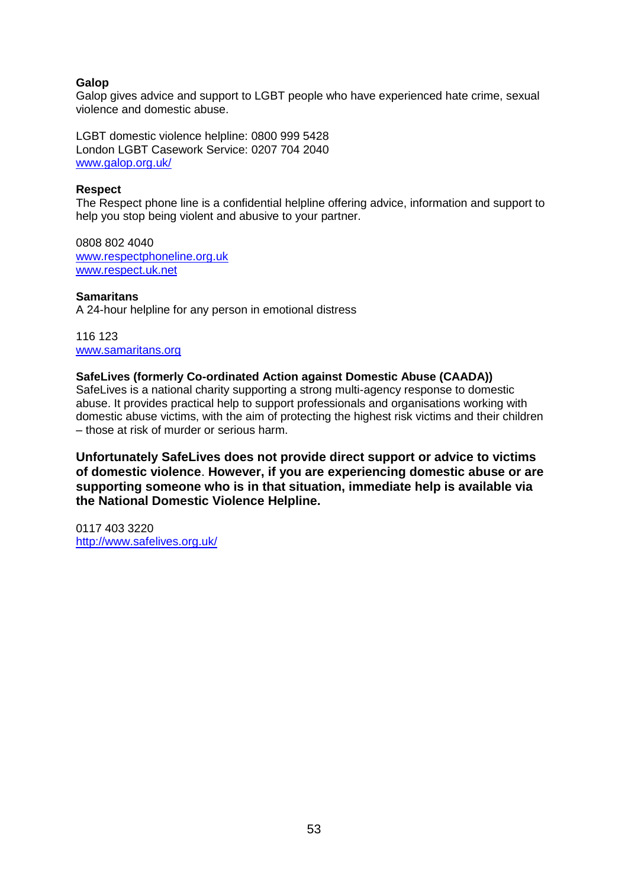**Galop**
Galop gives advice and support to LGBT people who have experienced hate crime, sexual violence and domestic abuse.

LGBT domestic violence helpline: 0800 999 5428
London LGBT Casework Service: 0207 704 2040
www.galop.org.uk/

**Respect**
The Respect phone line is a confidential helpline offering advice, information and support to help you stop being violent and abusive to your partner.

0808 802 4040
www.respectphoneline.org.uk
www.respect.uk.net

**Samaritans**
A 24-hour helpline for any person in emotional distress

116 123
www.samaritans.org

**SafeLives (formerly Co-ordinated Action against Domestic Abuse (CAADA))**
SafeLives is a national charity supporting a strong multi-agency response to domestic abuse. It provides practical help to support professionals and organisations working with domestic abuse victims, with the aim of protecting the highest risk victims and their children – those at risk of murder or serious harm.

**Unfortunately SafeLives does not provide direct support or advice to victims of domestic violence**. **However, if you are experiencing domestic abuse or are supporting someone who is in that situation, immediate help is available via the National Domestic Violence Helpline.**

0117 403 3220
http://www.safelives.org.uk/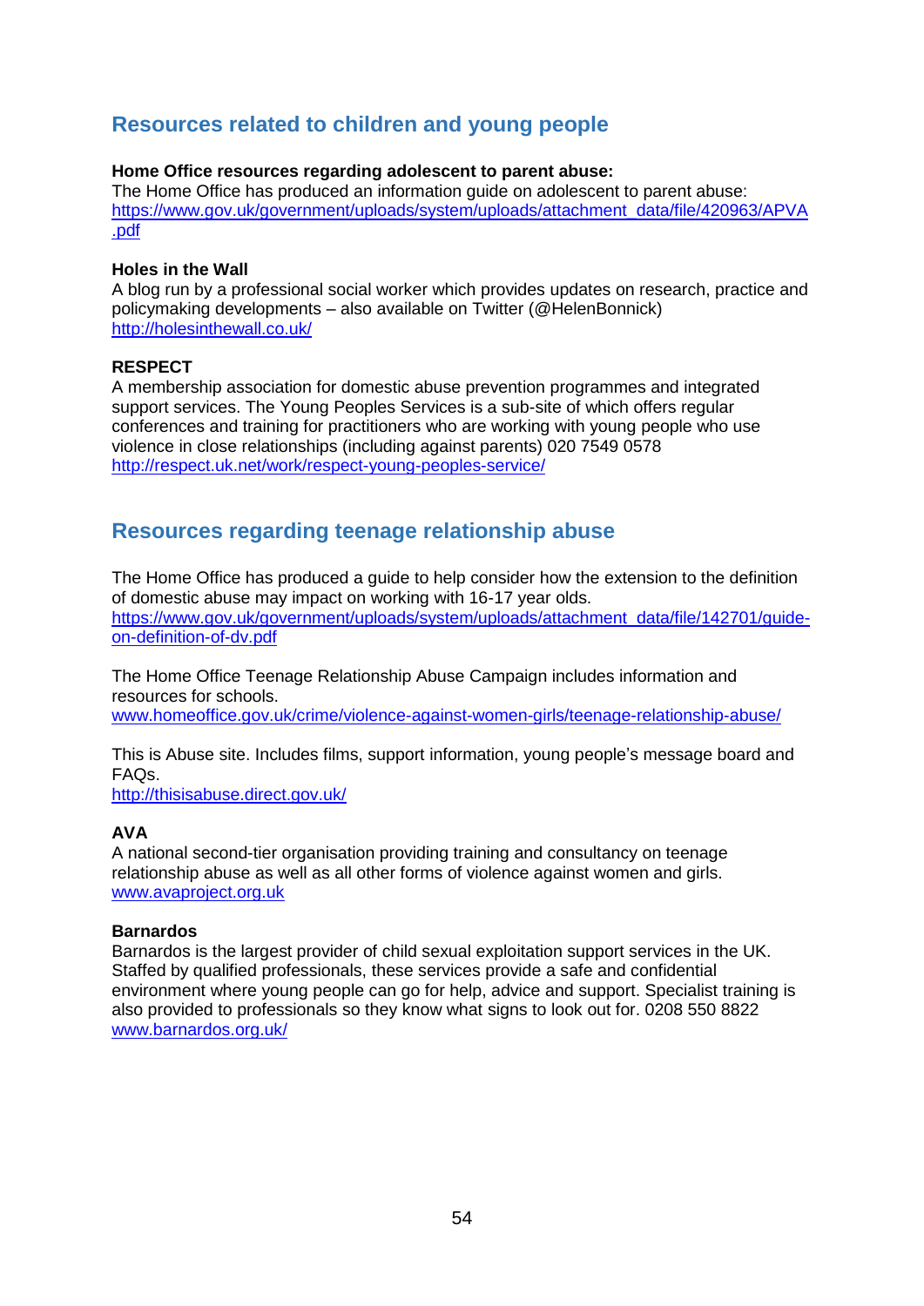## Resources related to children and young people

**Home Office resources regarding adolescent to parent abuse:**
The Home Office has produced an information guide on adolescent to parent abuse: https://www.gov.uk/government/uploads/system/uploads/attachment_data/file/420963/APVA.pdf

**Holes in the Wall**
A blog run by a professional social worker which provides updates on research, practice and policymaking developments – also available on Twitter (@HelenBonnick)
http://holesinthewall.co.uk/

**RESPECT**
A membership association for domestic abuse prevention programmes and integrated support services. The Young Peoples Services is a sub-site of which offers regular conferences and training for practitioners who are working with young people who use violence in close relationships (including against parents) 020 7549 0578
http://respect.uk.net/work/respect-young-peoples-service/

## Resources regarding teenage relationship abuse

The Home Office has produced a guide to help consider how the extension to the definition of domestic abuse may impact on working with 16-17 year olds.
https://www.gov.uk/government/uploads/system/uploads/attachment_data/file/142701/guide-on-definition-of-dv.pdf

The Home Office Teenage Relationship Abuse Campaign includes information and resources for schools.
www.homeoffice.gov.uk/crime/violence-against-women-girls/teenage-relationship-abuse/

This is Abuse site. Includes films, support information, young people's message board and FAQs.
http://thisisabuse.direct.gov.uk/

**AVA**
A national second-tier organisation providing training and consultancy on teenage relationship abuse as well as all other forms of violence against women and girls.
www.avaproject.org.uk

**Barnardos**
Barnardos is the largest provider of child sexual exploitation support services in the UK. Staffed by qualified professionals, these services provide a safe and confidential environment where young people can go for help, advice and support. Specialist training is also provided to professionals so they know what signs to look out for. 0208 550 8822
www.barnardos.org.uk/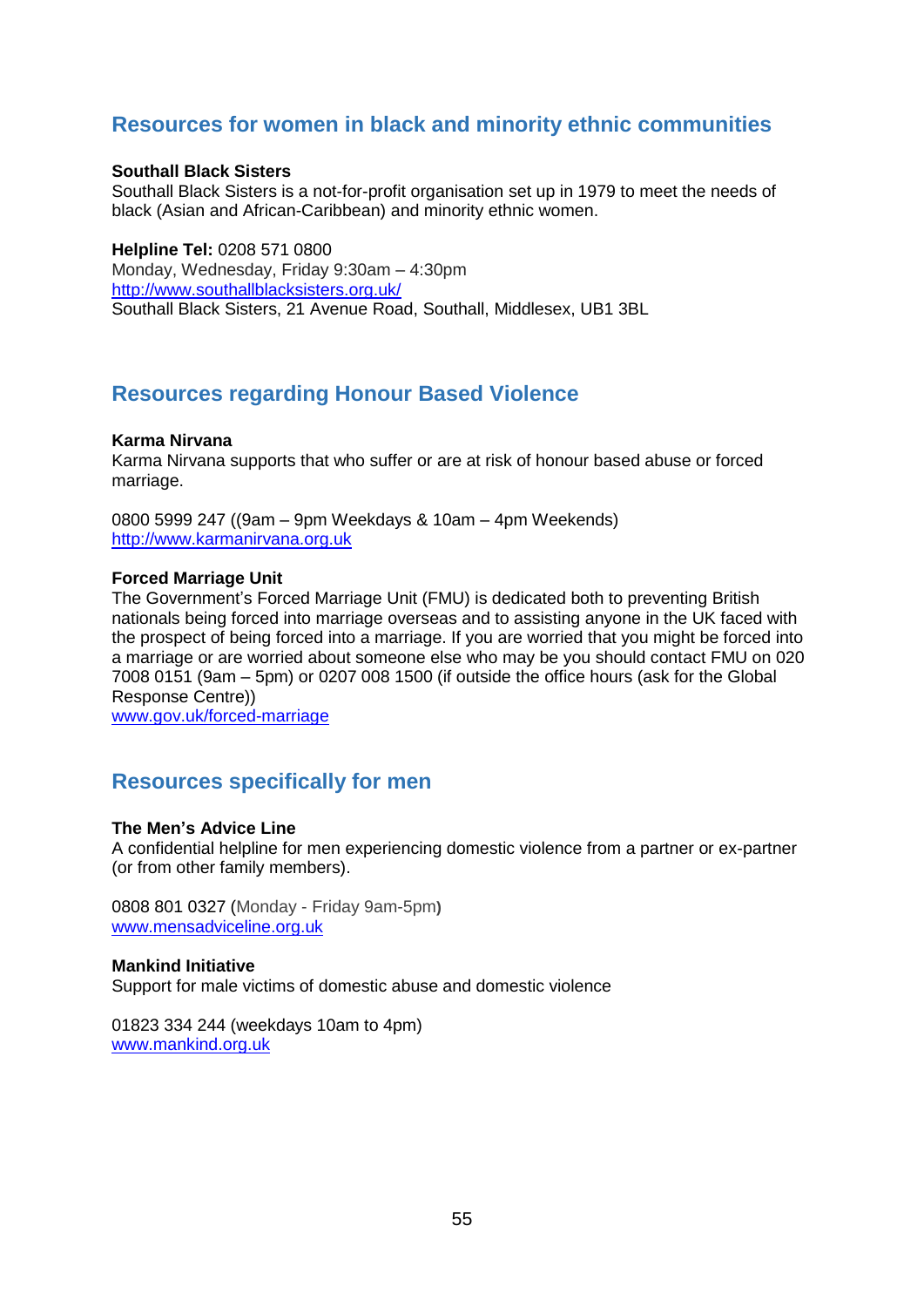## Resources for women in black and minority ethnic communities

**Southall Black Sisters**
Southall Black Sisters is a not-for-profit organisation set up in 1979 to meet the needs of black (Asian and African-Caribbean) and minority ethnic women.

**Helpline Tel:** 0208 571 0800
Monday, Wednesday, Friday 9:30am – 4:30pm
http://www.southallblacksisters.org.uk/
Southall Black Sisters, 21 Avenue Road, Southall, Middlesex, UB1 3BL

## Resources regarding Honour Based Violence

**Karma Nirvana**
Karma Nirvana supports that who suffer or are at risk of honour based abuse or forced marriage.

0800 5999 247 ((9am – 9pm Weekdays & 10am – 4pm Weekends)
http://www.karmanirvana.org.uk

**Forced Marriage Unit**
The Government's Forced Marriage Unit (FMU) is dedicated both to preventing British nationals being forced into marriage overseas and to assisting anyone in the UK faced with the prospect of being forced into a marriage. If you are worried that you might be forced into a marriage or are worried about someone else who may be you should contact FMU on 020 7008 0151 (9am – 5pm) or 0207 008 1500 (if outside the office hours (ask for the Global Response Centre))
www.gov.uk/forced-marriage

## Resources specifically for men

**The Men's Advice Line**
A confidential helpline for men experiencing domestic violence from a partner or ex-partner (or from other family members).

0808 801 0327 (Monday - Friday 9am-5pm)
www.mensadviceline.org.uk

**Mankind Initiative**
Support for male victims of domestic abuse and domestic violence

01823 334 244 (weekdays 10am to 4pm)
www.mankind.org.uk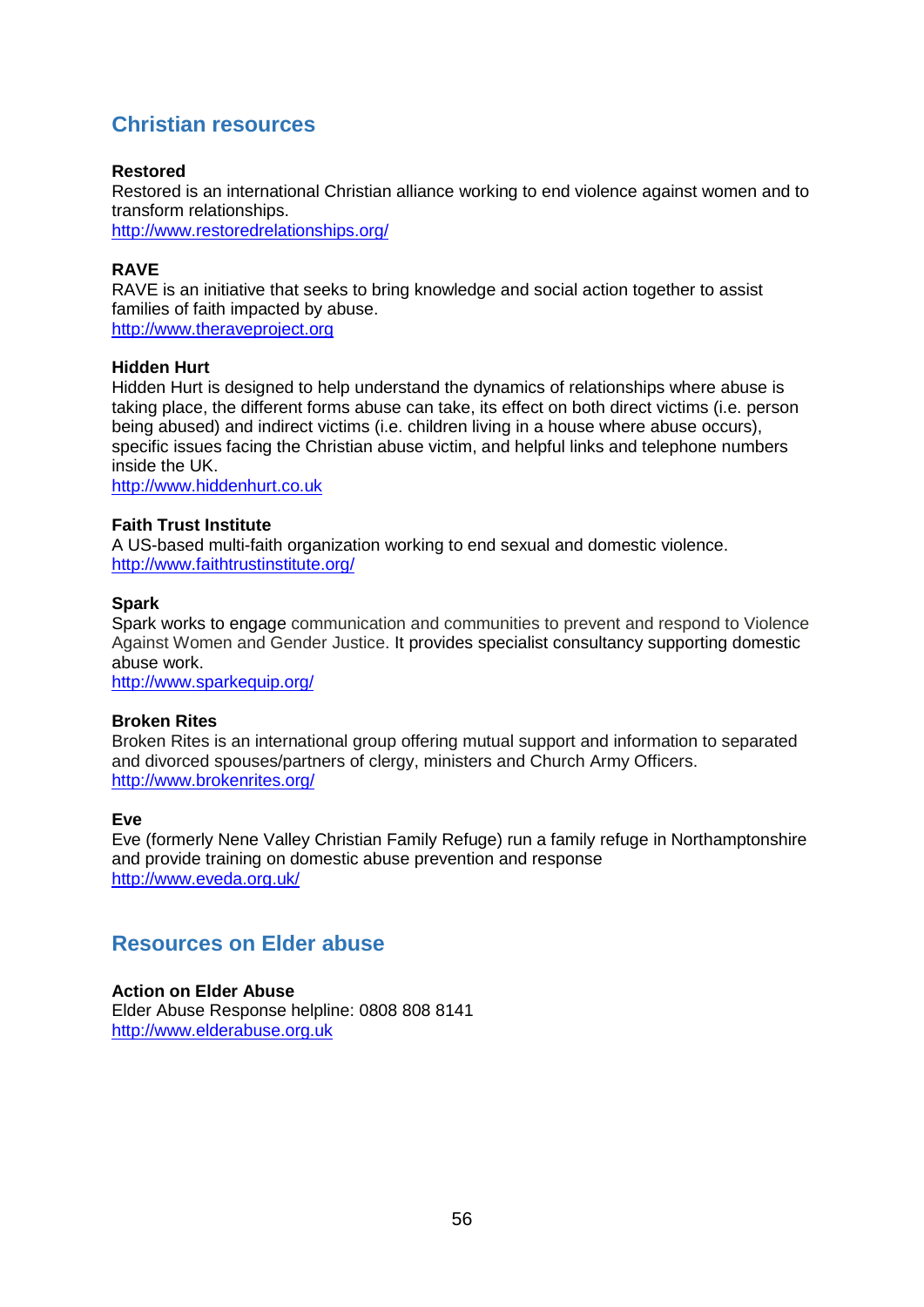## Christian resources

**Restored**
Restored is an international Christian alliance working to end violence against women and to transform relationships.
http://www.restoredrelationships.org/

**RAVE**
RAVE is an initiative that seeks to bring knowledge and social action together to assist families of faith impacted by abuse.
http://www.theraveproject.org

**Hidden Hurt**
Hidden Hurt is designed to help understand the dynamics of relationships where abuse is taking place, the different forms abuse can take, its effect on both direct victims (i.e. person being abused) and indirect victims (i.e. children living in a house where abuse occurs), specific issues facing the Christian abuse victim, and helpful links and telephone numbers inside the UK.
http://www.hiddenhurt.co.uk

**Faith Trust Institute**
A US-based multi-faith organization working to end sexual and domestic violence.
http://www.faithtrustinstitute.org/

**Spark**
Spark works to engage communication and communities to prevent and respond to Violence Against Women and Gender Justice. It provides specialist consultancy supporting domestic abuse work.
http://www.sparkequip.org/

**Broken Rites**
Broken Rites is an international group offering mutual support and information to separated and divorced spouses/partners of clergy, ministers and Church Army Officers.
http://www.brokenrites.org/

**Eve**
Eve (formerly Nene Valley Christian Family Refuge) run a family refuge in Northamptonshire and provide training on domestic abuse prevention and response
http://www.eveda.org.uk/

## Resources on Elder abuse

**Action on Elder Abuse**
Elder Abuse Response helpline: 0808 808 8141
http://www.elderabuse.org.uk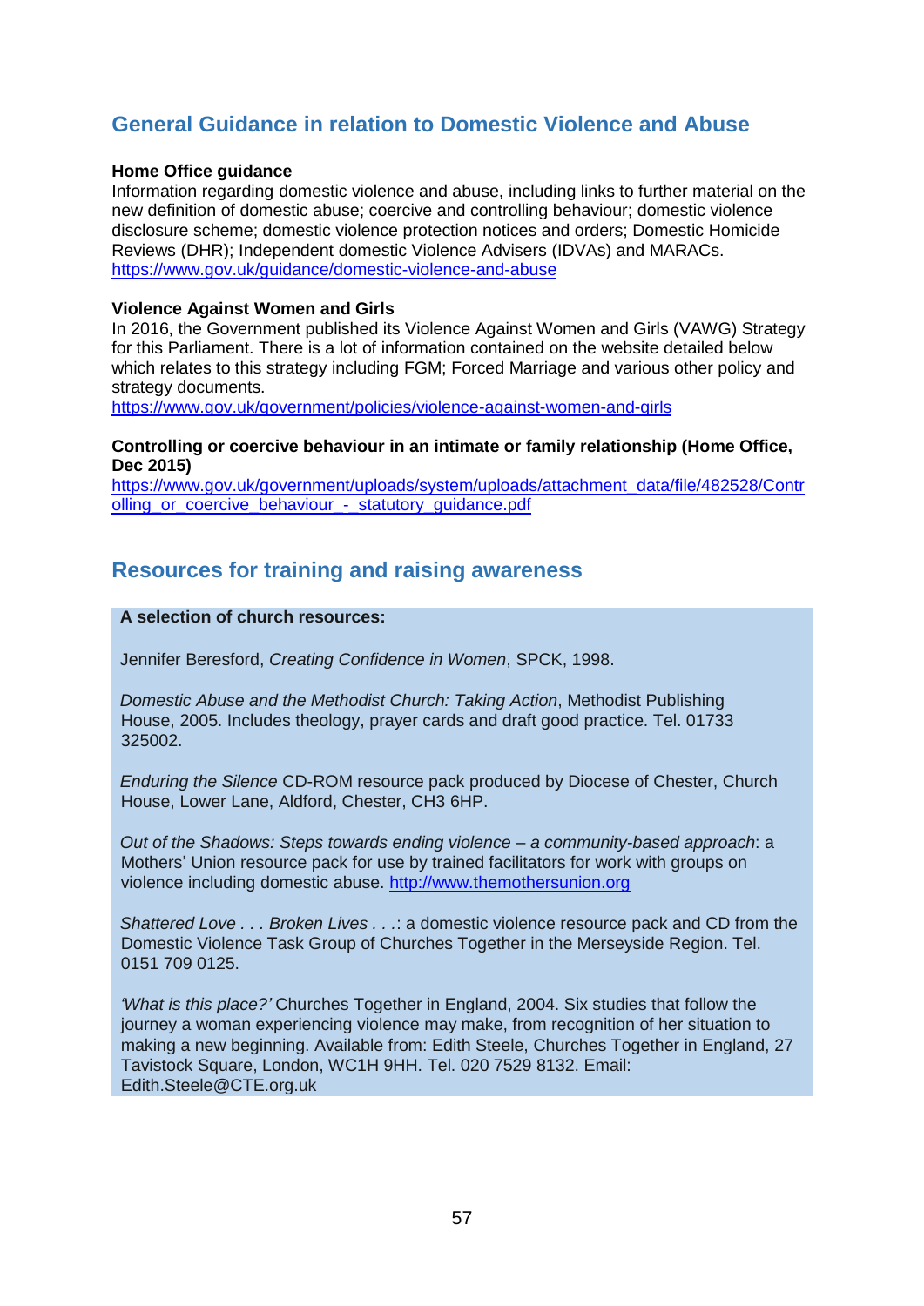## General Guidance in relation to Domestic Violence and Abuse

**Home Office guidance**
Information regarding domestic violence and abuse, including links to further material on the new definition of domestic abuse; coercive and controlling behaviour; domestic violence disclosure scheme; domestic violence protection notices and orders; Domestic Homicide Reviews (DHR); Independent domestic Violence Advisers (IDVAs) and MARACs.
https://www.gov.uk/guidance/domestic-violence-and-abuse

**Violence Against Women and Girls**
In 2016, the Government published its Violence Against Women and Girls (VAWG) Strategy for this Parliament. There is a lot of information contained on the website detailed below which relates to this strategy including FGM; Forced Marriage and various other policy and strategy documents.
https://www.gov.uk/government/policies/violence-against-women-and-girls

**Controlling or coercive behaviour in an intimate or family relationship (Home Office, Dec 2015)**
https://www.gov.uk/government/uploads/system/uploads/attachment_data/file/482528/Controlling_or_coercive_behaviour_-_statutory_guidance.pdf

## Resources for training and raising awareness

**A selection of church resources:**

Jennifer Beresford, *Creating Confidence in Women*, SPCK, 1998.

*Domestic Abuse and the Methodist Church: Taking Action*, Methodist Publishing House, 2005. Includes theology, prayer cards and draft good practice. Tel. 01733 325002.

*Enduring the Silence* CD-ROM resource pack produced by Diocese of Chester, Church House, Lower Lane, Aldford, Chester, CH3 6HP.

*Out of the Shadows: Steps towards ending violence – a community-based approach*: a Mothers' Union resource pack for use by trained facilitators for work with groups on violence including domestic abuse. http://www.themothersunion.org

*Shattered Love . . . Broken Lives . . .*: a domestic violence resource pack and CD from the Domestic Violence Task Group of Churches Together in the Merseyside Region. Tel. 0151 709 0125.

*'What is this place?'* Churches Together in England, 2004. Six studies that follow the journey a woman experiencing violence may make, from recognition of her situation to making a new beginning. Available from: Edith Steele, Churches Together in England, 27 Tavistock Square, London, WC1H 9HH. Tel. 020 7529 8132. Email: Edith.Steele@CTE.org.uk